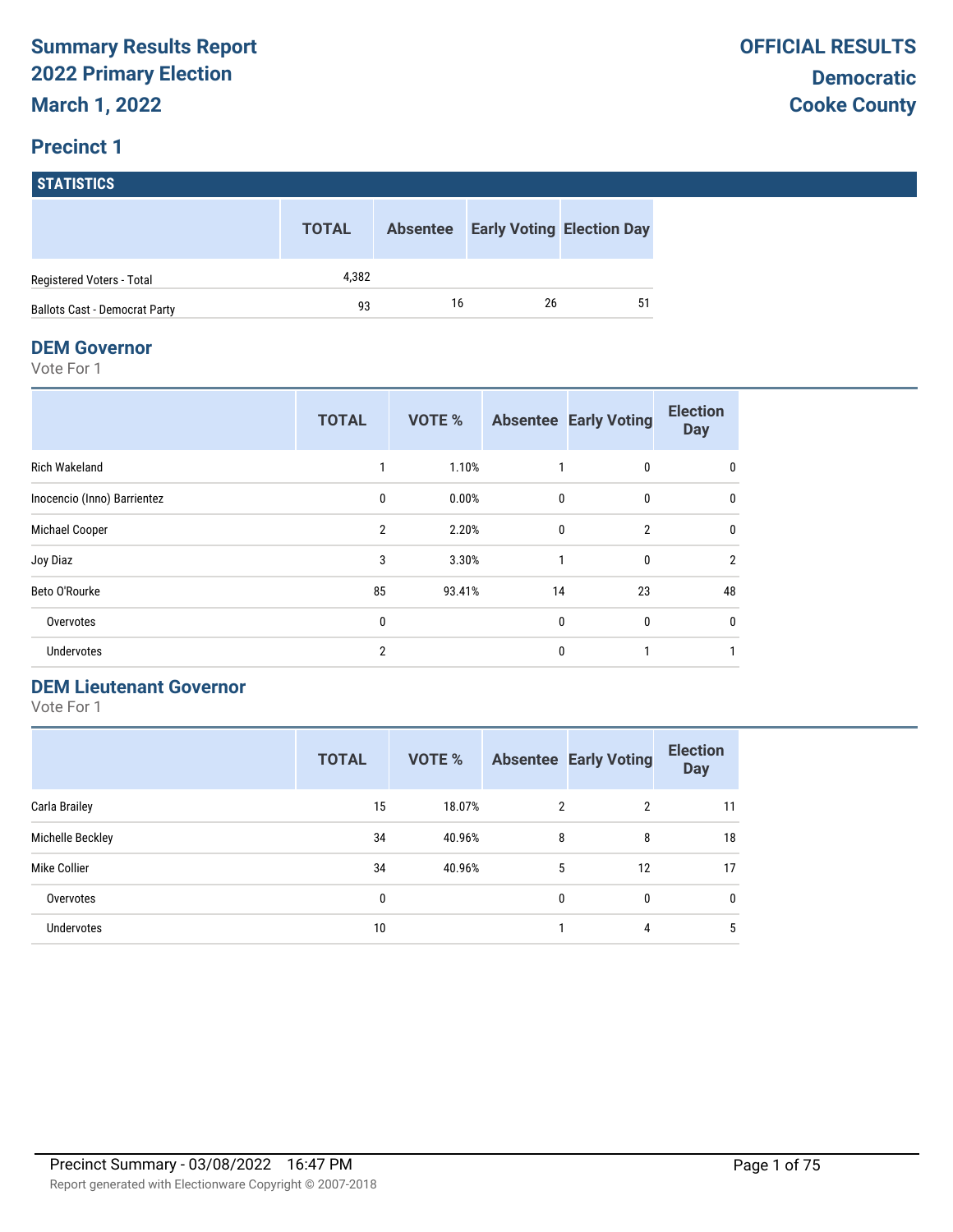# Summary Results Report
## 2022 Primary Election
## March 1, 2022

**OFFICIAL RESULTS**
**Democratic**
**Cooke County**

## Precinct 1

### STATISTICS

| | TOTAL | Absentee | Early Voting | Election Day |
|---|---|---|---|---|
| Registered Voters - Total | 4,382 | | | |
| Ballots Cast - Democrat Party | 93 | 16 | 26 | 51 |

### DEM Governor

Vote For 1

| | TOTAL | VOTE % | Absentee | Early Voting | Election Day |
|---|---|---|---|---|---|
| Rich Wakeland | 1 | 1.10% | 1 | 0 | 0 |
| Inocencio (Inno) Barrientez | 0 | 0.00% | 0 | 0 | 0 |
| Michael Cooper | 2 | 2.20% | 0 | 2 | 0 |
| Joy Diaz | 3 | 3.30% | 1 | 0 | 2 |
| Beto O'Rourke | 85 | 93.41% | 14 | 23 | 48 |
| Overvotes | 0 | | 0 | 0 | 0 |
| Undervotes | 2 | | 0 | 1 | 1 |

### DEM Lieutenant Governor

Vote For 1

| | TOTAL | VOTE % | Absentee | Early Voting | Election Day |
|---|---|---|---|---|---|
| Carla Brailey | 15 | 18.07% | 2 | 2 | 11 |
| Michelle Beckley | 34 | 40.96% | 8 | 8 | 18 |
| Mike Collier | 34 | 40.96% | 5 | 12 | 17 |
| Overvotes | 0 | | 0 | 0 | 0 |
| Undervotes | 10 | | 1 | 4 | 5 |

Precinct Summary - 03/08/2022 16:47 PM

Report generated with Electionware Copyright © 2007-2018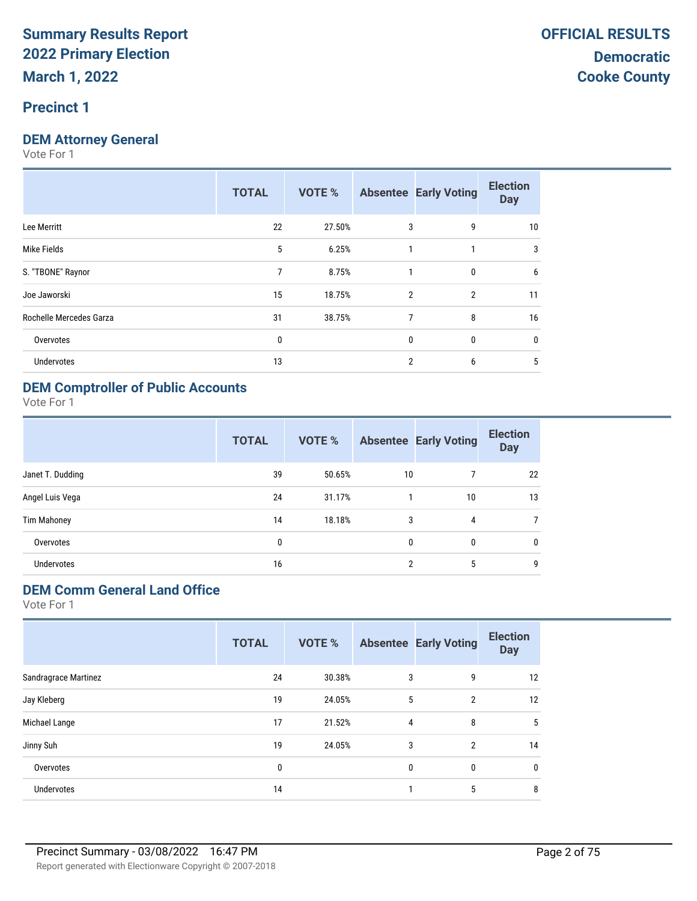# Summary Results Report
# 2022 Primary Election
# March 1, 2022

**OFFICIAL RESULTS**

**Democratic**
**Cooke County**

## Precinct 1

### DEM Attorney General

Vote For 1

| | TOTAL | VOTE % | Absentee | Early Voting | Election Day |
|---|---|---|---|---|---|
| Lee Merritt | 22 | 27.50% | 3 | 9 | 10 |
| Mike Fields | 5 | 6.25% | 1 | 1 | 3 |
| S. "TBONE" Raynor | 7 | 8.75% | 1 | 0 | 6 |
| Joe Jaworski | 15 | 18.75% | 2 | 2 | 11 |
| Rochelle Mercedes Garza | 31 | 38.75% | 7 | 8 | 16 |
| Overvotes | 0 | | 0 | 0 | 0 |
| Undervotes | 13 | | 2 | 6 | 5 |

### DEM Comptroller of Public Accounts

Vote For 1

| | TOTAL | VOTE % | Absentee | Early Voting | Election Day |
|---|---|---|---|---|---|
| Janet T. Dudding | 39 | 50.65% | 10 | 7 | 22 |
| Angel Luis Vega | 24 | 31.17% | 1 | 10 | 13 |
| Tim Mahoney | 14 | 18.18% | 3 | 4 | 7 |
| Overvotes | 0 | | 0 | 0 | 0 |
| Undervotes | 16 | | 2 | 5 | 9 |

### DEM Comm General Land Office

Vote For 1

| | TOTAL | VOTE % | Absentee | Early Voting | Election Day |
|---|---|---|---|---|---|
| Sandragrace Martinez | 24 | 30.38% | 3 | 9 | 12 |
| Jay Kleberg | 19 | 24.05% | 5 | 2 | 12 |
| Michael Lange | 17 | 21.52% | 4 | 8 | 5 |
| Jinny Suh | 19 | 24.05% | 3 | 2 | 14 |
| Overvotes | 0 | | 0 | 0 | 0 |
| Undervotes | 14 | | 1 | 5 | 8 |

Precinct Summary - 03/08/2022 16:47 PM

Report generated with Electionware Copyright © 2007-2018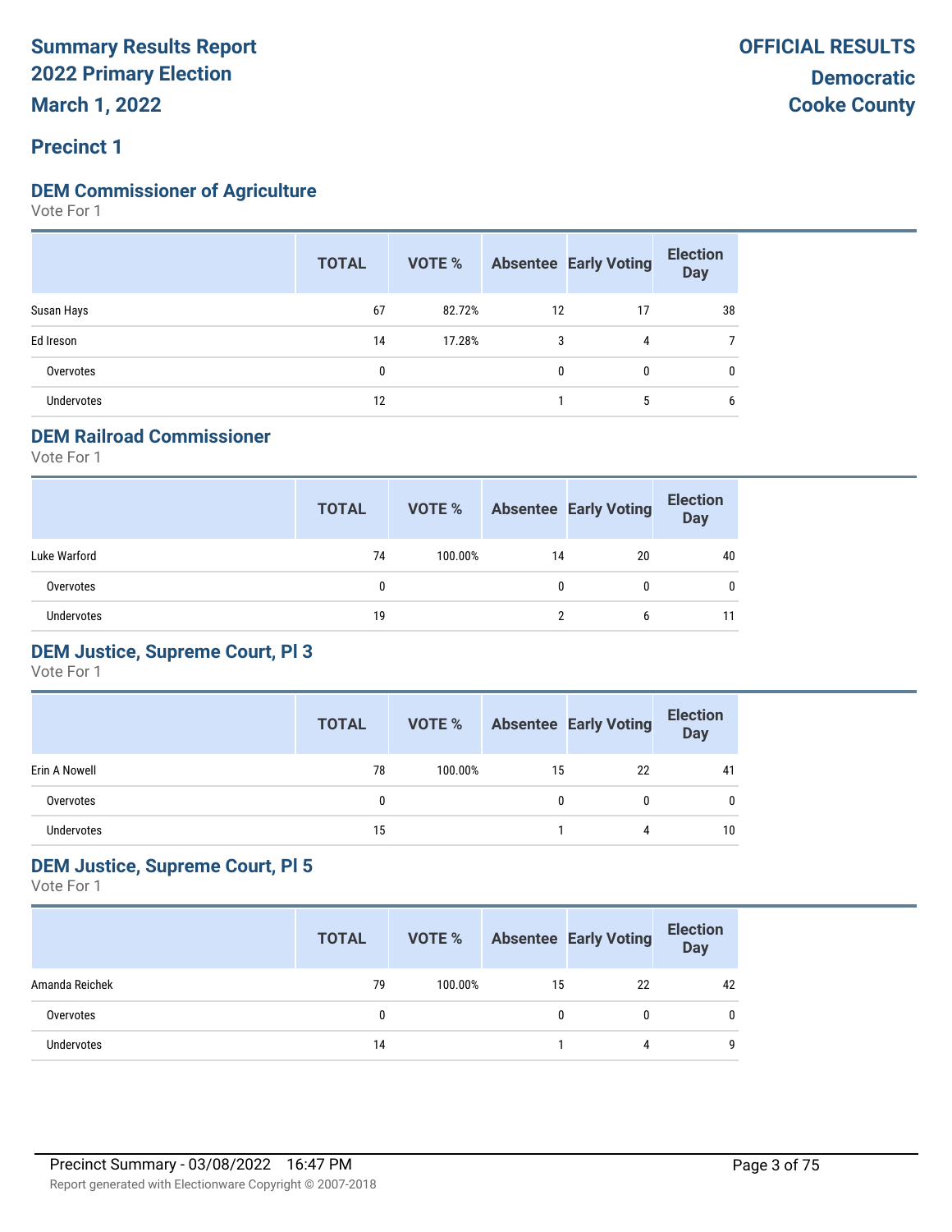# Summary Results Report
# 2022 Primary Election
# March 1, 2022

**OFFICIAL RESULTS**
**Democratic**
**Cooke County**

## Precinct 1

### DEM Commissioner of Agriculture

Vote For 1

| | TOTAL | VOTE % | Absentee | Early Voting | Election Day |
|---|---|---|---|---|---|
| Susan Hays | 67 | 82.72% | 12 | 17 | 38 |
| Ed Ireson | 14 | 17.28% | 3 | 4 | 7 |
| Overvotes | 0 | | 0 | 0 | 0 |
| Undervotes | 12 | | 1 | 5 | 6 |

### DEM Railroad Commissioner

Vote For 1

| | TOTAL | VOTE % | Absentee | Early Voting | Election Day |
|---|---|---|---|---|---|
| Luke Warford | 74 | 100.00% | 14 | 20 | 40 |
| Overvotes | 0 | | 0 | 0 | 0 |
| Undervotes | 19 | | 2 | 6 | 11 |

### DEM Justice, Supreme Court, Pl 3

Vote For 1

| | TOTAL | VOTE % | Absentee | Early Voting | Election Day |
|---|---|---|---|---|---|
| Erin A Nowell | 78 | 100.00% | 15 | 22 | 41 |
| Overvotes | 0 | | 0 | 0 | 0 |
| Undervotes | 15 | | 1 | 4 | 10 |

### DEM Justice, Supreme Court, Pl 5

Vote For 1

| | TOTAL | VOTE % | Absentee | Early Voting | Election Day |
|---|---|---|---|---|---|
| Amanda Reichek | 79 | 100.00% | 15 | 22 | 42 |
| Overvotes | 0 | | 0 | 0 | 0 |
| Undervotes | 14 | | 1 | 4 | 9 |

Precinct Summary - 03/08/2022 16:47 PM

Report generated with Electionware Copyright © 2007-2018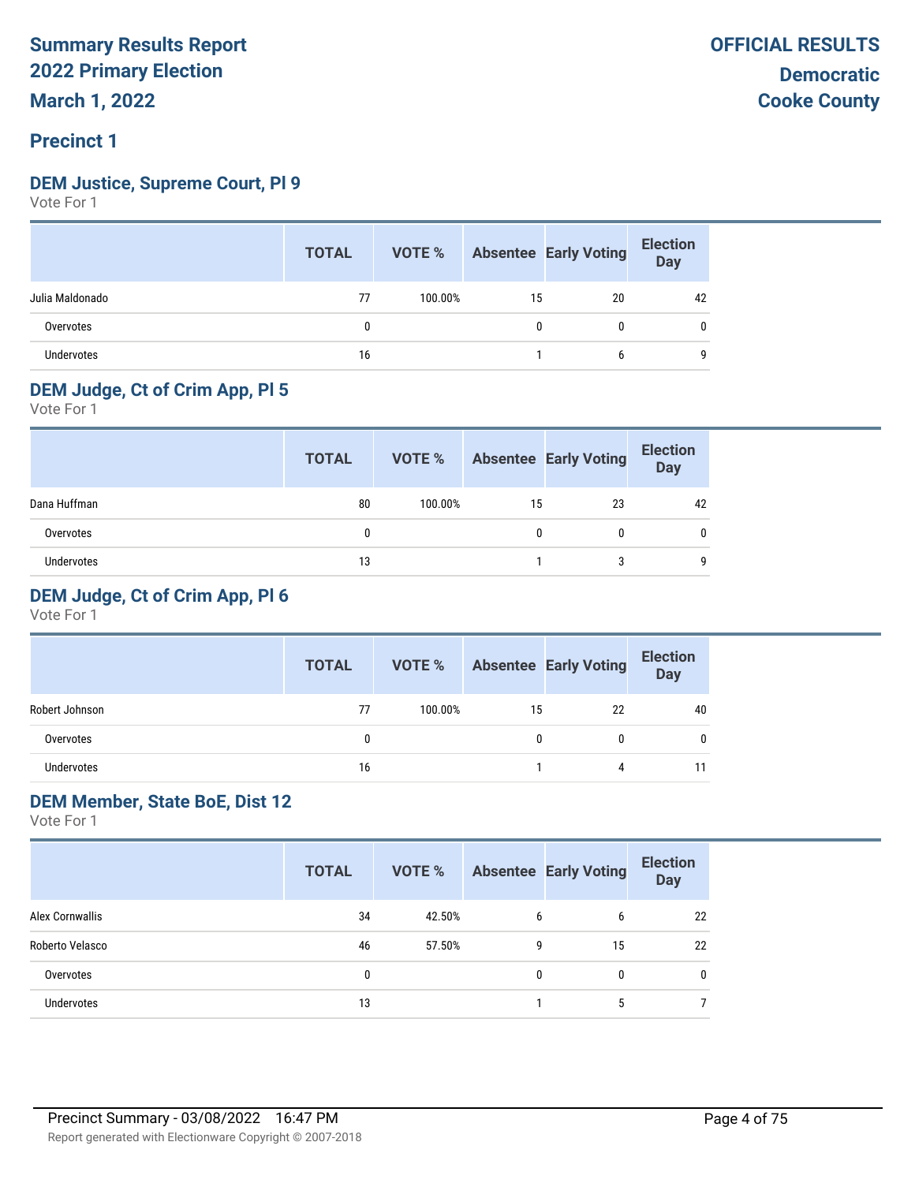**Summary Results Report**
**2022 Primary Election**
**March 1, 2022**

**OFFICIAL RESULTS**
**Democratic**
**Cooke County**

## Precinct 1

### DEM Justice, Supreme Court, Pl 9

Vote For 1

| | TOTAL | VOTE % | Absentee | Early Voting | Election Day |
|---|---|---|---|---|---|
| Julia Maldonado | 77 | 100.00% | 15 | 20 | 42 |
| Overvotes | 0 | | 0 | 0 | 0 |
| Undervotes | 16 | | 1 | 6 | 9 |

### DEM Judge, Ct of Crim App, Pl 5

Vote For 1

| | TOTAL | VOTE % | Absentee | Early Voting | Election Day |
|---|---|---|---|---|---|
| Dana Huffman | 80 | 100.00% | 15 | 23 | 42 |
| Overvotes | 0 | | 0 | 0 | 0 |
| Undervotes | 13 | | 1 | 3 | 9 |

### DEM Judge, Ct of Crim App, Pl 6

Vote For 1

| | TOTAL | VOTE % | Absentee | Early Voting | Election Day |
|---|---|---|---|---|---|
| Robert Johnson | 77 | 100.00% | 15 | 22 | 40 |
| Overvotes | 0 | | 0 | 0 | 0 |
| Undervotes | 16 | | 1 | 4 | 11 |

### DEM Member, State BoE, Dist 12

Vote For 1

| | TOTAL | VOTE % | Absentee | Early Voting | Election Day |
|---|---|---|---|---|---|
| Alex Cornwallis | 34 | 42.50% | 6 | 6 | 22 |
| Roberto Velasco | 46 | 57.50% | 9 | 15 | 22 |
| Overvotes | 0 | | 0 | 0 | 0 |
| Undervotes | 13 | | 1 | 5 | 7 |

Precinct Summary - 03/08/2022 16:47 PM

Report generated with Electionware Copyright © 2007-2018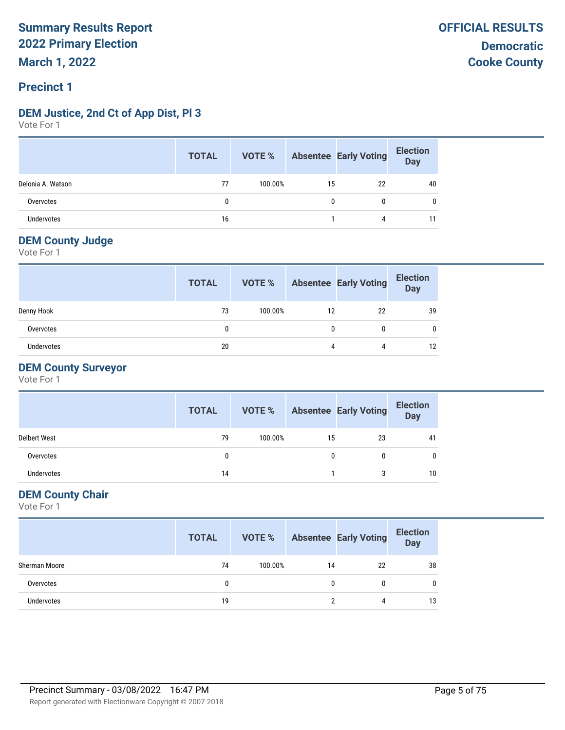# Summary Results Report
# 2022 Primary Election
# March 1, 2022

**OFFICIAL RESULTS**
**Democratic**
**Cooke County**

## Precinct 1

### DEM Justice, 2nd Ct of App Dist, Pl 3

Vote For 1

| | TOTAL | VOTE % | Absentee | Early Voting | Election Day |
|---|---|---|---|---|---|
| Delonia A. Watson | 77 | 100.00% | 15 | 22 | 40 |
| Overvotes | 0 | | 0 | 0 | 0 |
| Undervotes | 16 | | 1 | 4 | 11 |

### DEM County Judge

Vote For 1

| | TOTAL | VOTE % | Absentee | Early Voting | Election Day |
|---|---|---|---|---|---|
| Denny Hook | 73 | 100.00% | 12 | 22 | 39 |
| Overvotes | 0 | | 0 | 0 | 0 |
| Undervotes | 20 | | 4 | 4 | 12 |

### DEM County Surveyor

Vote For 1

| | TOTAL | VOTE % | Absentee | Early Voting | Election Day |
|---|---|---|---|---|---|
| Delbert West | 79 | 100.00% | 15 | 23 | 41 |
| Overvotes | 0 | | 0 | 0 | 0 |
| Undervotes | 14 | | 1 | 3 | 10 |

### DEM County Chair

Vote For 1

| | TOTAL | VOTE % | Absentee | Early Voting | Election Day |
|---|---|---|---|---|---|
| Sherman Moore | 74 | 100.00% | 14 | 22 | 38 |
| Overvotes | 0 | | 0 | 0 | 0 |
| Undervotes | 19 | | 2 | 4 | 13 |

Precinct Summary - 03/08/2022 16:47 PM

Report generated with Electionware Copyright © 2007-2018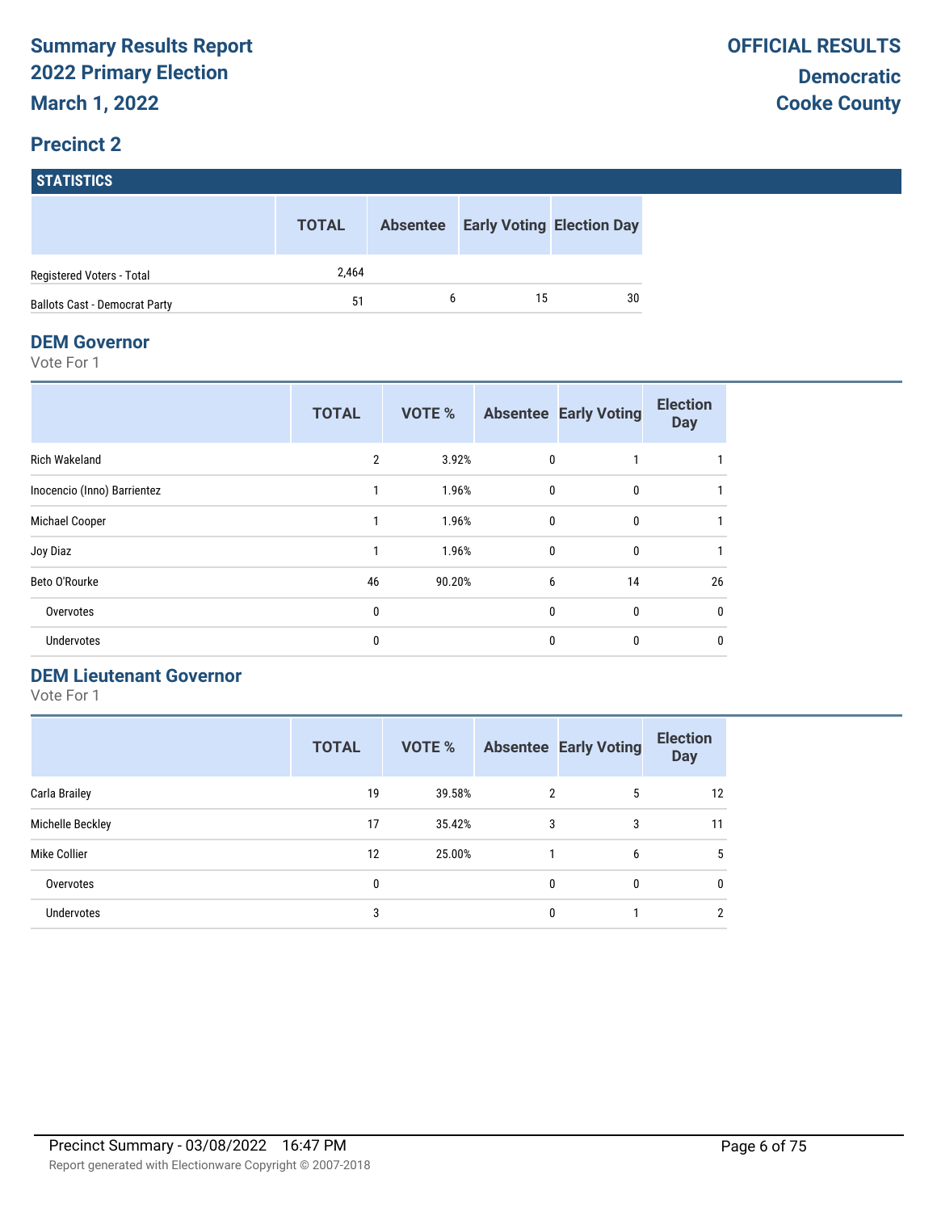# Summary Results Report
# 2022 Primary Election
# March 1, 2022

**OFFICIAL RESULTS**
**Democratic**
**Cooke County**

## Precinct 2

### STATISTICS

| | TOTAL | Absentee | Early Voting | Election Day |
|---|---|---|---|---|
| Registered Voters - Total | 2,464 | | | |
| Ballots Cast - Democrat Party | 51 | 6 | 15 | 30 |

### DEM Governor

Vote For 1

| | TOTAL | VOTE % | Absentee | Early Voting | Election Day |
|---|---|---|---|---|---|
| Rich Wakeland | 2 | 3.92% | 0 | 1 | 1 |
| Inocencio (Inno) Barrientez | 1 | 1.96% | 0 | 0 | 1 |
| Michael Cooper | 1 | 1.96% | 0 | 0 | 1 |
| Joy Diaz | 1 | 1.96% | 0 | 0 | 1 |
| Beto O'Rourke | 46 | 90.20% | 6 | 14 | 26 |
| Overvotes | 0 | | 0 | 0 | 0 |
| Undervotes | 0 | | 0 | 0 | 0 |

### DEM Lieutenant Governor

Vote For 1

| | TOTAL | VOTE % | Absentee | Early Voting | Election Day |
|---|---|---|---|---|---|
| Carla Brailey | 19 | 39.58% | 2 | 5 | 12 |
| Michelle Beckley | 17 | 35.42% | 3 | 3 | 11 |
| Mike Collier | 12 | 25.00% | 1 | 6 | 5 |
| Overvotes | 0 | | 0 | 0 | 0 |
| Undervotes | 3 | | 0 | 1 | 2 |

Precinct Summary - 03/08/2022 16:47 PM

Report generated with Electionware Copyright © 2007-2018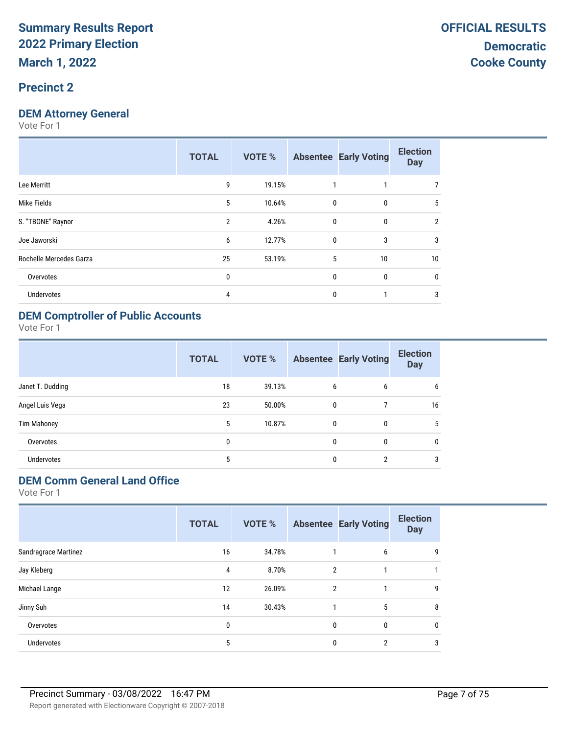# Summary Results Report
# 2022 Primary Election
# March 1, 2022

**OFFICIAL RESULTS**

**Democratic**
**Cooke County**

## Precinct 2

### DEM Attorney General

Vote For 1

| | TOTAL | VOTE % | Absentee | Early Voting | Election Day |
|---|---|---|---|---|---|
| Lee Merritt | 9 | 19.15% | 1 | 1 | 7 |
| Mike Fields | 5 | 10.64% | 0 | 0 | 5 |
| S. "TBONE" Raynor | 2 | 4.26% | 0 | 0 | 2 |
| Joe Jaworski | 6 | 12.77% | 0 | 3 | 3 |
| Rochelle Mercedes Garza | 25 | 53.19% | 5 | 10 | 10 |
| Overvotes | 0 | | 0 | 0 | 0 |
| Undervotes | 4 | | 0 | 1 | 3 |

### DEM Comptroller of Public Accounts

Vote For 1

| | TOTAL | VOTE % | Absentee | Early Voting | Election Day |
|---|---|---|---|---|---|
| Janet T. Dudding | 18 | 39.13% | 6 | 6 | 6 |
| Angel Luis Vega | 23 | 50.00% | 0 | 7 | 16 |
| Tim Mahoney | 5 | 10.87% | 0 | 0 | 5 |
| Overvotes | 0 | | 0 | 0 | 0 |
| Undervotes | 5 | | 0 | 2 | 3 |

### DEM Comm General Land Office

Vote For 1

| | TOTAL | VOTE % | Absentee | Early Voting | Election Day |
|---|---|---|---|---|---|
| Sandragrace Martinez | 16 | 34.78% | 1 | 6 | 9 |
| Jay Kleberg | 4 | 8.70% | 2 | 1 | 1 |
| Michael Lange | 12 | 26.09% | 2 | 1 | 9 |
| Jinny Suh | 14 | 30.43% | 1 | 5 | 8 |
| Overvotes | 0 | | 0 | 0 | 0 |
| Undervotes | 5 | | 0 | 2 | 3 |

Precinct Summary - 03/08/2022 16:47 PM

Report generated with Electionware Copyright © 2007-2018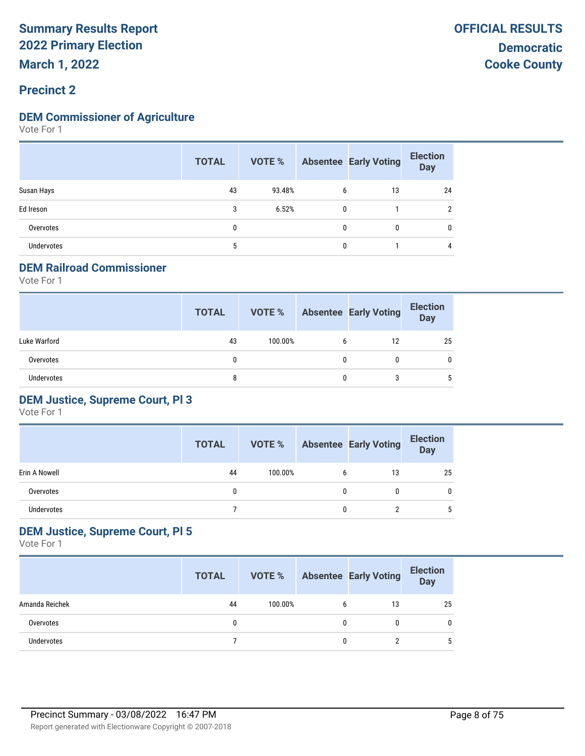# Summary Results Report
# 2022 Primary Election
# March 1, 2022

**OFFICIAL RESULTS**
**Democratic**
**Cooke County**

## Precinct 2

### DEM Commissioner of Agriculture

Vote For 1

| | TOTAL | VOTE % | Absentee | Early Voting | Election Day |
|---|---|---|---|---|---|
| Susan Hays | 43 | 93.48% | 6 | 13 | 24 |
| Ed Ireson | 3 | 6.52% | 0 | 1 | 2 |
| Overvotes | 0 | | 0 | 0 | 0 |
| Undervotes | 5 | | 0 | 1 | 4 |

### DEM Railroad Commissioner

Vote For 1

| | TOTAL | VOTE % | Absentee | Early Voting | Election Day |
|---|---|---|---|---|---|
| Luke Warford | 43 | 100.00% | 6 | 12 | 25 |
| Overvotes | 0 | | 0 | 0 | 0 |
| Undervotes | 8 | | 0 | 3 | 5 |

### DEM Justice, Supreme Court, Pl 3

Vote For 1

| | TOTAL | VOTE % | Absentee | Early Voting | Election Day |
|---|---|---|---|---|---|
| Erin A Nowell | 44 | 100.00% | 6 | 13 | 25 |
| Overvotes | 0 | | 0 | 0 | 0 |
| Undervotes | 7 | | 0 | 2 | 5 |

### DEM Justice, Supreme Court, Pl 5

Vote For 1

| | TOTAL | VOTE % | Absentee | Early Voting | Election Day |
|---|---|---|---|---|---|
| Amanda Reichek | 44 | 100.00% | 6 | 13 | 25 |
| Overvotes | 0 | | 0 | 0 | 0 |
| Undervotes | 7 | | 0 | 2 | 5 |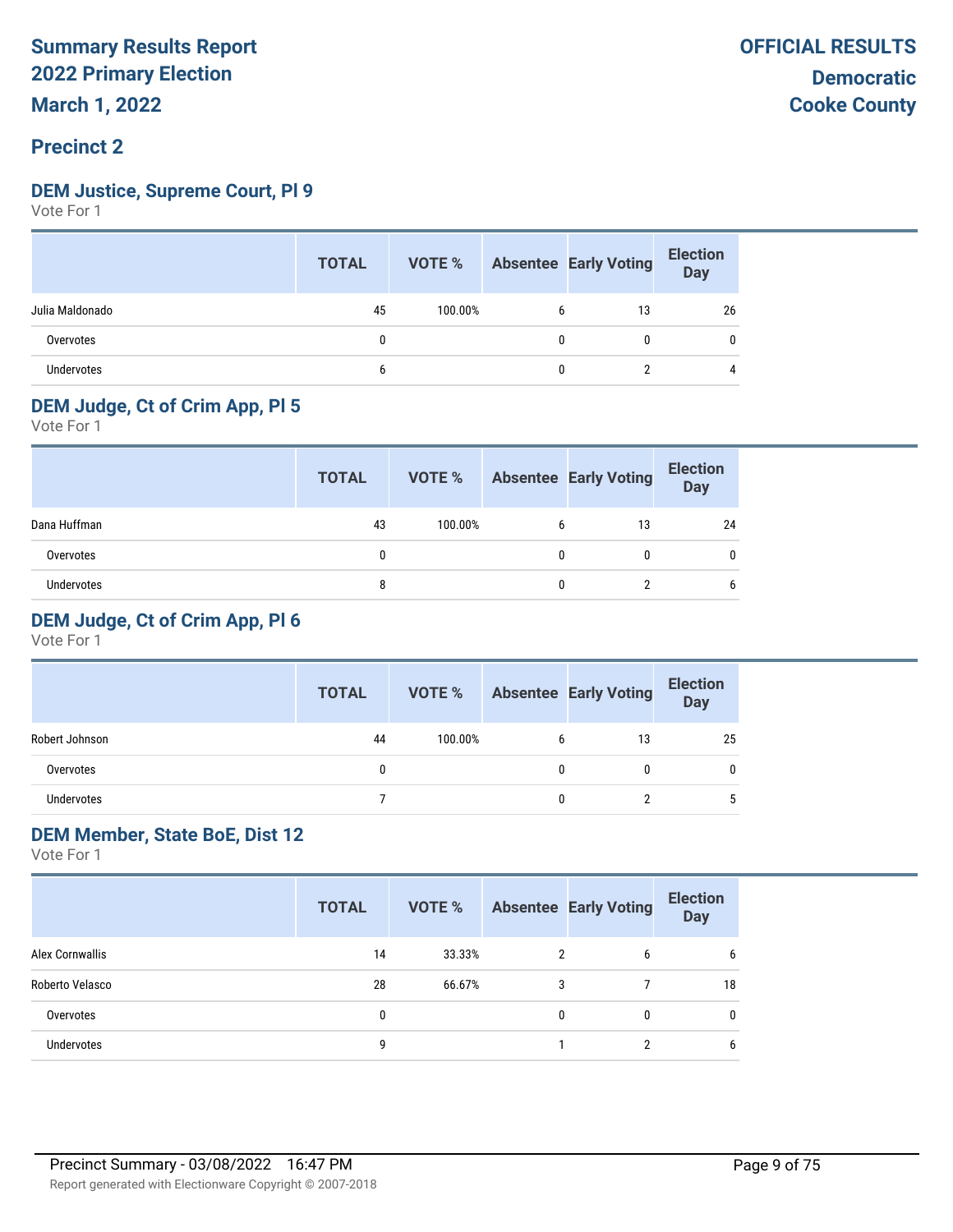# Summary Results Report
# 2022 Primary Election
# March 1, 2022

**OFFICIAL RESULTS**
**Democratic**
**Cooke County**

## Precinct 2

### DEM Justice, Supreme Court, Pl 9
Vote For 1

| | TOTAL | VOTE % | Absentee | Early Voting | Election Day |
|---|---|---|---|---|---|
| Julia Maldonado | 45 | 100.00% | 6 | 13 | 26 |
| Overvotes | 0 | | 0 | 0 | 0 |
| Undervotes | 6 | | 0 | 2 | 4 |

### DEM Judge, Ct of Crim App, Pl 5
Vote For 1

| | TOTAL | VOTE % | Absentee | Early Voting | Election Day |
|---|---|---|---|---|---|
| Dana Huffman | 43 | 100.00% | 6 | 13 | 24 |
| Overvotes | 0 | | 0 | 0 | 0 |
| Undervotes | 8 | | 0 | 2 | 6 |

### DEM Judge, Ct of Crim App, Pl 6
Vote For 1

| | TOTAL | VOTE % | Absentee | Early Voting | Election Day |
|---|---|---|---|---|---|
| Robert Johnson | 44 | 100.00% | 6 | 13 | 25 |
| Overvotes | 0 | | 0 | 0 | 0 |
| Undervotes | 7 | | 0 | 2 | 5 |

### DEM Member, State BoE, Dist 12
Vote For 1

| | TOTAL | VOTE % | Absentee | Early Voting | Election Day |
|---|---|---|---|---|---|
| Alex Cornwallis | 14 | 33.33% | 2 | 6 | 6 |
| Roberto Velasco | 28 | 66.67% | 3 | 7 | 18 |
| Overvotes | 0 | | 0 | 0 | 0 |
| Undervotes | 9 | | 1 | 2 | 6 |

Precinct Summary - 03/08/2022 16:47 PM

Report generated with Electionware Copyright © 2007-2018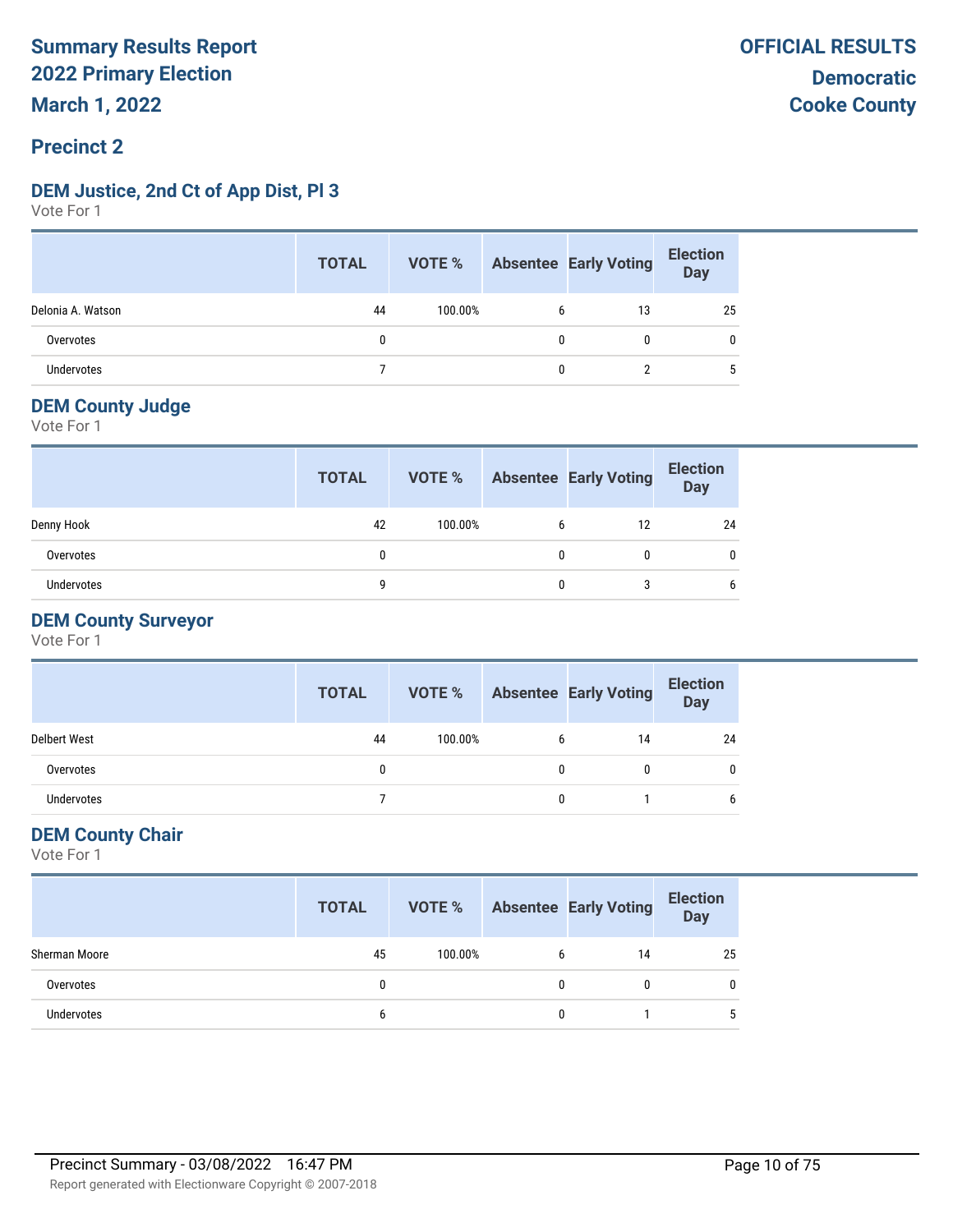# Summary Results Report
# 2022 Primary Election
# March 1, 2022

**OFFICIAL RESULTS**
**Democratic**
**Cooke County**

## Precinct 2

### DEM Justice, 2nd Ct of App Dist, Pl 3

Vote For 1

| | TOTAL | VOTE % | Absentee | Early Voting | Election Day |
|---|---|---|---|---|---|
| Delonia A. Watson | 44 | 100.00% | 6 | 13 | 25 |
| Overvotes | 0 | | 0 | 0 | 0 |
| Undervotes | 7 | | 0 | 2 | 5 |

### DEM County Judge

Vote For 1

| | TOTAL | VOTE % | Absentee | Early Voting | Election Day |
|---|---|---|---|---|---|
| Denny Hook | 42 | 100.00% | 6 | 12 | 24 |
| Overvotes | 0 | | 0 | 0 | 0 |
| Undervotes | 9 | | 0 | 3 | 6 |

### DEM County Surveyor

Vote For 1

| | TOTAL | VOTE % | Absentee | Early Voting | Election Day |
|---|---|---|---|---|---|
| Delbert West | 44 | 100.00% | 6 | 14 | 24 |
| Overvotes | 0 | | 0 | 0 | 0 |
| Undervotes | 7 | | 0 | 1 | 6 |

### DEM County Chair

Vote For 1

| | TOTAL | VOTE % | Absentee | Early Voting | Election Day |
|---|---|---|---|---|---|
| Sherman Moore | 45 | 100.00% | 6 | 14 | 25 |
| Overvotes | 0 | | 0 | 0 | 0 |
| Undervotes | 6 | | 0 | 1 | 5 |

Precinct Summary - 03/08/2022 16:47 PM

Report generated with Electionware Copyright © 2007-2018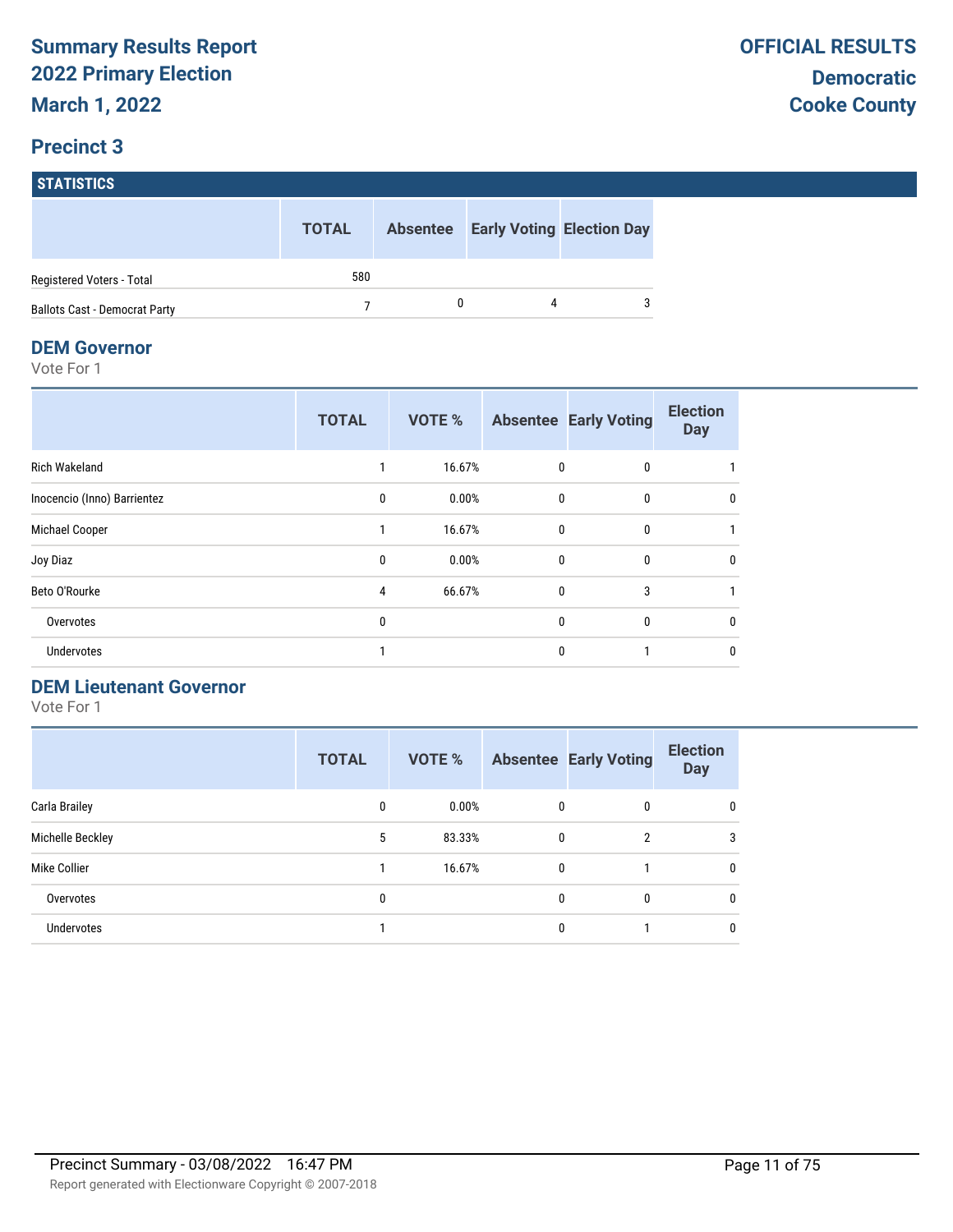# Summary Results Report
# 2022 Primary Election
# March 1, 2022

**OFFICIAL RESULTS**

**Democratic**
**Cooke County**

## Precinct 3

### STATISTICS

| | TOTAL | Absentee | Early Voting | Election Day |
|---|---|---|---|---|
| Registered Voters - Total | 580 | | | |
| Ballots Cast - Democrat Party | 7 | 0 | 4 | 3 |

## DEM Governor

Vote For 1

| | TOTAL | VOTE % | Absentee | Early Voting | Election Day |
|---|---|---|---|---|---|
| Rich Wakeland | 1 | 16.67% | 0 | 0 | 1 |
| Inocencio (Inno) Barrientez | 0 | 0.00% | 0 | 0 | 0 |
| Michael Cooper | 1 | 16.67% | 0 | 0 | 1 |
| Joy Diaz | 0 | 0.00% | 0 | 0 | 0 |
| Beto O'Rourke | 4 | 66.67% | 0 | 3 | 1 |
| Overvotes | 0 | | 0 | 0 | 0 |
| Undervotes | 1 | | 0 | 1 | 0 |

## DEM Lieutenant Governor

Vote For 1

| | TOTAL | VOTE % | Absentee | Early Voting | Election Day |
|---|---|---|---|---|---|
| Carla Brailey | 0 | 0.00% | 0 | 0 | 0 |
| Michelle Beckley | 5 | 83.33% | 0 | 2 | 3 |
| Mike Collier | 1 | 16.67% | 0 | 1 | 0 |
| Overvotes | 0 | | 0 | 0 | 0 |
| Undervotes | 1 | | 0 | 1 | 0 |

Precinct Summary - 03/08/2022 16:47 PM

Report generated with Electionware Copyright © 2007-2018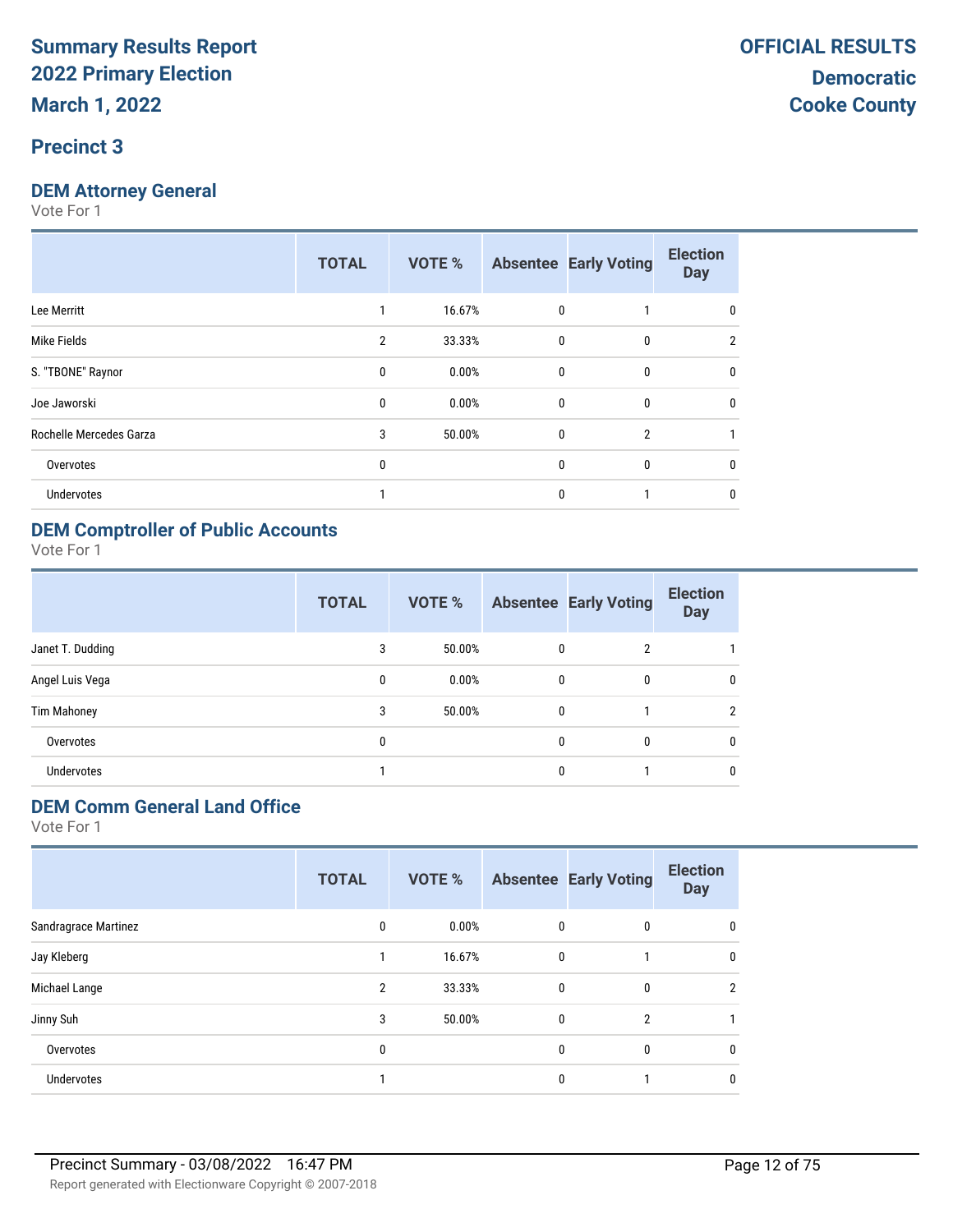# Summary Results Report
# 2022 Primary Election
# March 1, 2022

**OFFICIAL RESULTS**
**Democratic**
**Cooke County**

## Precinct 3

### DEM Attorney General

Vote For 1

| | TOTAL | VOTE % | Absentee | Early Voting | Election Day |
|---|---|---|---|---|---|
| Lee Merritt | 1 | 16.67% | 0 | 1 | 0 |
| Mike Fields | 2 | 33.33% | 0 | 0 | 2 |
| S. "TBONE" Raynor | 0 | 0.00% | 0 | 0 | 0 |
| Joe Jaworski | 0 | 0.00% | 0 | 0 | 0 |
| Rochelle Mercedes Garza | 3 | 50.00% | 0 | 2 | 1 |
| Overvotes | 0 | | 0 | 0 | 0 |
| Undervotes | 1 | | 0 | 1 | 0 |

### DEM Comptroller of Public Accounts

Vote For 1

| | TOTAL | VOTE % | Absentee | Early Voting | Election Day |
|---|---|---|---|---|---|
| Janet T. Dudding | 3 | 50.00% | 0 | 2 | 1 |
| Angel Luis Vega | 0 | 0.00% | 0 | 0 | 0 |
| Tim Mahoney | 3 | 50.00% | 0 | 1 | 2 |
| Overvotes | 0 | | 0 | 0 | 0 |
| Undervotes | 1 | | 0 | 1 | 0 |

### DEM Comm General Land Office

Vote For 1

| | TOTAL | VOTE % | Absentee | Early Voting | Election Day |
|---|---|---|---|---|---|
| Sandragrace Martinez | 0 | 0.00% | 0 | 0 | 0 |
| Jay Kleberg | 1 | 16.67% | 0 | 1 | 0 |
| Michael Lange | 2 | 33.33% | 0 | 0 | 2 |
| Jinny Suh | 3 | 50.00% | 0 | 2 | 1 |
| Overvotes | 0 | | 0 | 0 | 0 |
| Undervotes | 1 | | 0 | 1 | 0 |

Precinct Summary - 03/08/2022 16:47 PM

Report generated with Electionware Copyright © 2007-2018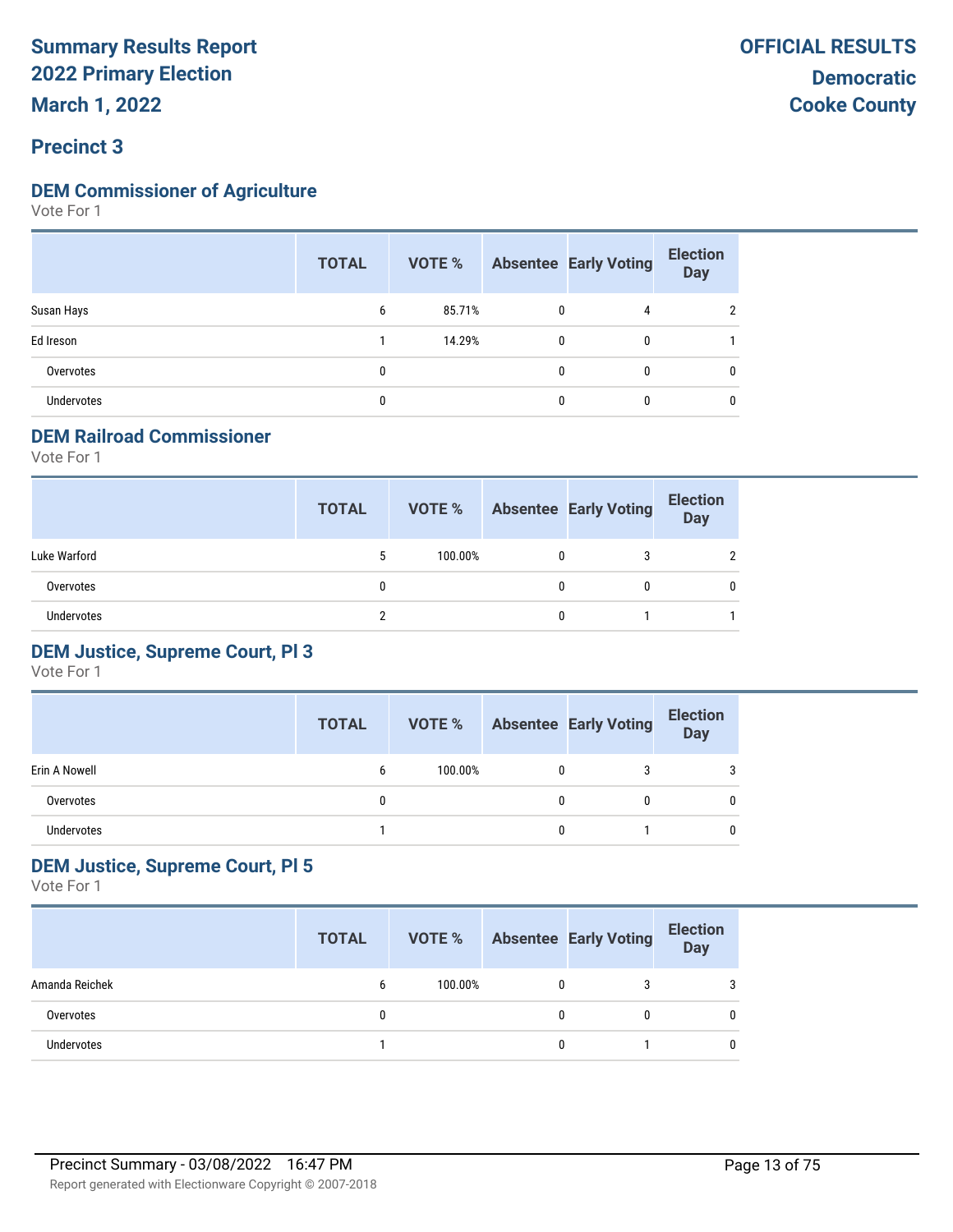# Summary Results Report
## 2022 Primary Election
## March 1, 2022

**OFFICIAL RESULTS**
**Democratic**
**Cooke County**

## Precinct 3

### DEM Commissioner of Agriculture
Vote For 1

| | TOTAL | VOTE % | Absentee | Early Voting | Election Day |
|---|---|---|---|---|---|
| Susan Hays | 6 | 85.71% | 0 | 4 | 2 |
| Ed Ireson | 1 | 14.29% | 0 | 0 | 1 |
| Overvotes | 0 | | 0 | 0 | 0 |
| Undervotes | 0 | | 0 | 0 | 0 |

### DEM Railroad Commissioner
Vote For 1

| | TOTAL | VOTE % | Absentee | Early Voting | Election Day |
|---|---|---|---|---|---|
| Luke Warford | 5 | 100.00% | 0 | 3 | 2 |
| Overvotes | 0 | | 0 | 0 | 0 |
| Undervotes | 2 | | 0 | 1 | 1 |

### DEM Justice, Supreme Court, Pl 3
Vote For 1

| | TOTAL | VOTE % | Absentee | Early Voting | Election Day |
|---|---|---|---|---|---|
| Erin A Nowell | 6 | 100.00% | 0 | 3 | 3 |
| Overvotes | 0 | | 0 | 0 | 0 |
| Undervotes | 1 | | 0 | 1 | 0 |

### DEM Justice, Supreme Court, Pl 5
Vote For 1

| | TOTAL | VOTE % | Absentee | Early Voting | Election Day |
|---|---|---|---|---|---|
| Amanda Reichek | 6 | 100.00% | 0 | 3 | 3 |
| Overvotes | 0 | | 0 | 0 | 0 |
| Undervotes | 1 | | 0 | 1 | 0 |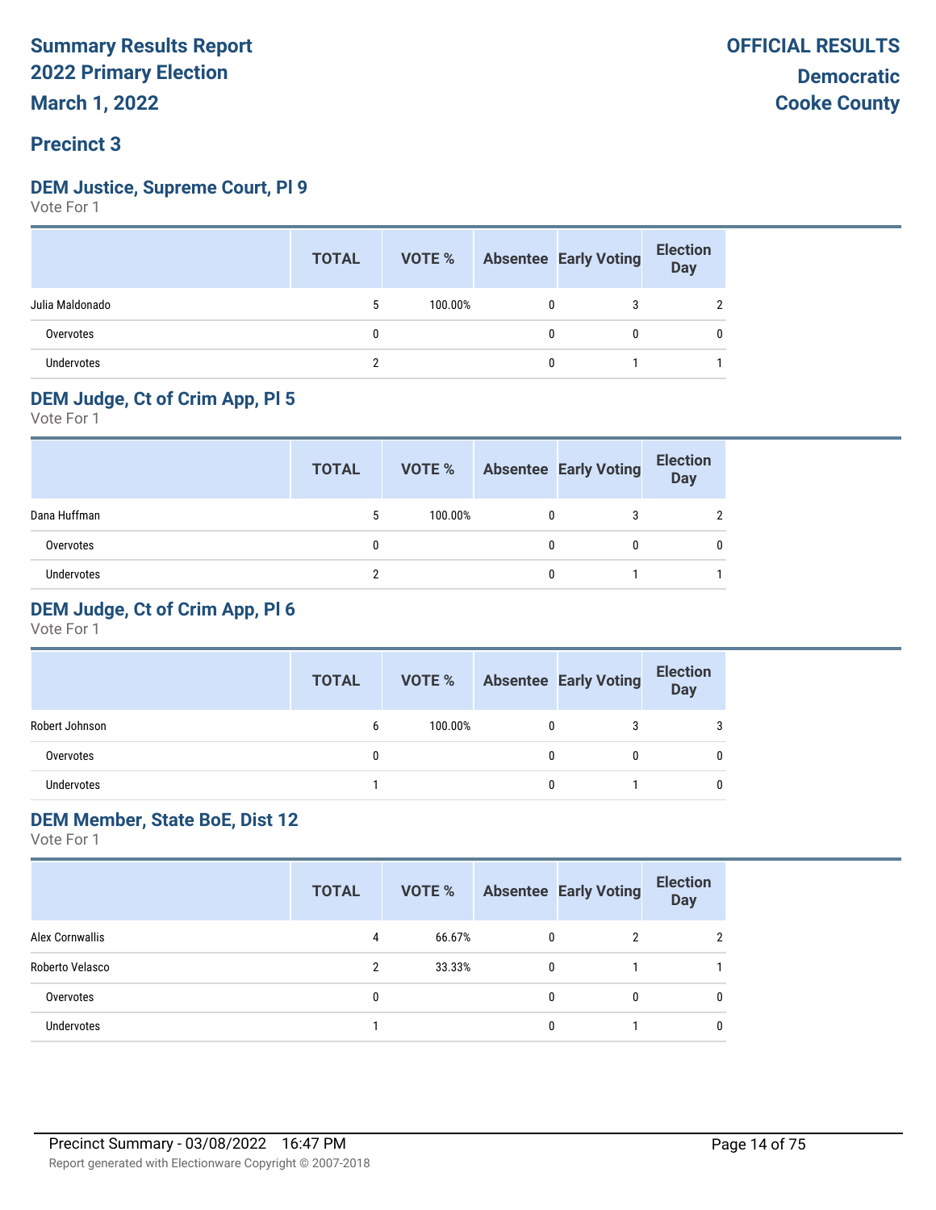# Summary Results Report
# 2022 Primary Election
# March 1, 2022

**OFFICIAL RESULTS**
**Democratic**
**Cooke County**

## Precinct 3

### DEM Justice, Supreme Court, Pl 9
Vote For 1

| | TOTAL | VOTE % | Absentee | Early Voting | Election Day |
|---|---|---|---|---|---|
| Julia Maldonado | 5 | 100.00% | 0 | 3 | 2 |
| Overvotes | 0 | | 0 | 0 | 0 |
| Undervotes | 2 | | 0 | 1 | 1 |

### DEM Judge, Ct of Crim App, Pl 5
Vote For 1

| | TOTAL | VOTE % | Absentee | Early Voting | Election Day |
|---|---|---|---|---|---|
| Dana Huffman | 5 | 100.00% | 0 | 3 | 2 |
| Overvotes | 0 | | 0 | 0 | 0 |
| Undervotes | 2 | | 0 | 1 | 1 |

### DEM Judge, Ct of Crim App, Pl 6
Vote For 1

| | TOTAL | VOTE % | Absentee | Early Voting | Election Day |
|---|---|---|---|---|---|
| Robert Johnson | 6 | 100.00% | 0 | 3 | 3 |
| Overvotes | 0 | | 0 | 0 | 0 |
| Undervotes | 1 | | 0 | 1 | 0 |

### DEM Member, State BoE, Dist 12
Vote For 1

| | TOTAL | VOTE % | Absentee | Early Voting | Election Day |
|---|---|---|---|---|---|
| Alex Cornwallis | 4 | 66.67% | 0 | 2 | 2 |
| Roberto Velasco | 2 | 33.33% | 0 | 1 | 1 |
| Overvotes | 0 | | 0 | 0 | 0 |
| Undervotes | 1 | | 0 | 1 | 0 |

Precinct Summary - 03/08/2022 16:47 PM

Report generated with Electionware Copyright © 2007-2018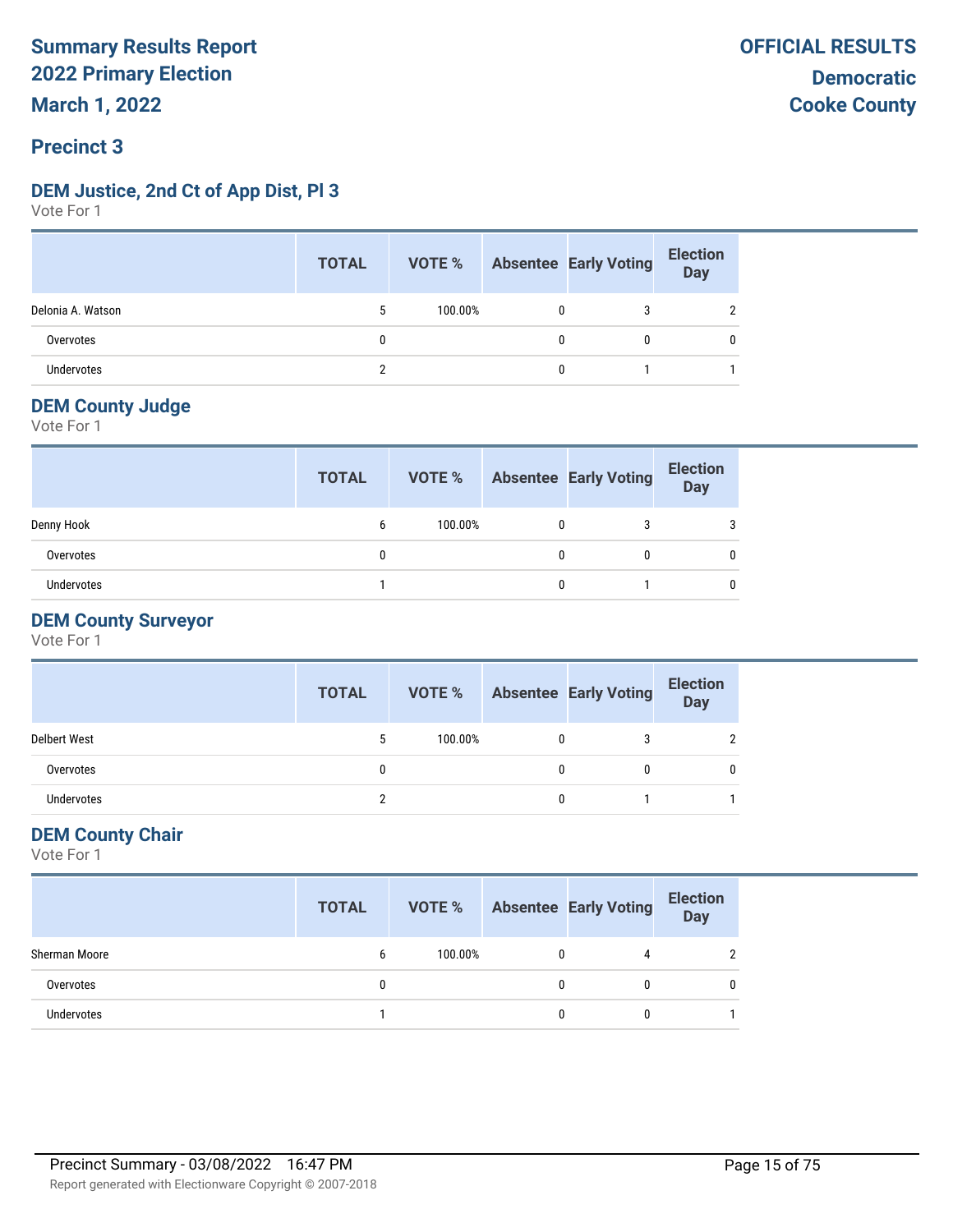# Summary Results Report
# 2022 Primary Election
# March 1, 2022

**OFFICIAL RESULTS**
**Democratic**
**Cooke County**

## Precinct 3

### DEM Justice, 2nd Ct of App Dist, Pl 3

Vote For 1

| | TOTAL | VOTE % | Absentee | Early Voting | Election Day |
|---|---|---|---|---|---|
| Delonia A. Watson | 5 | 100.00% | 0 | 3 | 2 |
| Overvotes | 0 | | 0 | 0 | 0 |
| Undervotes | 2 | | 0 | 1 | 1 |

### DEM County Judge

Vote For 1

| | TOTAL | VOTE % | Absentee | Early Voting | Election Day |
|---|---|---|---|---|---|
| Denny Hook | 6 | 100.00% | 0 | 3 | 3 |
| Overvotes | 0 | | 0 | 0 | 0 |
| Undervotes | 1 | | 0 | 1 | 0 |

### DEM County Surveyor

Vote For 1

| | TOTAL | VOTE % | Absentee | Early Voting | Election Day |
|---|---|---|---|---|---|
| Delbert West | 5 | 100.00% | 0 | 3 | 2 |
| Overvotes | 0 | | 0 | 0 | 0 |
| Undervotes | 2 | | 0 | 1 | 1 |

### DEM County Chair

Vote For 1

| | TOTAL | VOTE % | Absentee | Early Voting | Election Day |
|---|---|---|---|---|---|
| Sherman Moore | 6 | 100.00% | 0 | 4 | 2 |
| Overvotes | 0 | | 0 | 0 | 0 |
| Undervotes | 1 | | 0 | 0 | 1 |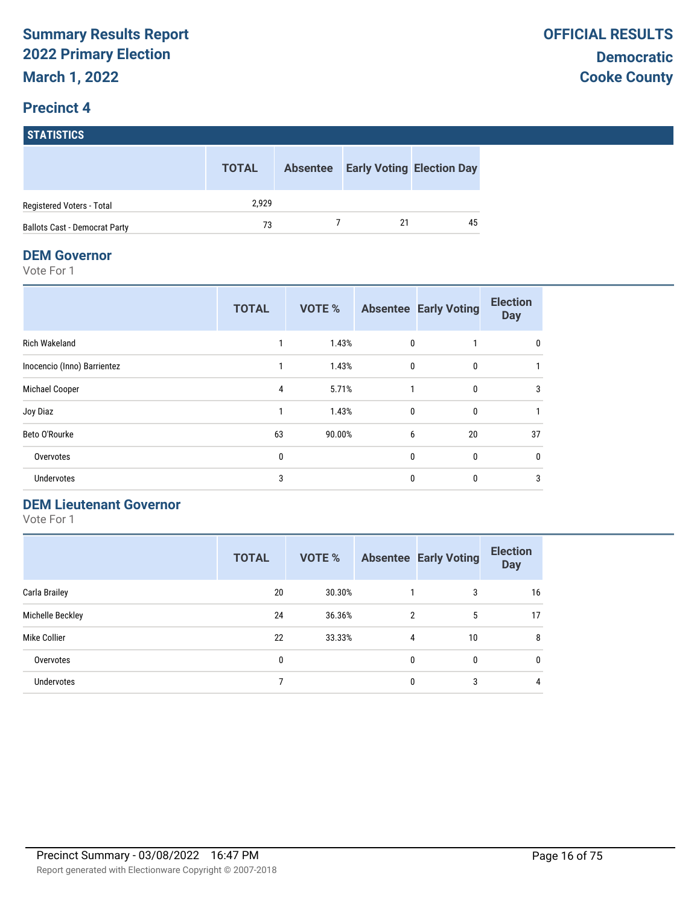# Summary Results Report
# 2022 Primary Election
# March 1, 2022

**OFFICIAL RESULTS**
**Democratic**
**Cooke County**

## Precinct 4

### STATISTICS

| | TOTAL | Absentee | Early Voting | Election Day |
|---|---|---|---|---|
| Registered Voters - Total | 2,929 | | | |
| Ballots Cast - Democrat Party | 73 | 7 | 21 | 45 |

### DEM Governor

Vote For 1

| | TOTAL | VOTE % | Absentee | Early Voting | Election Day |
|---|---|---|---|---|---|
| Rich Wakeland | 1 | 1.43% | 0 | 1 | 0 |
| Inocencio (Inno) Barrientez | 1 | 1.43% | 0 | 0 | 1 |
| Michael Cooper | 4 | 5.71% | 1 | 0 | 3 |
| Joy Diaz | 1 | 1.43% | 0 | 0 | 1 |
| Beto O'Rourke | 63 | 90.00% | 6 | 20 | 37 |
| Overvotes | 0 | | 0 | 0 | 0 |
| Undervotes | 3 | | 0 | 0 | 3 |

### DEM Lieutenant Governor

Vote For 1

| | TOTAL | VOTE % | Absentee | Early Voting | Election Day |
|---|---|---|---|---|---|
| Carla Brailey | 20 | 30.30% | 1 | 3 | 16 |
| Michelle Beckley | 24 | 36.36% | 2 | 5 | 17 |
| Mike Collier | 22 | 33.33% | 4 | 10 | 8 |
| Overvotes | 0 | | 0 | 0 | 0 |
| Undervotes | 7 | | 0 | 3 | 4 |

Precinct Summary - 03/08/2022 16:47 PM

Report generated with Electionware Copyright © 2007-2018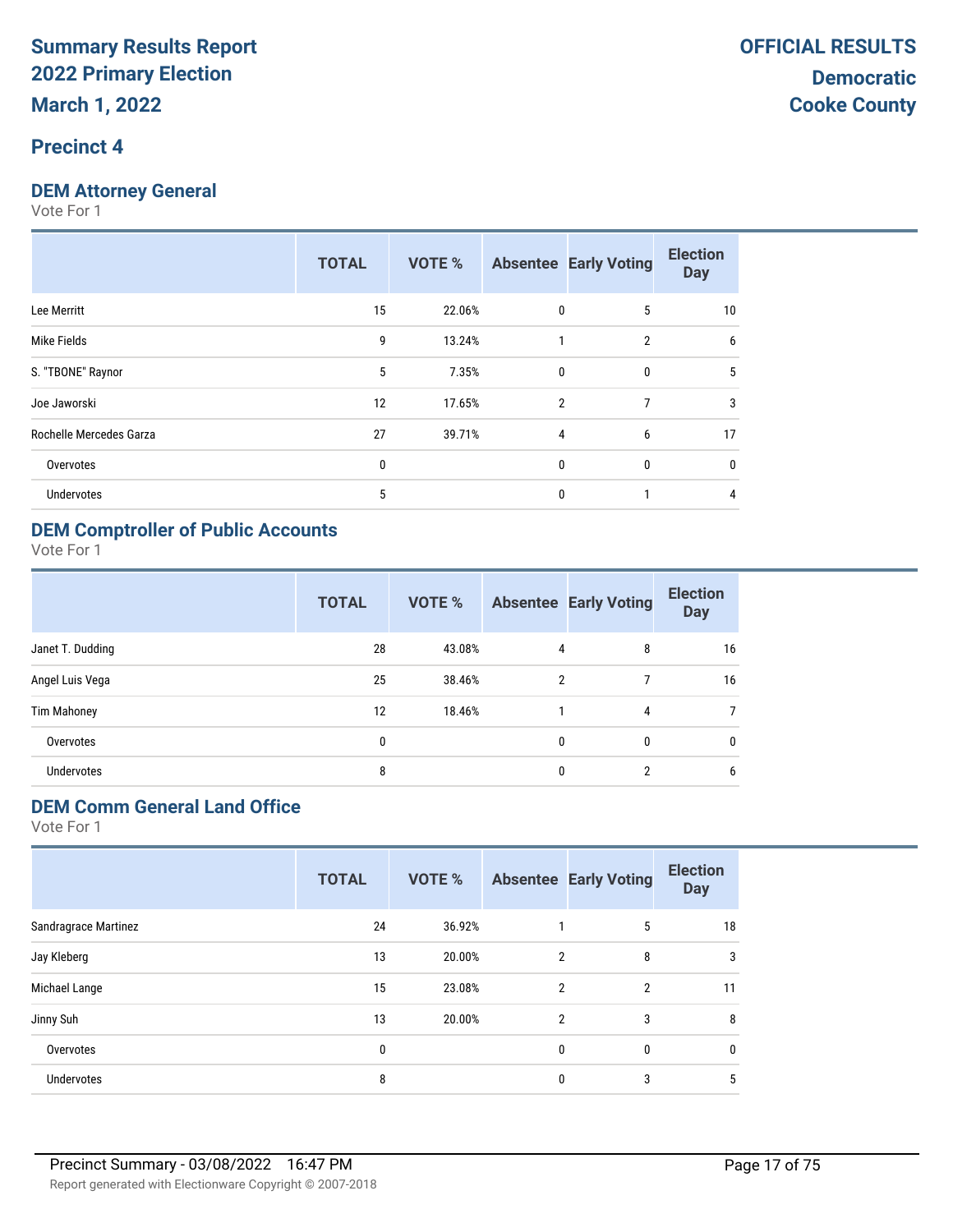# Summary Results Report
# 2022 Primary Election
# March 1, 2022

**OFFICIAL RESULTS**
**Democratic**
**Cooke County**

## Precinct 4

### DEM Attorney General

Vote For 1

| | TOTAL | VOTE % | Absentee | Early Voting | Election Day |
|---|---|---|---|---|---|
| Lee Merritt | 15 | 22.06% | 0 | 5 | 10 |
| Mike Fields | 9 | 13.24% | 1 | 2 | 6 |
| S. "TBONE" Raynor | 5 | 7.35% | 0 | 0 | 5 |
| Joe Jaworski | 12 | 17.65% | 2 | 7 | 3 |
| Rochelle Mercedes Garza | 27 | 39.71% | 4 | 6 | 17 |
| Overvotes | 0 | | 0 | 0 | 0 |
| Undervotes | 5 | | 0 | 1 | 4 |

### DEM Comptroller of Public Accounts

Vote For 1

| | TOTAL | VOTE % | Absentee | Early Voting | Election Day |
|---|---|---|---|---|---|
| Janet T. Dudding | 28 | 43.08% | 4 | 8 | 16 |
| Angel Luis Vega | 25 | 38.46% | 2 | 7 | 16 |
| Tim Mahoney | 12 | 18.46% | 1 | 4 | 7 |
| Overvotes | 0 | | 0 | 0 | 0 |
| Undervotes | 8 | | 0 | 2 | 6 |

### DEM Comm General Land Office

Vote For 1

| | TOTAL | VOTE % | Absentee | Early Voting | Election Day |
|---|---|---|---|---|---|
| Sandragrace Martinez | 24 | 36.92% | 1 | 5 | 18 |
| Jay Kleberg | 13 | 20.00% | 2 | 8 | 3 |
| Michael Lange | 15 | 23.08% | 2 | 2 | 11 |
| Jinny Suh | 13 | 20.00% | 2 | 3 | 8 |
| Overvotes | 0 | | 0 | 0 | 0 |
| Undervotes | 8 | | 0 | 3 | 5 |

Precinct Summary - 03/08/2022 16:47 PM

Report generated with Electionware Copyright © 2007-2018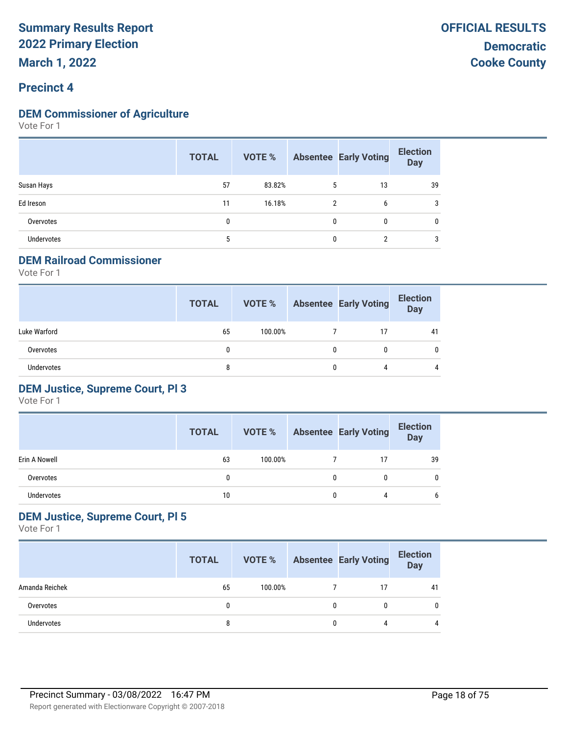# Summary Results Report
# 2022 Primary Election
# March 1, 2022

**OFFICIAL RESULTS**
**Democratic**
**Cooke County**

## Precinct 4

### DEM Commissioner of Agriculture

Vote For 1

| | TOTAL | VOTE % | Absentee | Early Voting | Election Day |
|---|---|---|---|---|---|
| Susan Hays | 57 | 83.82% | 5 | 13 | 39 |
| Ed Ireson | 11 | 16.18% | 2 | 6 | 3 |
| Overvotes | 0 | | 0 | 0 | 0 |
| Undervotes | 5 | | 0 | 2 | 3 |

### DEM Railroad Commissioner

Vote For 1

| | TOTAL | VOTE % | Absentee | Early Voting | Election Day |
|---|---|---|---|---|---|
| Luke Warford | 65 | 100.00% | 7 | 17 | 41 |
| Overvotes | 0 | | 0 | 0 | 0 |
| Undervotes | 8 | | 0 | 4 | 4 |

### DEM Justice, Supreme Court, Pl 3

Vote For 1

| | TOTAL | VOTE % | Absentee | Early Voting | Election Day |
|---|---|---|---|---|---|
| Erin A Nowell | 63 | 100.00% | 7 | 17 | 39 |
| Overvotes | 0 | | 0 | 0 | 0 |
| Undervotes | 10 | | 0 | 4 | 6 |

### DEM Justice, Supreme Court, Pl 5

Vote For 1

| | TOTAL | VOTE % | Absentee | Early Voting | Election Day |
|---|---|---|---|---|---|
| Amanda Reichek | 65 | 100.00% | 7 | 17 | 41 |
| Overvotes | 0 | | 0 | 0 | 0 |
| Undervotes | 8 | | 0 | 4 | 4 |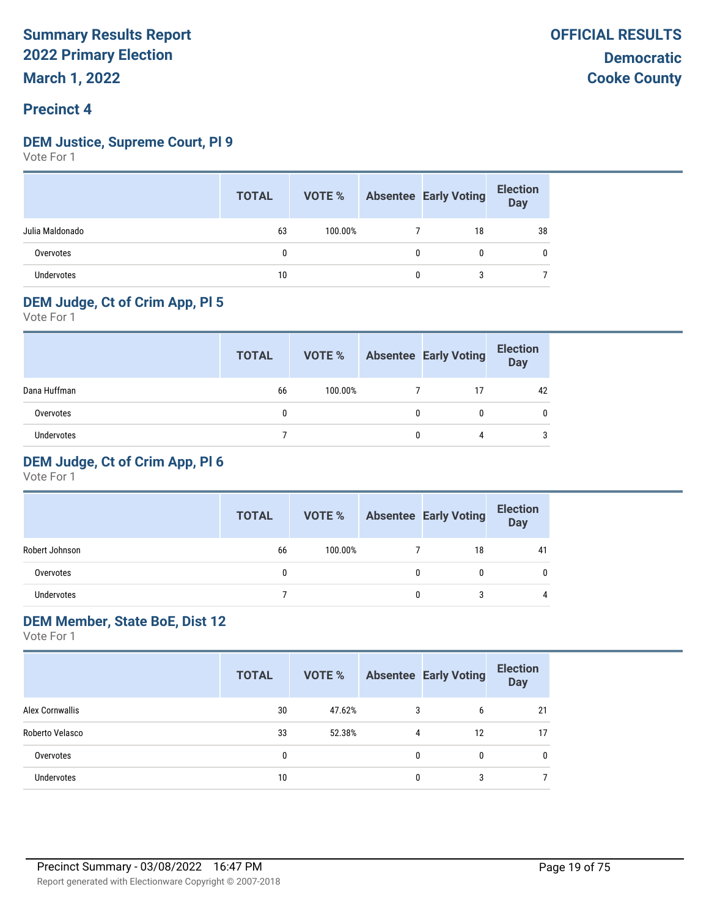# Summary Results Report
# 2022 Primary Election
# March 1, 2022

**OFFICIAL RESULTS**
**Democratic**
**Cooke County**

## Precinct 4

### DEM Justice, Supreme Court, Pl 9

Vote For 1

| | TOTAL | VOTE % | Absentee | Early Voting | Election Day |
|---|---|---|---|---|---|
| Julia Maldonado | 63 | 100.00% | 7 | 18 | 38 |
| Overvotes | 0 | | 0 | 0 | 0 |
| Undervotes | 10 | | 0 | 3 | 7 |

### DEM Judge, Ct of Crim App, Pl 5

Vote For 1

| | TOTAL | VOTE % | Absentee | Early Voting | Election Day |
|---|---|---|---|---|---|
| Dana Huffman | 66 | 100.00% | 7 | 17 | 42 |
| Overvotes | 0 | | 0 | 0 | 0 |
| Undervotes | 7 | | 0 | 4 | 3 |

### DEM Judge, Ct of Crim App, Pl 6

Vote For 1

| | TOTAL | VOTE % | Absentee | Early Voting | Election Day |
|---|---|---|---|---|---|
| Robert Johnson | 66 | 100.00% | 7 | 18 | 41 |
| Overvotes | 0 | | 0 | 0 | 0 |
| Undervotes | 7 | | 0 | 3 | 4 |

### DEM Member, State BoE, Dist 12

Vote For 1

| | TOTAL | VOTE % | Absentee | Early Voting | Election Day |
|---|---|---|---|---|---|
| Alex Cornwallis | 30 | 47.62% | 3 | 6 | 21 |
| Roberto Velasco | 33 | 52.38% | 4 | 12 | 17 |
| Overvotes | 0 | | 0 | 0 | 0 |
| Undervotes | 10 | | 0 | 3 | 7 |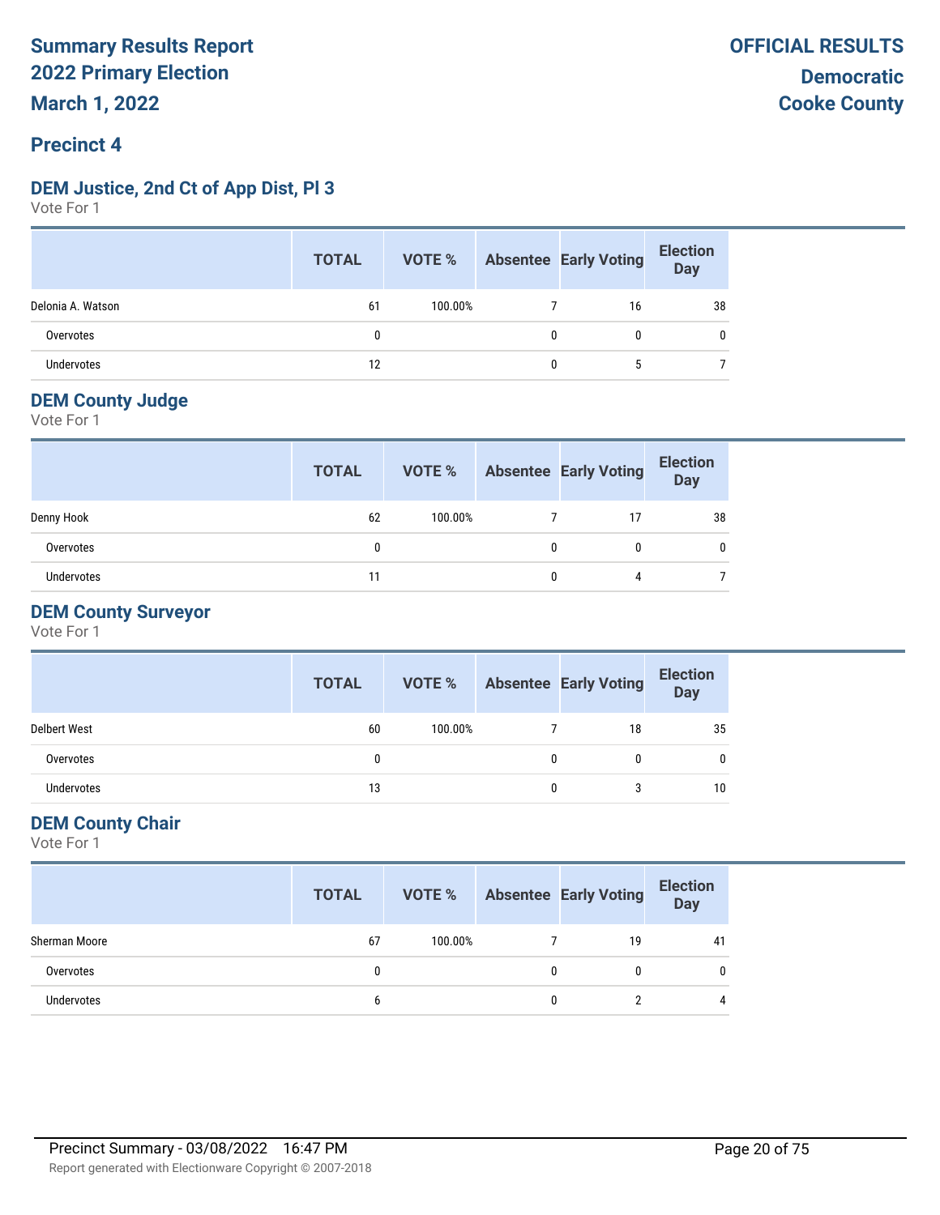**Summary Results Report**
**2022 Primary Election**
**March 1, 2022**

**OFFICIAL RESULTS**
**Democratic**
**Cooke County**

## Precinct 4

### DEM Justice, 2nd Ct of App Dist, Pl 3

Vote For 1

| | TOTAL | VOTE % | Absentee | Early Voting | Election Day |
|---|---|---|---|---|---|
| Delonia A. Watson | 61 | 100.00% | 7 | 16 | 38 |
| Overvotes | 0 | | 0 | 0 | 0 |
| Undervotes | 12 | | 0 | 5 | 7 |

### DEM County Judge

Vote For 1

| | TOTAL | VOTE % | Absentee | Early Voting | Election Day |
|---|---|---|---|---|---|
| Denny Hook | 62 | 100.00% | 7 | 17 | 38 |
| Overvotes | 0 | | 0 | 0 | 0 |
| Undervotes | 11 | | 0 | 4 | 7 |

### DEM County Surveyor

Vote For 1

| | TOTAL | VOTE % | Absentee | Early Voting | Election Day |
|---|---|---|---|---|---|
| Delbert West | 60 | 100.00% | 7 | 18 | 35 |
| Overvotes | 0 | | 0 | 0 | 0 |
| Undervotes | 13 | | 0 | 3 | 10 |

### DEM County Chair

Vote For 1

| | TOTAL | VOTE % | Absentee | Early Voting | Election Day |
|---|---|---|---|---|---|
| Sherman Moore | 67 | 100.00% | 7 | 19 | 41 |
| Overvotes | 0 | | 0 | 0 | 0 |
| Undervotes | 6 | | 0 | 2 | 4 |

Precinct Summary - 03/08/2022 16:47 PM

Report generated with Electionware Copyright © 2007-2018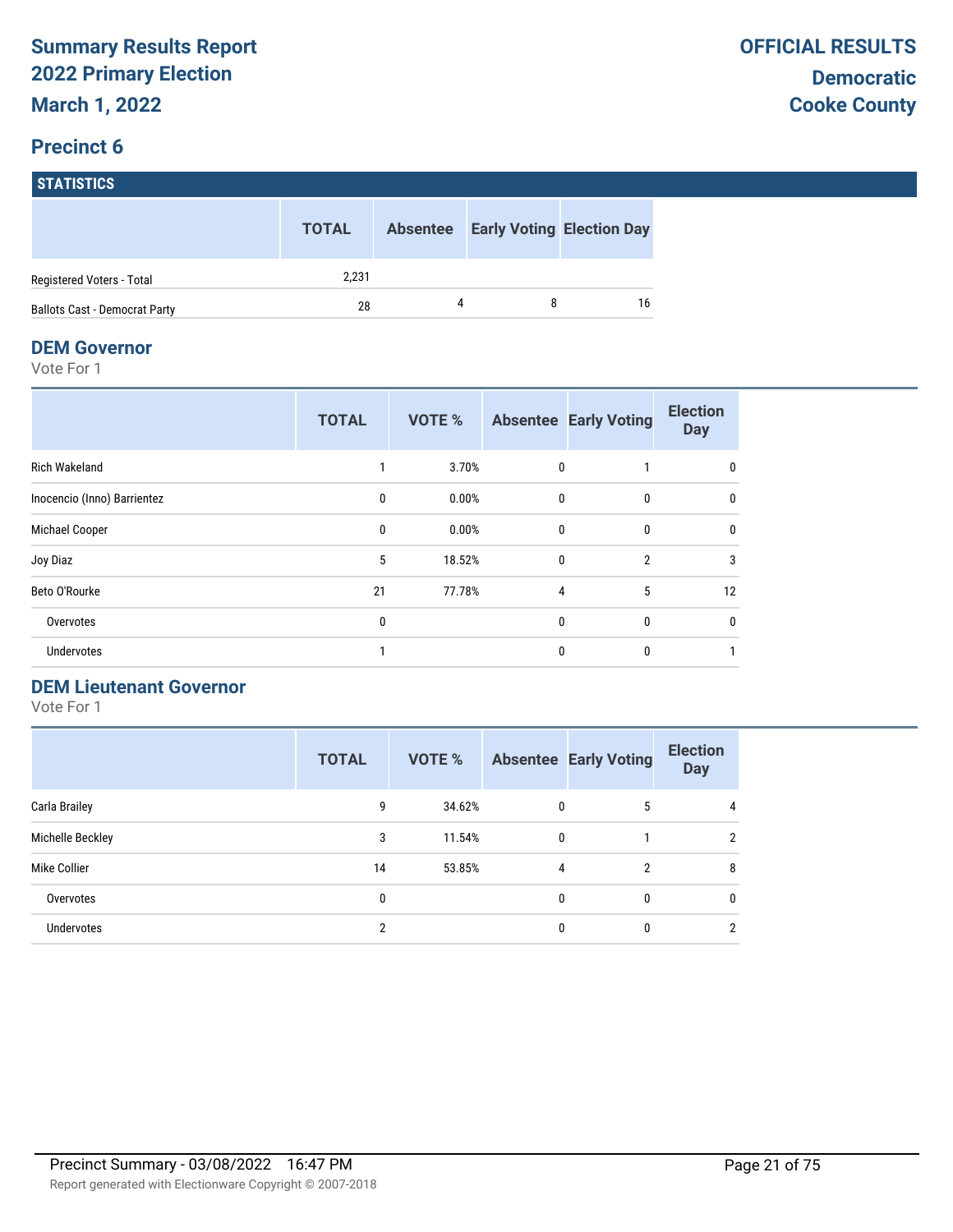# Summary Results Report
# 2022 Primary Election
# March 1, 2022

**OFFICIAL RESULTS**

**Democratic**
**Cooke County**

## Precinct 6

### STATISTICS

| | TOTAL | Absentee | Early Voting | Election Day |
|---|---|---|---|---|
| Registered Voters - Total | 2,231 | | | |
| Ballots Cast - Democrat Party | 28 | 4 | 8 | 16 |

### DEM Governor

Vote For 1

| | TOTAL | VOTE % | Absentee | Early Voting | Election Day |
|---|---|---|---|---|---|
| Rich Wakeland | 1 | 3.70% | 0 | 1 | 0 |
| Inocencio (Inno) Barrientez | 0 | 0.00% | 0 | 0 | 0 |
| Michael Cooper | 0 | 0.00% | 0 | 0 | 0 |
| Joy Diaz | 5 | 18.52% | 0 | 2 | 3 |
| Beto O'Rourke | 21 | 77.78% | 4 | 5 | 12 |
| Overvotes | 0 | | 0 | 0 | 0 |
| Undervotes | 1 | | 0 | 0 | 1 |

### DEM Lieutenant Governor

Vote For 1

| | TOTAL | VOTE % | Absentee | Early Voting | Election Day |
|---|---|---|---|---|---|
| Carla Brailey | 9 | 34.62% | 0 | 5 | 4 |
| Michelle Beckley | 3 | 11.54% | 0 | 1 | 2 |
| Mike Collier | 14 | 53.85% | 4 | 2 | 8 |
| Overvotes | 0 | | 0 | 0 | 0 |
| Undervotes | 2 | | 0 | 0 | 2 |

Precinct Summary - 03/08/2022 16:47 PM

Report generated with Electionware Copyright © 2007-2018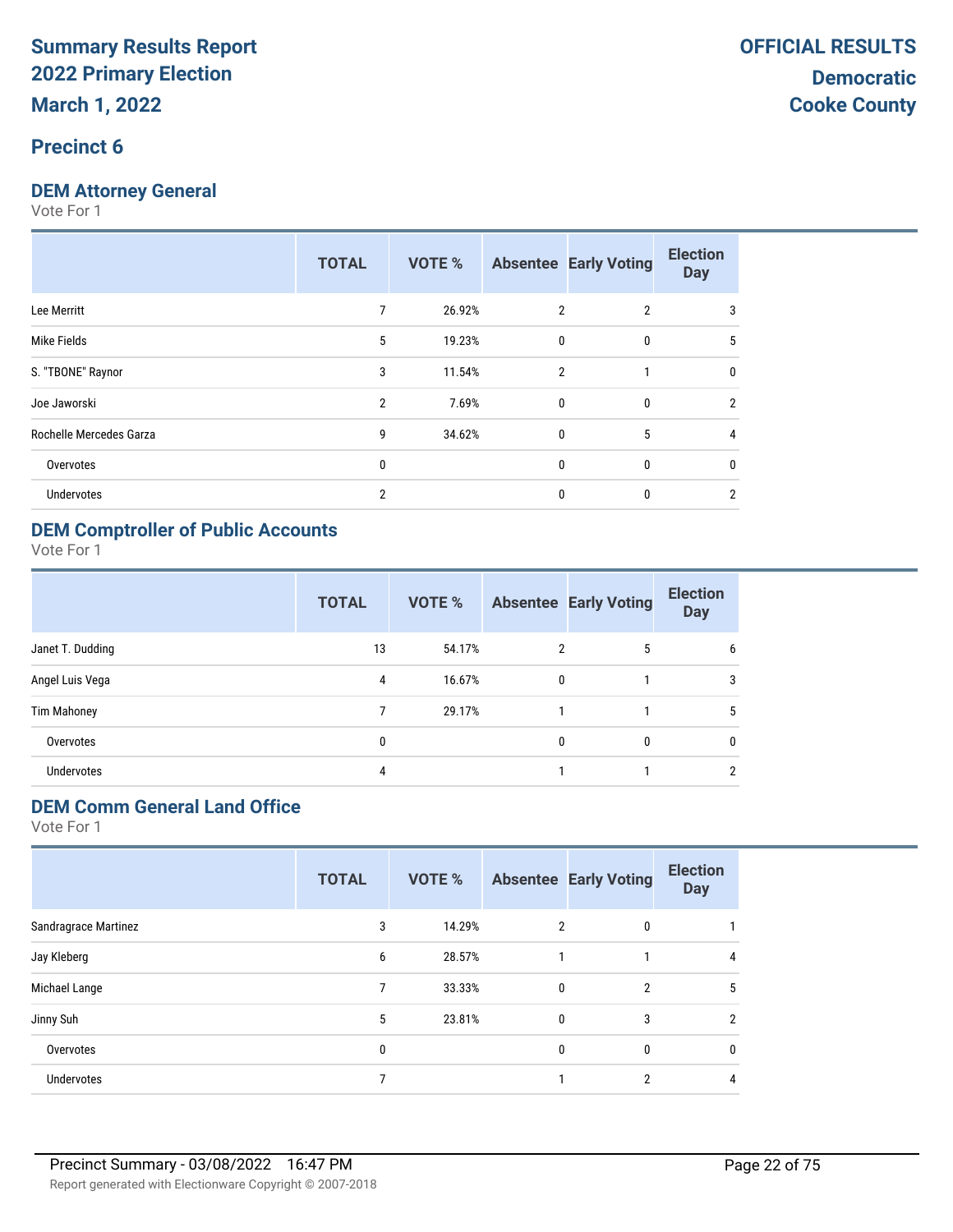# Summary Results Report
## 2022 Primary Election
## March 1, 2022

**OFFICIAL RESULTS**
**Democratic**
**Cooke County**

## Precinct 6

### DEM Attorney General
Vote For 1

| | TOTAL | VOTE % | Absentee | Early Voting | Election Day |
|---|---|---|---|---|---|
| Lee Merritt | 7 | 26.92% | 2 | 2 | 3 |
| Mike Fields | 5 | 19.23% | 0 | 0 | 5 |
| S. "TBONE" Raynor | 3 | 11.54% | 2 | 1 | 0 |
| Joe Jaworski | 2 | 7.69% | 0 | 0 | 2 |
| Rochelle Mercedes Garza | 9 | 34.62% | 0 | 5 | 4 |
| Overvotes | 0 | | 0 | 0 | 0 |
| Undervotes | 2 | | 0 | 0 | 2 |

### DEM Comptroller of Public Accounts
Vote For 1

| | TOTAL | VOTE % | Absentee | Early Voting | Election Day |
|---|---|---|---|---|---|
| Janet T. Dudding | 13 | 54.17% | 2 | 5 | 6 |
| Angel Luis Vega | 4 | 16.67% | 0 | 1 | 3 |
| Tim Mahoney | 7 | 29.17% | 1 | 1 | 5 |
| Overvotes | 0 | | 0 | 0 | 0 |
| Undervotes | 4 | | 1 | 1 | 2 |

### DEM Comm General Land Office
Vote For 1

| | TOTAL | VOTE % | Absentee | Early Voting | Election Day |
|---|---|---|---|---|---|
| Sandragrace Martinez | 3 | 14.29% | 2 | 0 | 1 |
| Jay Kleberg | 6 | 28.57% | 1 | 1 | 4 |
| Michael Lange | 7 | 33.33% | 0 | 2 | 5 |
| Jinny Suh | 5 | 23.81% | 0 | 3 | 2 |
| Overvotes | 0 | | 0 | 0 | 0 |
| Undervotes | 7 | | 1 | 2 | 4 |

Precinct Summary - 03/08/2022 16:47 PM

Report generated with Electionware Copyright © 2007-2018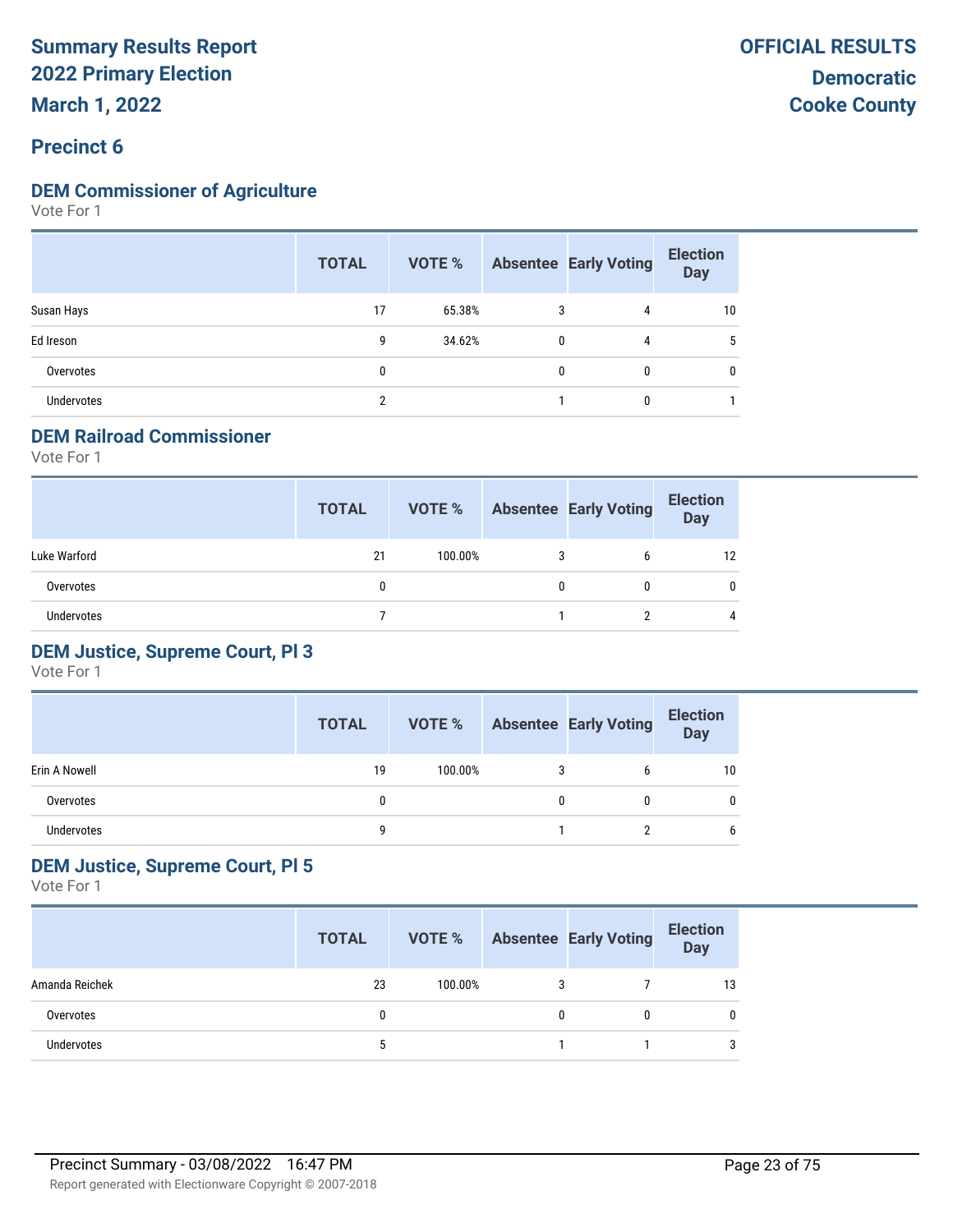# Summary Results Report
## 2022 Primary Election
## March 1, 2022

**OFFICIAL RESULTS**
**Democratic**
**Cooke County**

## Precinct 6

### DEM Commissioner of Agriculture

Vote For 1

| | TOTAL | VOTE % | Absentee | Early Voting | Election Day |
|---|---|---|---|---|---|
| Susan Hays | 17 | 65.38% | 3 | 4 | 10 |
| Ed Ireson | 9 | 34.62% | 0 | 4 | 5 |
| Overvotes | 0 | | 0 | 0 | 0 |
| Undervotes | 2 | | 1 | 0 | 1 |

### DEM Railroad Commissioner

Vote For 1

| | TOTAL | VOTE % | Absentee | Early Voting | Election Day |
|---|---|---|---|---|---|
| Luke Warford | 21 | 100.00% | 3 | 6 | 12 |
| Overvotes | 0 | | 0 | 0 | 0 |
| Undervotes | 7 | | 1 | 2 | 4 |

### DEM Justice, Supreme Court, Pl 3

Vote For 1

| | TOTAL | VOTE % | Absentee | Early Voting | Election Day |
|---|---|---|---|---|---|
| Erin A Nowell | 19 | 100.00% | 3 | 6 | 10 |
| Overvotes | 0 | | 0 | 0 | 0 |
| Undervotes | 9 | | 1 | 2 | 6 |

### DEM Justice, Supreme Court, Pl 5

Vote For 1

| | TOTAL | VOTE % | Absentee | Early Voting | Election Day |
|---|---|---|---|---|---|
| Amanda Reichek | 23 | 100.00% | 3 | 7 | 13 |
| Overvotes | 0 | | 0 | 0 | 0 |
| Undervotes | 5 | | 1 | 1 | 3 |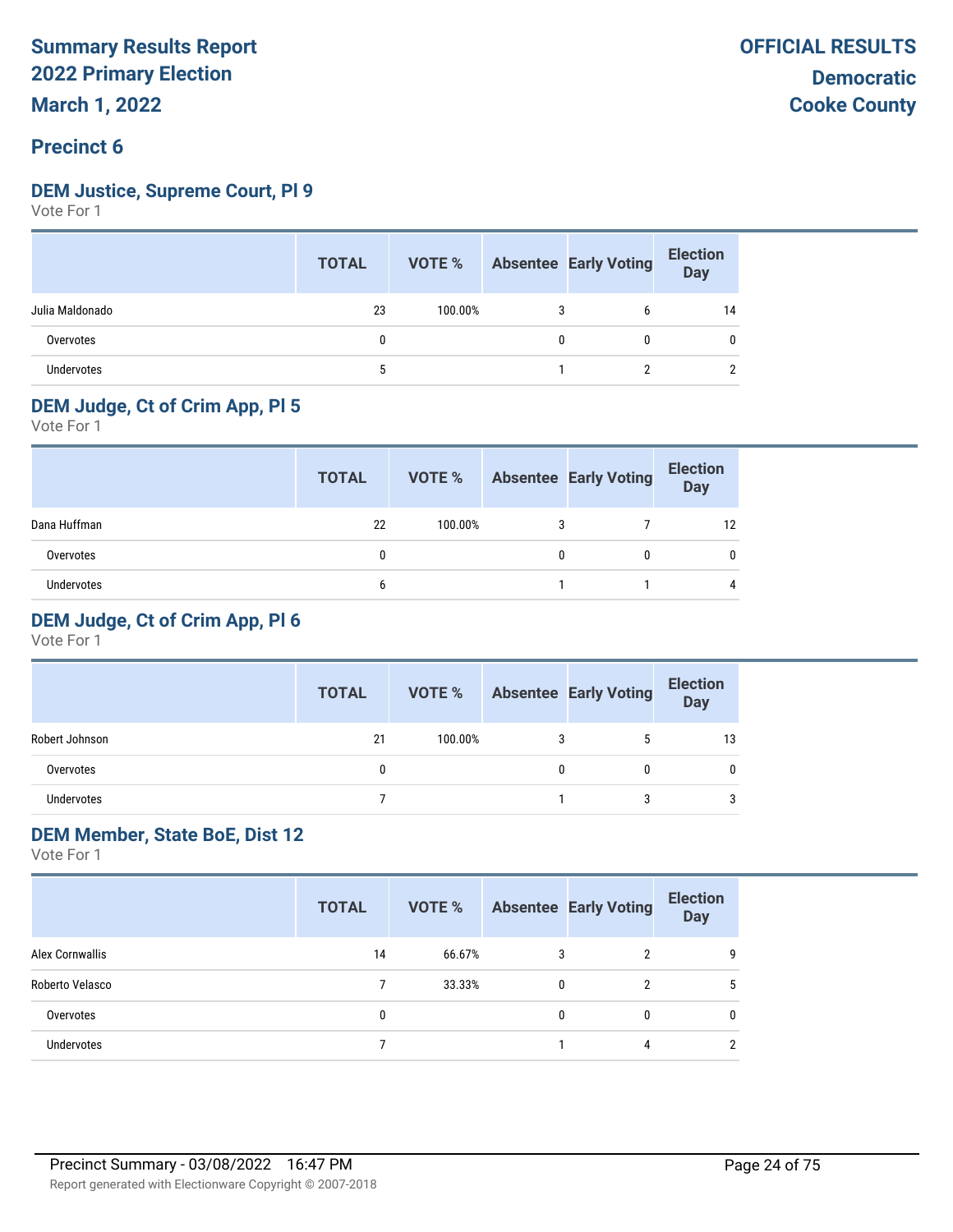# Summary Results Report
# 2022 Primary Election
# March 1, 2022

**OFFICIAL RESULTS**
**Democratic**
**Cooke County**

## Precinct 6

### DEM Justice, Supreme Court, Pl 9

Vote For 1

| | TOTAL | VOTE % | Absentee | Early Voting | Election Day |
|---|---|---|---|---|---|
| Julia Maldonado | 23 | 100.00% | 3 | 6 | 14 |
| Overvotes | 0 | | 0 | 0 | 0 |
| Undervotes | 5 | | 1 | 2 | 2 |

### DEM Judge, Ct of Crim App, Pl 5

Vote For 1

| | TOTAL | VOTE % | Absentee | Early Voting | Election Day |
|---|---|---|---|---|---|
| Dana Huffman | 22 | 100.00% | 3 | 7 | 12 |
| Overvotes | 0 | | 0 | 0 | 0 |
| Undervotes | 6 | | 1 | 1 | 4 |

### DEM Judge, Ct of Crim App, Pl 6

Vote For 1

| | TOTAL | VOTE % | Absentee | Early Voting | Election Day |
|---|---|---|---|---|---|
| Robert Johnson | 21 | 100.00% | 3 | 5 | 13 |
| Overvotes | 0 | | 0 | 0 | 0 |
| Undervotes | 7 | | 1 | 3 | 3 |

### DEM Member, State BoE, Dist 12

Vote For 1

| | TOTAL | VOTE % | Absentee | Early Voting | Election Day |
|---|---|---|---|---|---|
| Alex Cornwallis | 14 | 66.67% | 3 | 2 | 9 |
| Roberto Velasco | 7 | 33.33% | 0 | 2 | 5 |
| Overvotes | 0 | | 0 | 0 | 0 |
| Undervotes | 7 | | 1 | 4 | 2 |

Precinct Summary - 03/08/2022 16:47 PM

Report generated with Electionware Copyright © 2007-2018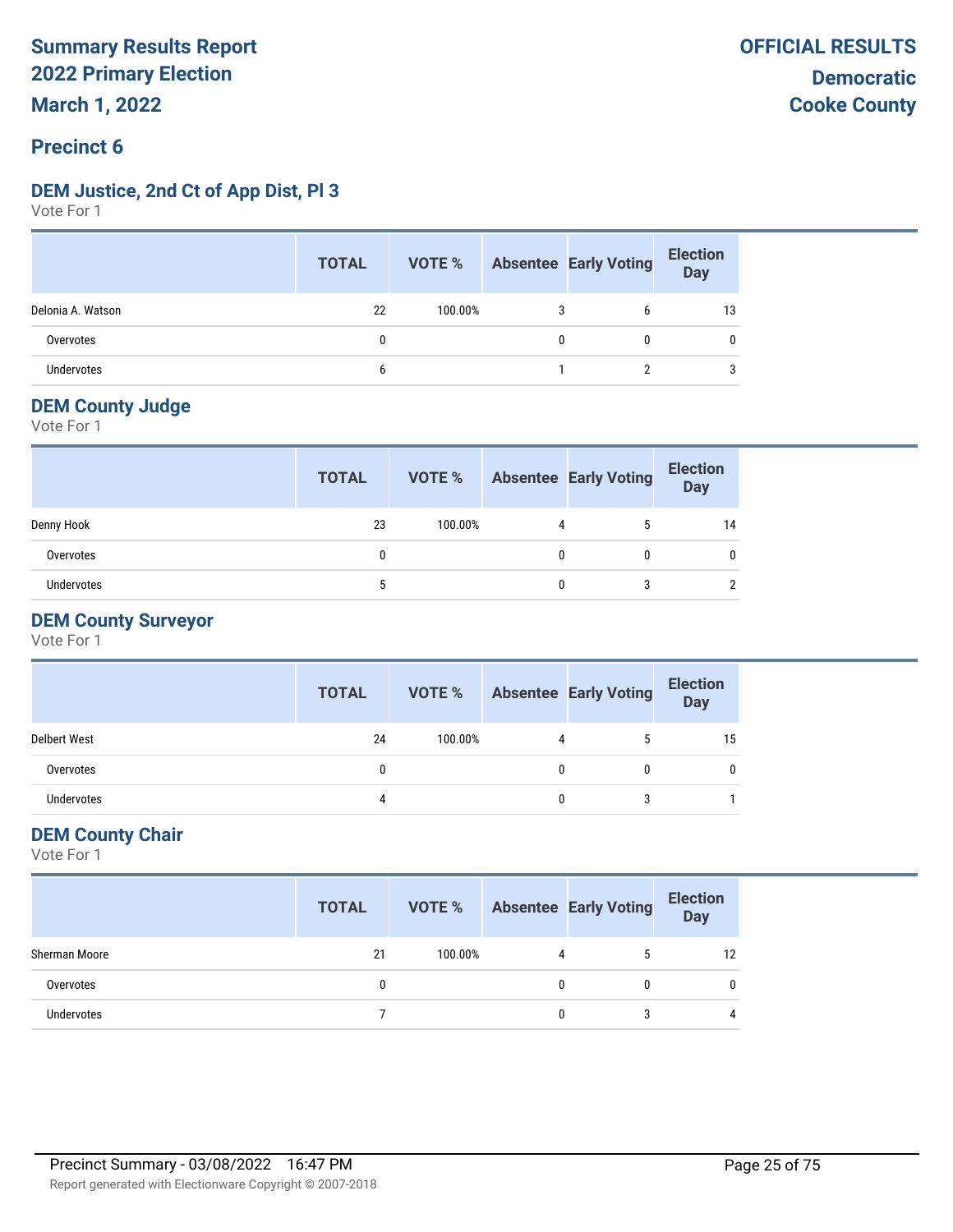# Summary Results Report
## 2022 Primary Election
## March 1, 2022

**OFFICIAL RESULTS**
**Democratic**
**Cooke County**

## Precinct 6

### DEM Justice, 2nd Ct of App Dist, Pl 3
Vote For 1

| | TOTAL | VOTE % | Absentee | Early Voting | Election Day |
|---|---|---|---|---|---|
| Delonia A. Watson | 22 | 100.00% | 3 | 6 | 13 |
| Overvotes | 0 | | 0 | 0 | 0 |
| Undervotes | 6 | | 1 | 2 | 3 |

### DEM County Judge
Vote For 1

| | TOTAL | VOTE % | Absentee | Early Voting | Election Day |
|---|---|---|---|---|---|
| Denny Hook | 23 | 100.00% | 4 | 5 | 14 |
| Overvotes | 0 | | 0 | 0 | 0 |
| Undervotes | 5 | | 0 | 3 | 2 |

### DEM County Surveyor
Vote For 1

| | TOTAL | VOTE % | Absentee | Early Voting | Election Day |
|---|---|---|---|---|---|
| Delbert West | 24 | 100.00% | 4 | 5 | 15 |
| Overvotes | 0 | | 0 | 0 | 0 |
| Undervotes | 4 | | 0 | 3 | 1 |

### DEM County Chair
Vote For 1

| | TOTAL | VOTE % | Absentee | Early Voting | Election Day |
|---|---|---|---|---|---|
| Sherman Moore | 21 | 100.00% | 4 | 5 | 12 |
| Overvotes | 0 | | 0 | 0 | 0 |
| Undervotes | 7 | | 0 | 3 | 4 |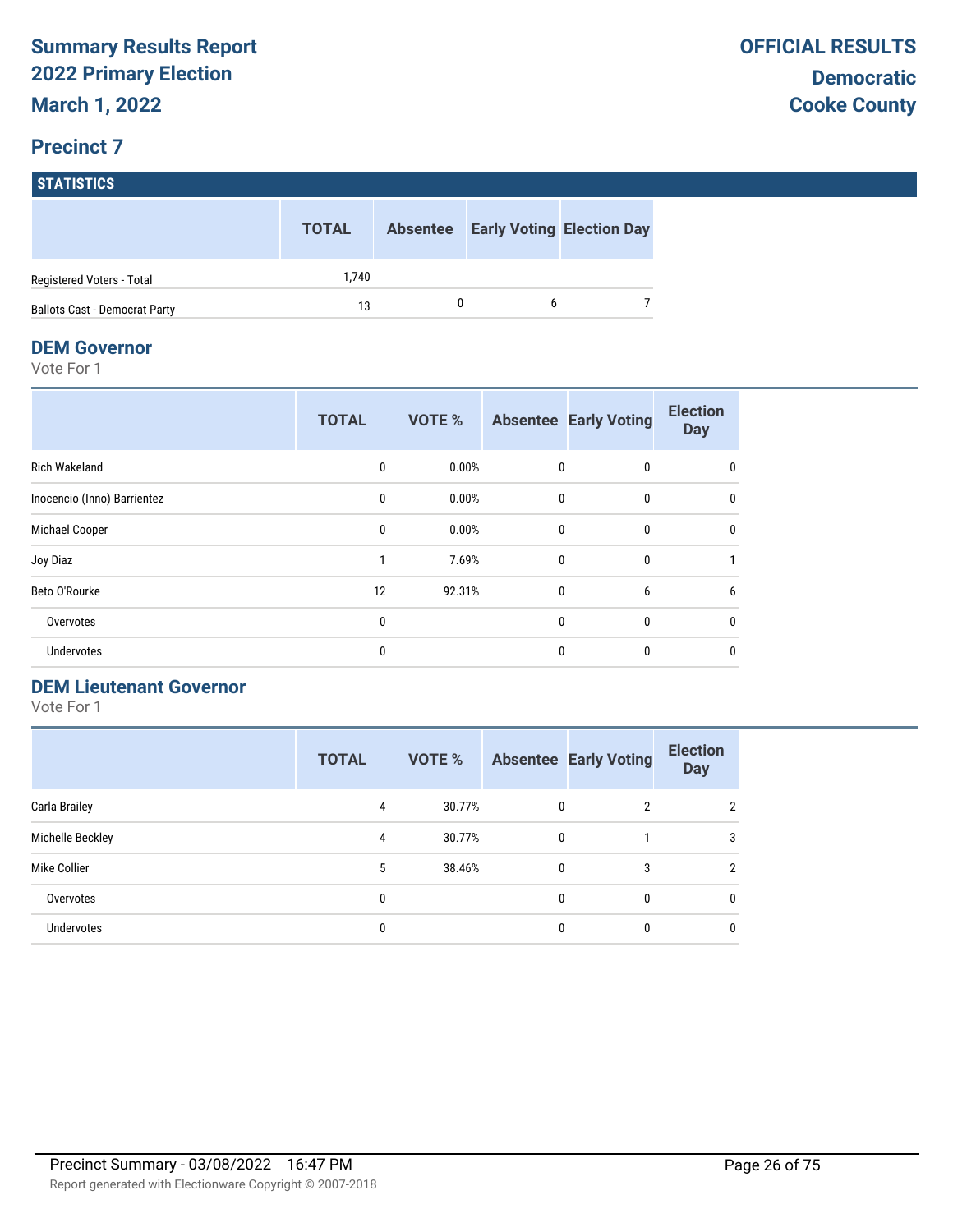# Summary Results Report
# 2022 Primary Election
# March 1, 2022

**OFFICIAL RESULTS**
**Democratic**
**Cooke County**

## Precinct 7

### STATISTICS

| | TOTAL | Absentee | Early Voting | Election Day |
|---|---|---|---|---|
| Registered Voters - Total | 1,740 | | | |
| Ballots Cast - Democrat Party | 13 | 0 | 6 | 7 |

### DEM Governor

Vote For 1

| | TOTAL | VOTE % | Absentee | Early Voting | Election Day |
|---|---|---|---|---|---|
| Rich Wakeland | 0 | 0.00% | 0 | 0 | 0 |
| Inocencio (Inno) Barrientez | 0 | 0.00% | 0 | 0 | 0 |
| Michael Cooper | 0 | 0.00% | 0 | 0 | 0 |
| Joy Diaz | 1 | 7.69% | 0 | 0 | 1 |
| Beto O'Rourke | 12 | 92.31% | 0 | 6 | 6 |
| Overvotes | 0 | | 0 | 0 | 0 |
| Undervotes | 0 | | 0 | 0 | 0 |

### DEM Lieutenant Governor

Vote For 1

| | TOTAL | VOTE % | Absentee | Early Voting | Election Day |
|---|---|---|---|---|---|
| Carla Brailey | 4 | 30.77% | 0 | 2 | 2 |
| Michelle Beckley | 4 | 30.77% | 0 | 1 | 3 |
| Mike Collier | 5 | 38.46% | 0 | 3 | 2 |
| Overvotes | 0 | | 0 | 0 | 0 |
| Undervotes | 0 | | 0 | 0 | 0 |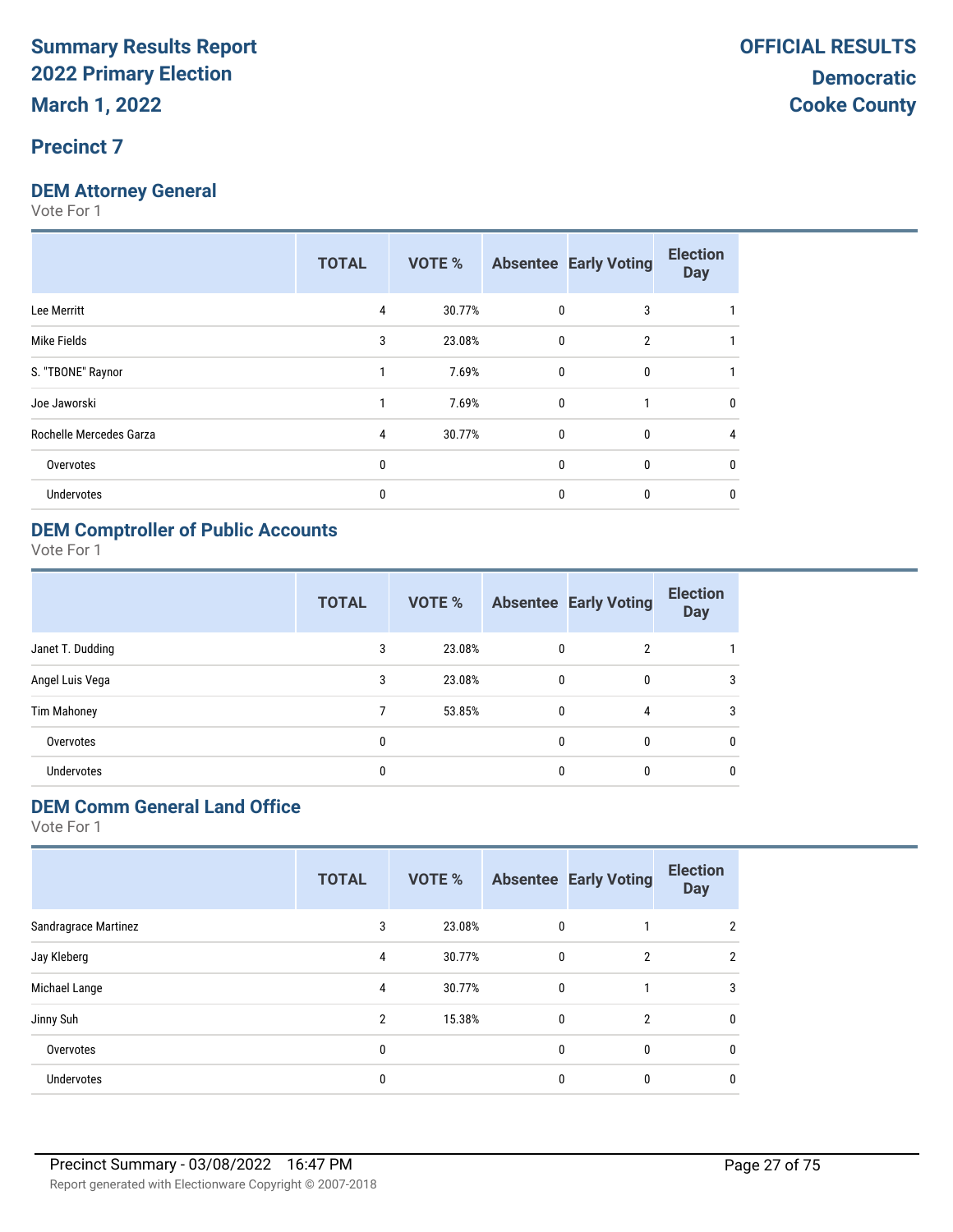# Summary Results Report
# 2022 Primary Election
# March 1, 2022

**OFFICIAL RESULTS**
**Democratic**
**Cooke County**

## Precinct 7

### DEM Attorney General

Vote For 1

| | TOTAL | VOTE % | Absentee | Early Voting | Election Day |
|---|---|---|---|---|---|
| Lee Merritt | 4 | 30.77% | 0 | 3 | 1 |
| Mike Fields | 3 | 23.08% | 0 | 2 | 1 |
| S. "TBONE" Raynor | 1 | 7.69% | 0 | 0 | 1 |
| Joe Jaworski | 1 | 7.69% | 0 | 1 | 0 |
| Rochelle Mercedes Garza | 4 | 30.77% | 0 | 0 | 4 |
| Overvotes | 0 | | 0 | 0 | 0 |
| Undervotes | 0 | | 0 | 0 | 0 |

### DEM Comptroller of Public Accounts

Vote For 1

| | TOTAL | VOTE % | Absentee | Early Voting | Election Day |
|---|---|---|---|---|---|
| Janet T. Dudding | 3 | 23.08% | 0 | 2 | 1 |
| Angel Luis Vega | 3 | 23.08% | 0 | 0 | 3 |
| Tim Mahoney | 7 | 53.85% | 0 | 4 | 3 |
| Overvotes | 0 | | 0 | 0 | 0 |
| Undervotes | 0 | | 0 | 0 | 0 |

### DEM Comm General Land Office

Vote For 1

| | TOTAL | VOTE % | Absentee | Early Voting | Election Day |
|---|---|---|---|---|---|
| Sandragrace Martinez | 3 | 23.08% | 0 | 1 | 2 |
| Jay Kleberg | 4 | 30.77% | 0 | 2 | 2 |
| Michael Lange | 4 | 30.77% | 0 | 1 | 3 |
| Jinny Suh | 2 | 15.38% | 0 | 2 | 0 |
| Overvotes | 0 | | 0 | 0 | 0 |
| Undervotes | 0 | | 0 | 0 | 0 |

Precinct Summary - 03/08/2022 16:47 PM

Report generated with Electionware Copyright © 2007-2018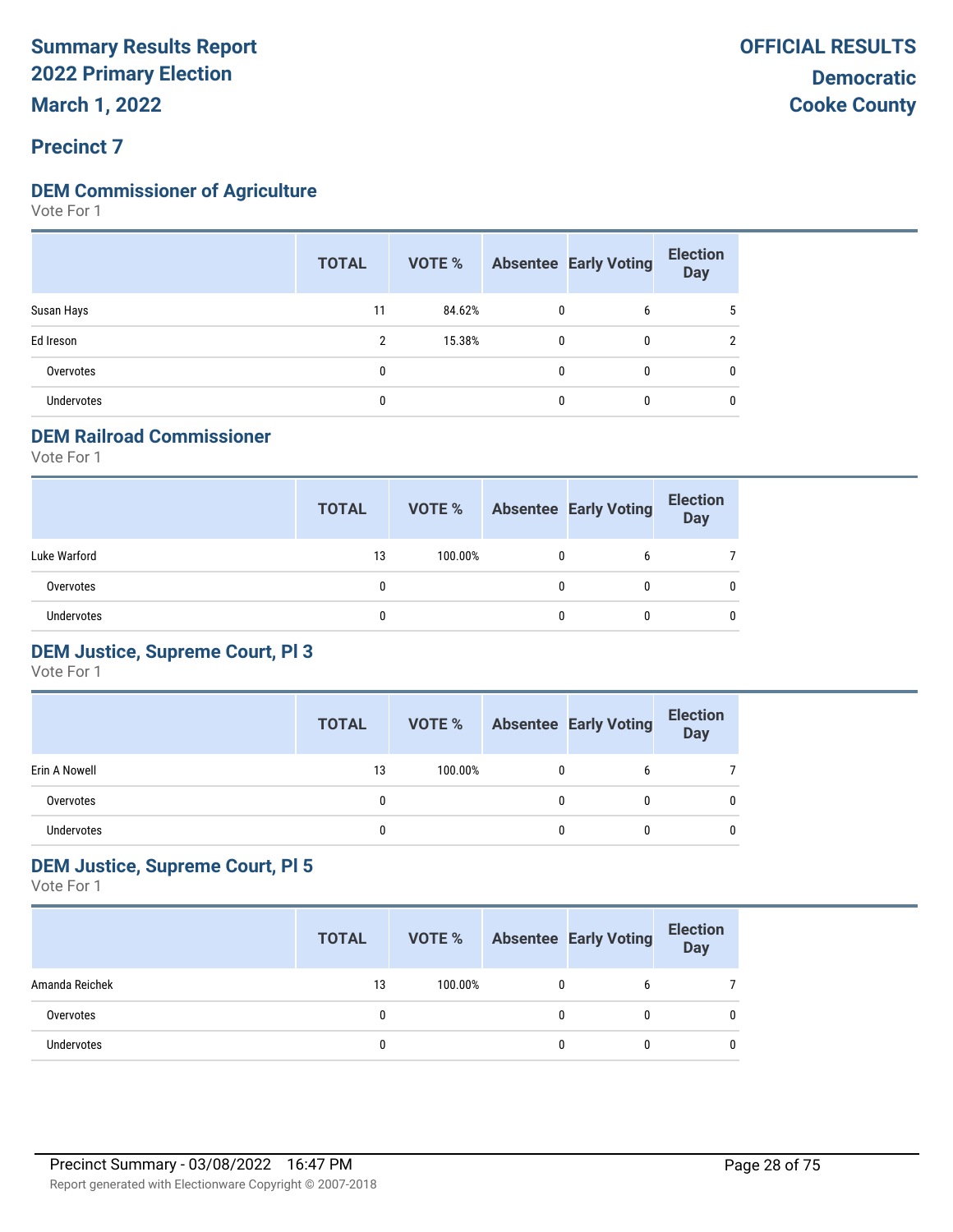# Summary Results Report
# 2022 Primary Election
# March 1, 2022

**OFFICIAL RESULTS**
**Democratic**
**Cooke County**

## Precinct 7

### DEM Commissioner of Agriculture

Vote For 1

| | TOTAL | VOTE % | Absentee | Early Voting | Election Day |
|---|---|---|---|---|---|
| Susan Hays | 11 | 84.62% | 0 | 6 | 5 |
| Ed Ireson | 2 | 15.38% | 0 | 0 | 2 |
| Overvotes | 0 | | 0 | 0 | 0 |
| Undervotes | 0 | | 0 | 0 | 0 |

### DEM Railroad Commissioner

Vote For 1

| | TOTAL | VOTE % | Absentee | Early Voting | Election Day |
|---|---|---|---|---|---|
| Luke Warford | 13 | 100.00% | 0 | 6 | 7 |
| Overvotes | 0 | | 0 | 0 | 0 |
| Undervotes | 0 | | 0 | 0 | 0 |

### DEM Justice, Supreme Court, Pl 3

Vote For 1

| | TOTAL | VOTE % | Absentee | Early Voting | Election Day |
|---|---|---|---|---|---|
| Erin A Nowell | 13 | 100.00% | 0 | 6 | 7 |
| Overvotes | 0 | | 0 | 0 | 0 |
| Undervotes | 0 | | 0 | 0 | 0 |

### DEM Justice, Supreme Court, Pl 5

Vote For 1

| | TOTAL | VOTE % | Absentee | Early Voting | Election Day |
|---|---|---|---|---|---|
| Amanda Reichek | 13 | 100.00% | 0 | 6 | 7 |
| Overvotes | 0 | | 0 | 0 | 0 |
| Undervotes | 0 | | 0 | 0 | 0 |

Precinct Summary - 03/08/2022 16:47 PM

Report generated with Electionware Copyright © 2007-2018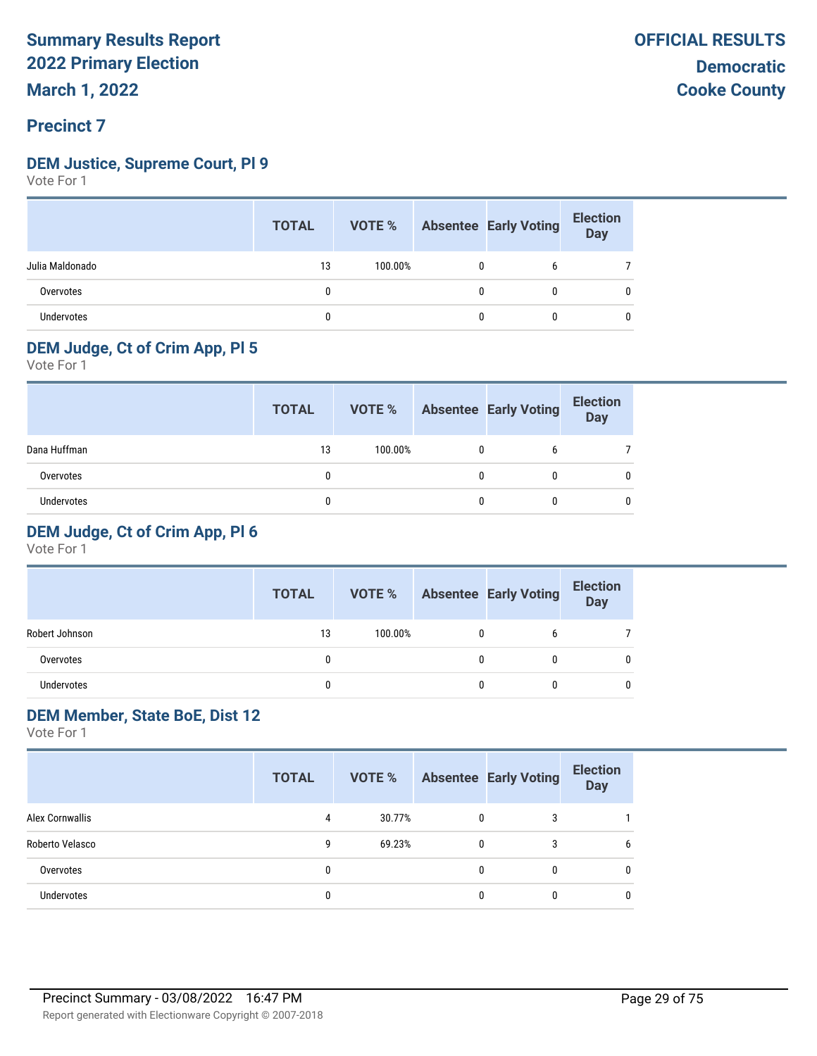**Summary Results Report**
**2022 Primary Election**
**March 1, 2022**

**OFFICIAL RESULTS**
**Democratic**
**Cooke County**

## Precinct 7

### DEM Justice, Supreme Court, Pl 9

Vote For 1

| | TOTAL | VOTE % | Absentee | Early Voting | Election Day |
|---|---|---|---|---|---|
| Julia Maldonado | 13 | 100.00% | 0 | 6 | 7 |
| Overvotes | 0 | | 0 | 0 | 0 |
| Undervotes | 0 | | 0 | 0 | 0 |

### DEM Judge, Ct of Crim App, Pl 5

Vote For 1

| | TOTAL | VOTE % | Absentee | Early Voting | Election Day |
|---|---|---|---|---|---|
| Dana Huffman | 13 | 100.00% | 0 | 6 | 7 |
| Overvotes | 0 | | 0 | 0 | 0 |
| Undervotes | 0 | | 0 | 0 | 0 |

### DEM Judge, Ct of Crim App, Pl 6

Vote For 1

| | TOTAL | VOTE % | Absentee | Early Voting | Election Day |
|---|---|---|---|---|---|
| Robert Johnson | 13 | 100.00% | 0 | 6 | 7 |
| Overvotes | 0 | | 0 | 0 | 0 |
| Undervotes | 0 | | 0 | 0 | 0 |

### DEM Member, State BoE, Dist 12

Vote For 1

| | TOTAL | VOTE % | Absentee | Early Voting | Election Day |
|---|---|---|---|---|---|
| Alex Cornwallis | 4 | 30.77% | 0 | 3 | 1 |
| Roberto Velasco | 9 | 69.23% | 0 | 3 | 6 |
| Overvotes | 0 | | 0 | 0 | 0 |
| Undervotes | 0 | | 0 | 0 | 0 |

Precinct Summary - 03/08/2022 16:47 PM

Report generated with Electionware Copyright © 2007-2018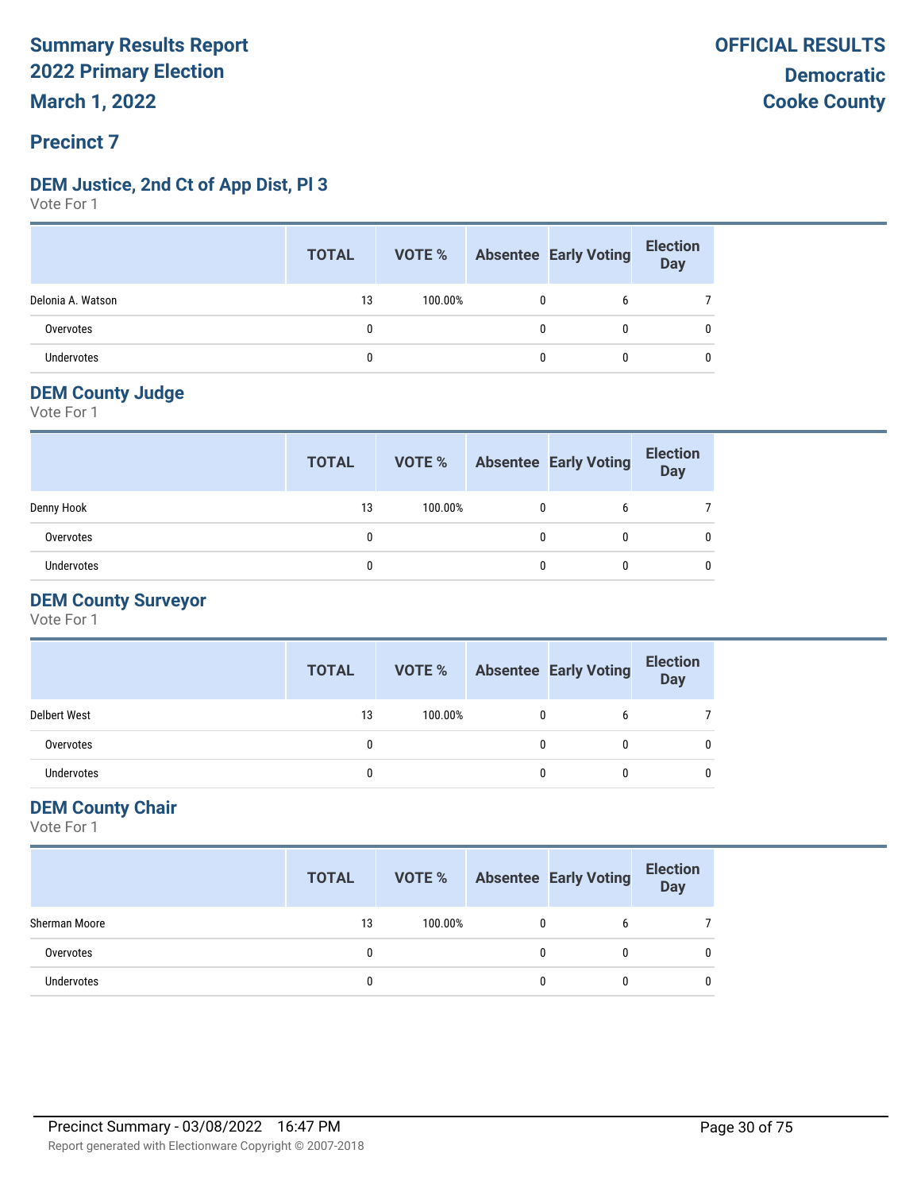# Summary Results Report
# 2022 Primary Election
# March 1, 2022

**OFFICIAL RESULTS**
**Democratic**
**Cooke County**

## Precinct 7

### DEM Justice, 2nd Ct of App Dist, Pl 3

Vote For 1

| | TOTAL | VOTE % | Absentee | Early Voting | Election Day |
|---|---|---|---|---|---|
| Delonia A. Watson | 13 | 100.00% | 0 | 6 | 7 |
| Overvotes | 0 | | 0 | 0 | 0 |
| Undervotes | 0 | | 0 | 0 | 0 |

### DEM County Judge

Vote For 1

| | TOTAL | VOTE % | Absentee | Early Voting | Election Day |
|---|---|---|---|---|---|
| Denny Hook | 13 | 100.00% | 0 | 6 | 7 |
| Overvotes | 0 | | 0 | 0 | 0 |
| Undervotes | 0 | | 0 | 0 | 0 |

### DEM County Surveyor

Vote For 1

| | TOTAL | VOTE % | Absentee | Early Voting | Election Day |
|---|---|---|---|---|---|
| Delbert West | 13 | 100.00% | 0 | 6 | 7 |
| Overvotes | 0 | | 0 | 0 | 0 |
| Undervotes | 0 | | 0 | 0 | 0 |

### DEM County Chair

Vote For 1

| | TOTAL | VOTE % | Absentee | Early Voting | Election Day |
|---|---|---|---|---|---|
| Sherman Moore | 13 | 100.00% | 0 | 6 | 7 |
| Overvotes | 0 | | 0 | 0 | 0 |
| Undervotes | 0 | | 0 | 0 | 0 |

Precinct Summary - 03/08/2022 16:47 PM

Report generated with Electionware Copyright © 2007-2018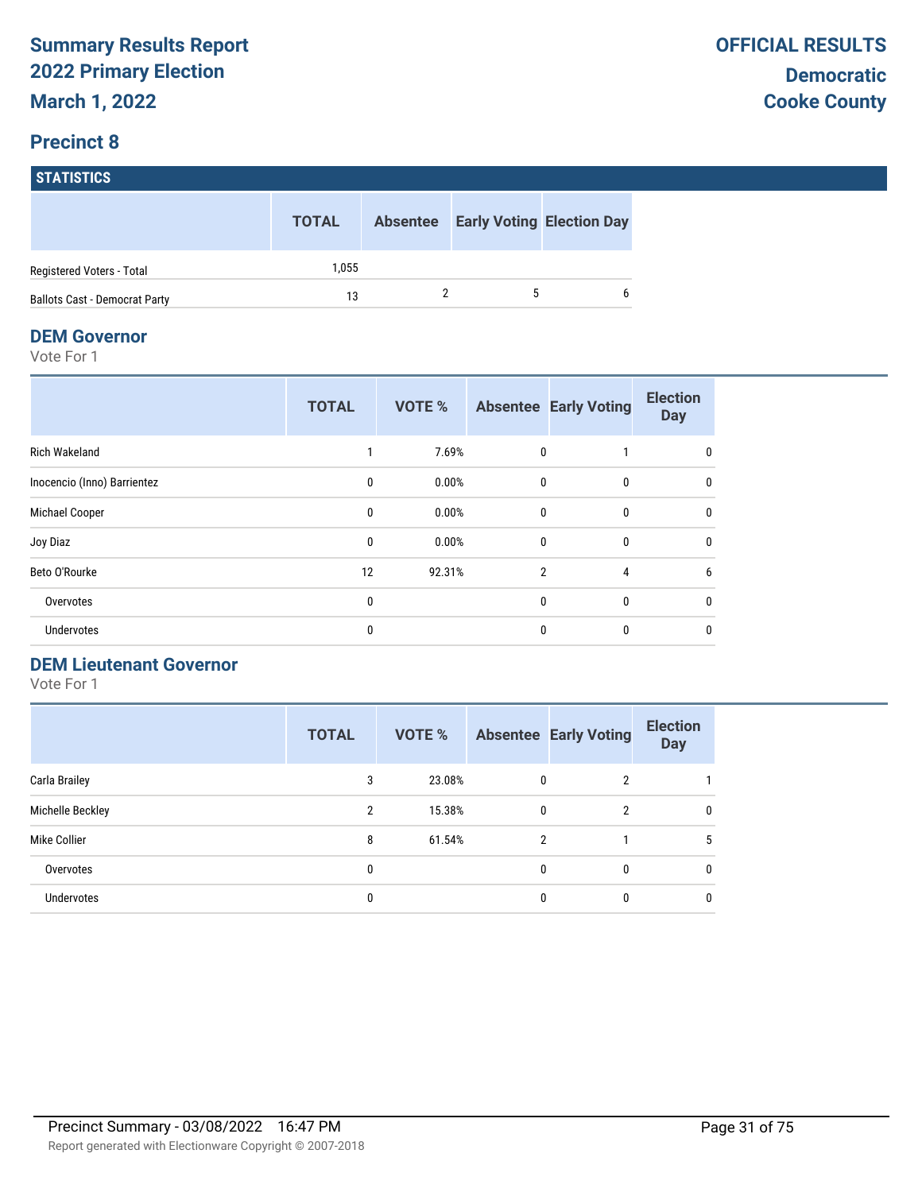# Summary Results Report
## 2022 Primary Election
## March 1, 2022

**OFFICIAL RESULTS**
**Democratic**
**Cooke County**

## Precinct 8

### STATISTICS

| | TOTAL | Absentee | Early Voting | Election Day |
|---|---|---|---|---|
| Registered Voters - Total | 1,055 | | | |
| Ballots Cast - Democrat Party | 13 | 2 | 5 | 6 |

### DEM Governor

Vote For 1

| | TOTAL | VOTE % | Absentee | Early Voting | Election Day |
|---|---|---|---|---|---|
| Rich Wakeland | 1 | 7.69% | 0 | 1 | 0 |
| Inocencio (Inno) Barrientez | 0 | 0.00% | 0 | 0 | 0 |
| Michael Cooper | 0 | 0.00% | 0 | 0 | 0 |
| Joy Diaz | 0 | 0.00% | 0 | 0 | 0 |
| Beto O'Rourke | 12 | 92.31% | 2 | 4 | 6 |
| Overvotes | 0 | | 0 | 0 | 0 |
| Undervotes | 0 | | 0 | 0 | 0 |

### DEM Lieutenant Governor

Vote For 1

| | TOTAL | VOTE % | Absentee | Early Voting | Election Day |
|---|---|---|---|---|---|
| Carla Brailey | 3 | 23.08% | 0 | 2 | 1 |
| Michelle Beckley | 2 | 15.38% | 0 | 2 | 0 |
| Mike Collier | 8 | 61.54% | 2 | 1 | 5 |
| Overvotes | 0 | | 0 | 0 | 0 |
| Undervotes | 0 | | 0 | 0 | 0 |

Precinct Summary - 03/08/2022 16:47 PM

Report generated with Electionware Copyright © 2007-2018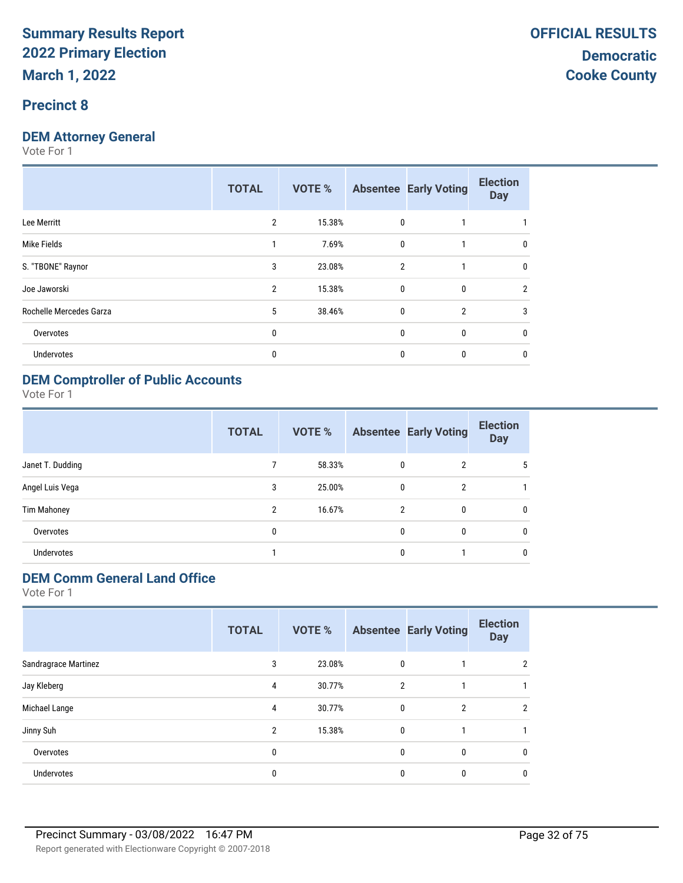**Summary Results Report**
**2022 Primary Election**
**March 1, 2022**

**OFFICIAL RESULTS**
**Democratic**
**Cooke County**

## Precinct 8

### DEM Attorney General

Vote For 1

| | TOTAL | VOTE % | Absentee | Early Voting | Election Day |
|---|---|---|---|---|---|
| Lee Merritt | 2 | 15.38% | 0 | 1 | 1 |
| Mike Fields | 1 | 7.69% | 0 | 1 | 0 |
| S. "TBONE" Raynor | 3 | 23.08% | 2 | 1 | 0 |
| Joe Jaworski | 2 | 15.38% | 0 | 0 | 2 |
| Rochelle Mercedes Garza | 5 | 38.46% | 0 | 2 | 3 |
| Overvotes | 0 | | 0 | 0 | 0 |
| Undervotes | 0 | | 0 | 0 | 0 |

### DEM Comptroller of Public Accounts

Vote For 1

| | TOTAL | VOTE % | Absentee | Early Voting | Election Day |
|---|---|---|---|---|---|
| Janet T. Dudding | 7 | 58.33% | 0 | 2 | 5 |
| Angel Luis Vega | 3 | 25.00% | 0 | 2 | 1 |
| Tim Mahoney | 2 | 16.67% | 2 | 0 | 0 |
| Overvotes | 0 | | 0 | 0 | 0 |
| Undervotes | 1 | | 0 | 1 | 0 |

### DEM Comm General Land Office

Vote For 1

| | TOTAL | VOTE % | Absentee | Early Voting | Election Day |
|---|---|---|---|---|---|
| Sandragrace Martinez | 3 | 23.08% | 0 | 1 | 2 |
| Jay Kleberg | 4 | 30.77% | 2 | 1 | 1 |
| Michael Lange | 4 | 30.77% | 0 | 2 | 2 |
| Jinny Suh | 2 | 15.38% | 0 | 1 | 1 |
| Overvotes | 0 | | 0 | 0 | 0 |
| Undervotes | 0 | | 0 | 0 | 0 |

Precinct Summary - 03/08/2022 16:47 PM

Report generated with Electionware Copyright © 2007-2018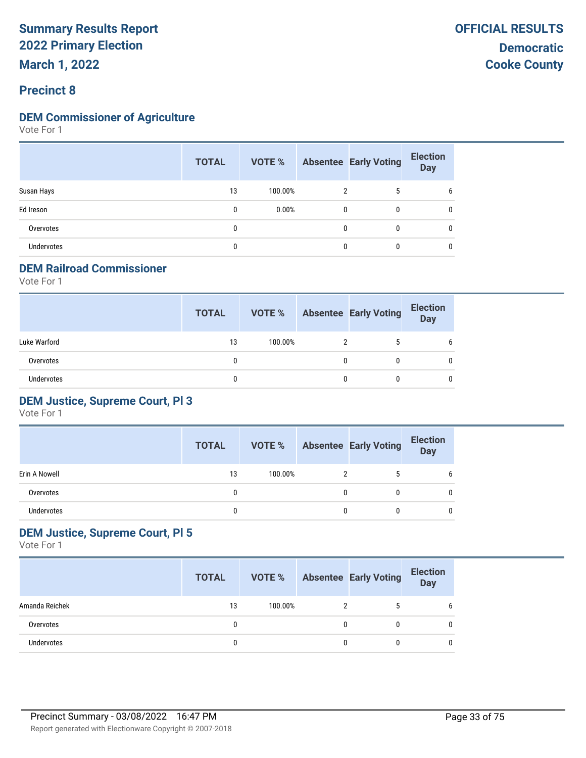# Summary Results Report
# 2022 Primary Election
# March 1, 2022

**OFFICIAL RESULTS**
**Democratic**
**Cooke County**

## Precinct 8

### DEM Commissioner of Agriculture
Vote For 1

| | TOTAL | VOTE % | Absentee | Early Voting | Election Day |
|---|---|---|---|---|---|
| Susan Hays | 13 | 100.00% | 2 | 5 | 6 |
| Ed Ireson | 0 | 0.00% | 0 | 0 | 0 |
| Overvotes | 0 | | 0 | 0 | 0 |
| Undervotes | 0 | | 0 | 0 | 0 |

### DEM Railroad Commissioner
Vote For 1

| | TOTAL | VOTE % | Absentee | Early Voting | Election Day |
|---|---|---|---|---|---|
| Luke Warford | 13 | 100.00% | 2 | 5 | 6 |
| Overvotes | 0 | | 0 | 0 | 0 |
| Undervotes | 0 | | 0 | 0 | 0 |

### DEM Justice, Supreme Court, Pl 3
Vote For 1

| | TOTAL | VOTE % | Absentee | Early Voting | Election Day |
|---|---|---|---|---|---|
| Erin A Nowell | 13 | 100.00% | 2 | 5 | 6 |
| Overvotes | 0 | | 0 | 0 | 0 |
| Undervotes | 0 | | 0 | 0 | 0 |

### DEM Justice, Supreme Court, Pl 5
Vote For 1

| | TOTAL | VOTE % | Absentee | Early Voting | Election Day |
|---|---|---|---|---|---|
| Amanda Reichek | 13 | 100.00% | 2 | 5 | 6 |
| Overvotes | 0 | | 0 | 0 | 0 |
| Undervotes | 0 | | 0 | 0 | 0 |

Precinct Summary - 03/08/2022 16:47 PM

Report generated with Electionware Copyright © 2007-2018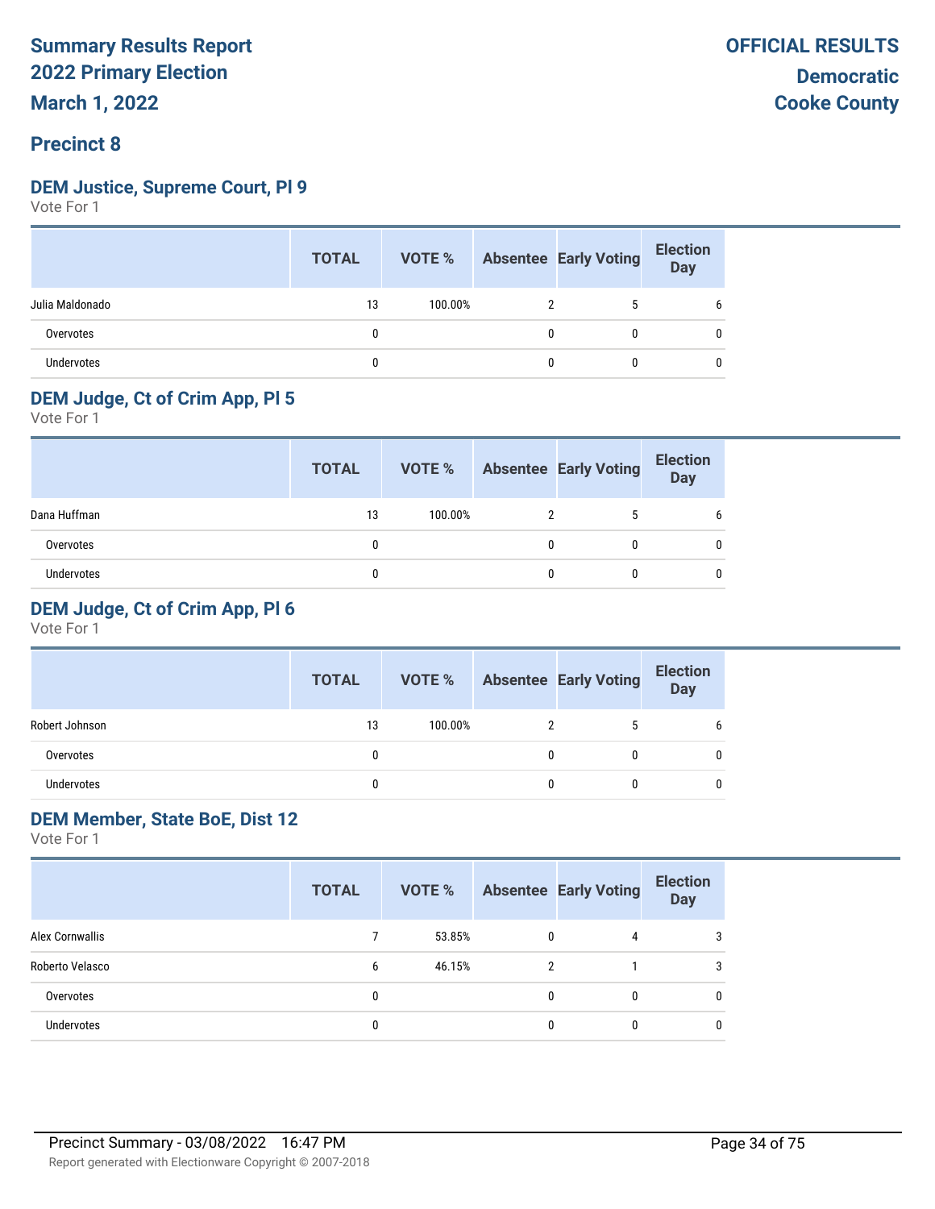# Summary Results Report
# 2022 Primary Election
# March 1, 2022

**OFFICIAL RESULTS**
**Democratic**
**Cooke County**

## Precinct 8

### DEM Justice, Supreme Court, Pl 9

Vote For 1

| | TOTAL | VOTE % | Absentee | Early Voting | Election Day |
|---|---|---|---|---|---|
| Julia Maldonado | 13 | 100.00% | 2 | 5 | 6 |
| Overvotes | 0 | | 0 | 0 | 0 |
| Undervotes | 0 | | 0 | 0 | 0 |

### DEM Judge, Ct of Crim App, Pl 5

Vote For 1

| | TOTAL | VOTE % | Absentee | Early Voting | Election Day |
|---|---|---|---|---|---|
| Dana Huffman | 13 | 100.00% | 2 | 5 | 6 |
| Overvotes | 0 | | 0 | 0 | 0 |
| Undervotes | 0 | | 0 | 0 | 0 |

### DEM Judge, Ct of Crim App, Pl 6

Vote For 1

| | TOTAL | VOTE % | Absentee | Early Voting | Election Day |
|---|---|---|---|---|---|
| Robert Johnson | 13 | 100.00% | 2 | 5 | 6 |
| Overvotes | 0 | | 0 | 0 | 0 |
| Undervotes | 0 | | 0 | 0 | 0 |

### DEM Member, State BoE, Dist 12

Vote For 1

| | TOTAL | VOTE % | Absentee | Early Voting | Election Day |
|---|---|---|---|---|---|
| Alex Cornwallis | 7 | 53.85% | 0 | 4 | 3 |
| Roberto Velasco | 6 | 46.15% | 2 | 1 | 3 |
| Overvotes | 0 | | 0 | 0 | 0 |
| Undervotes | 0 | | 0 | 0 | 0 |

Precinct Summary - 03/08/2022 16:47 PM

Report generated with Electionware Copyright © 2007-2018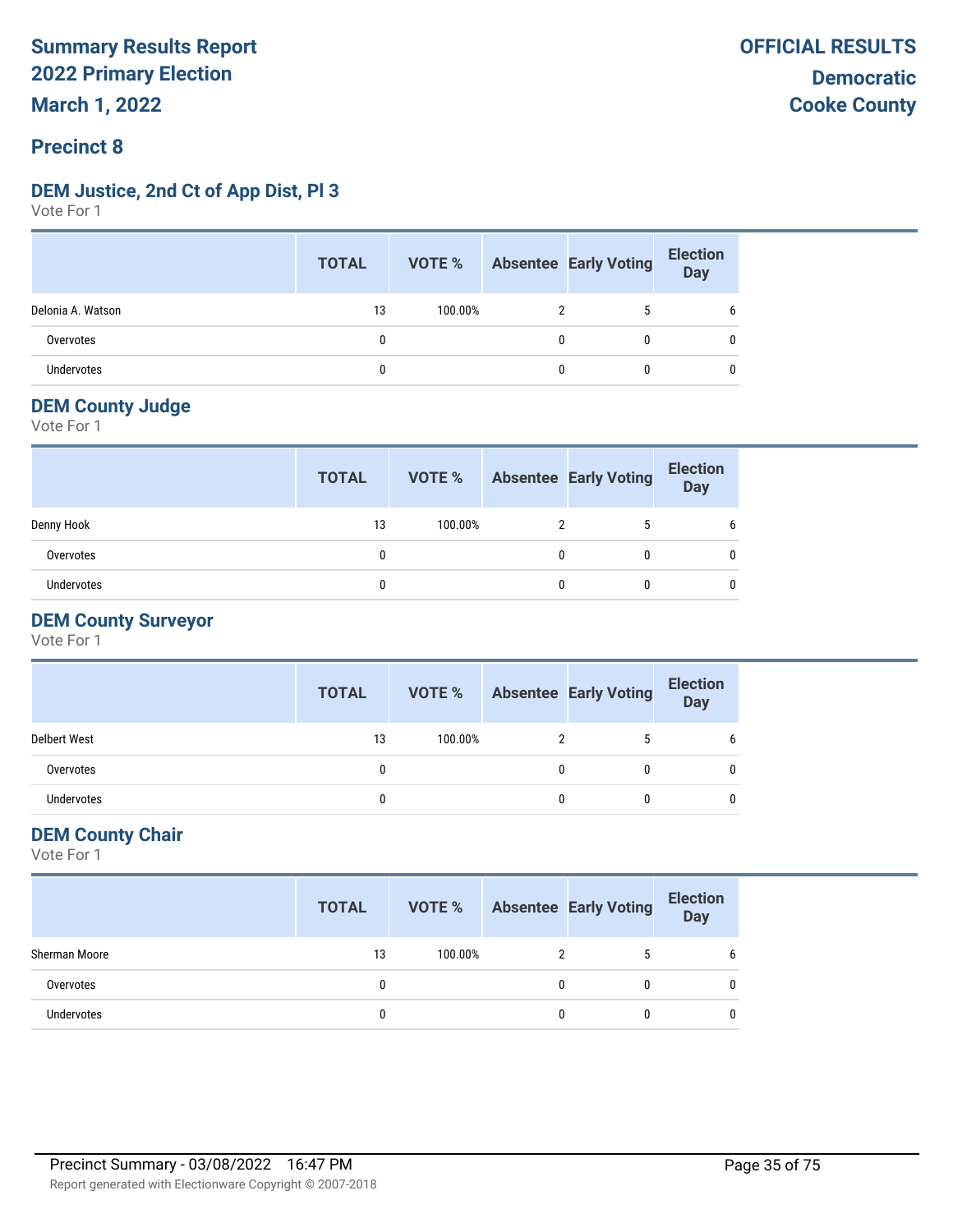**Summary Results Report**
**2022 Primary Election**
**March 1, 2022**

**OFFICIAL RESULTS**
**Democratic**
**Cooke County**

## Precinct 8

### DEM Justice, 2nd Ct of App Dist, Pl 3

Vote For 1

| | TOTAL | VOTE % | Absentee | Early Voting | Election Day |
|---|---|---|---|---|---|
| Delonia A. Watson | 13 | 100.00% | 2 | 5 | 6 |
| Overvotes | 0 | | 0 | 0 | 0 |
| Undervotes | 0 | | 0 | 0 | 0 |

### DEM County Judge

Vote For 1

| | TOTAL | VOTE % | Absentee | Early Voting | Election Day |
|---|---|---|---|---|---|
| Denny Hook | 13 | 100.00% | 2 | 5 | 6 |
| Overvotes | 0 | | 0 | 0 | 0 |
| Undervotes | 0 | | 0 | 0 | 0 |

### DEM County Surveyor

Vote For 1

| | TOTAL | VOTE % | Absentee | Early Voting | Election Day |
|---|---|---|---|---|---|
| Delbert West | 13 | 100.00% | 2 | 5 | 6 |
| Overvotes | 0 | | 0 | 0 | 0 |
| Undervotes | 0 | | 0 | 0 | 0 |

### DEM County Chair

Vote For 1

| | TOTAL | VOTE % | Absentee | Early Voting | Election Day |
|---|---|---|---|---|---|
| Sherman Moore | 13 | 100.00% | 2 | 5 | 6 |
| Overvotes | 0 | | 0 | 0 | 0 |
| Undervotes | 0 | | 0 | 0 | 0 |

Precinct Summary - 03/08/2022 16:47 PM

Report generated with Electionware Copyright © 2007-2018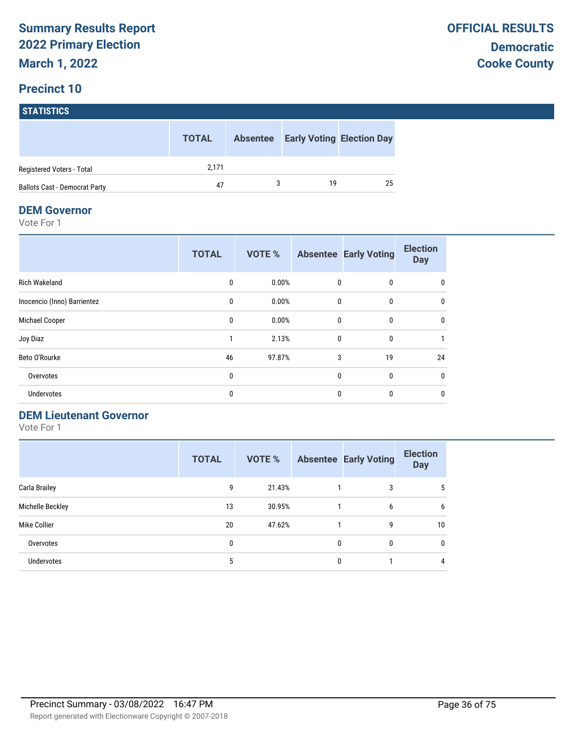# Summary Results Report
# 2022 Primary Election
## March 1, 2022

**OFFICIAL RESULTS**

**Democratic**
**Cooke County**

## Precinct 10

### STATISTICS

| | TOTAL | Absentee | Early Voting | Election Day |
|---|---|---|---|---|
| Registered Voters - Total | 2,171 | | | |
| Ballots Cast - Democrat Party | 47 | 3 | 19 | 25 |

### DEM Governor

Vote For 1

| | TOTAL | VOTE % | Absentee | Early Voting | Election Day |
|---|---|---|---|---|---|
| Rich Wakeland | 0 | 0.00% | 0 | 0 | 0 |
| Inocencio (Inno) Barrientez | 0 | 0.00% | 0 | 0 | 0 |
| Michael Cooper | 0 | 0.00% | 0 | 0 | 0 |
| Joy Diaz | 1 | 2.13% | 0 | 0 | 1 |
| Beto O'Rourke | 46 | 97.87% | 3 | 19 | 24 |
| Overvotes | 0 | | 0 | 0 | 0 |
| Undervotes | 0 | | 0 | 0 | 0 |

### DEM Lieutenant Governor

Vote For 1

| | TOTAL | VOTE % | Absentee | Early Voting | Election Day |
|---|---|---|---|---|---|
| Carla Brailey | 9 | 21.43% | 1 | 3 | 5 |
| Michelle Beckley | 13 | 30.95% | 1 | 6 | 6 |
| Mike Collier | 20 | 47.62% | 1 | 9 | 10 |
| Overvotes | 0 | | 0 | 0 | 0 |
| Undervotes | 5 | | 0 | 1 | 4 |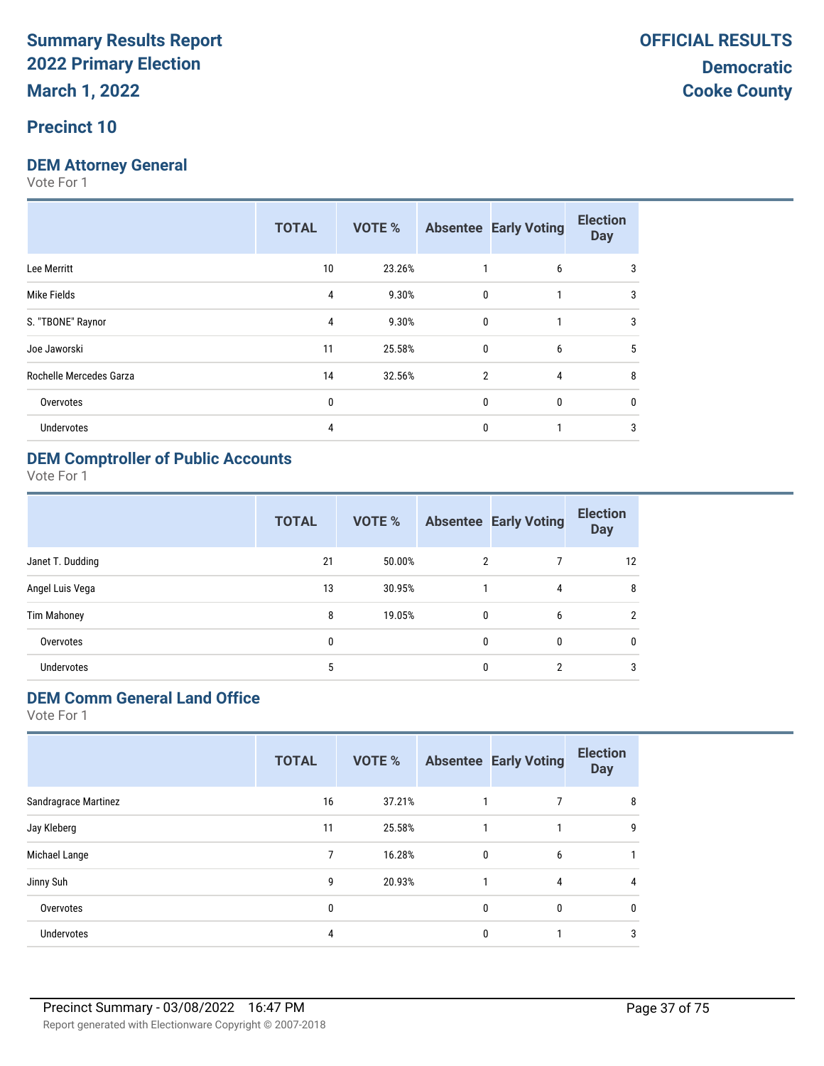**Summary Results Report**
**2022 Primary Election**
**March 1, 2022**

**OFFICIAL RESULTS**
**Democratic**
**Cooke County**

## Precinct 10

### DEM Attorney General

Vote For 1

| | TOTAL | VOTE % | Absentee | Early Voting | Election Day |
|---|---|---|---|---|---|
| Lee Merritt | 10 | 23.26% | 1 | 6 | 3 |
| Mike Fields | 4 | 9.30% | 0 | 1 | 3 |
| S. "TBONE" Raynor | 4 | 9.30% | 0 | 1 | 3 |
| Joe Jaworski | 11 | 25.58% | 0 | 6 | 5 |
| Rochelle Mercedes Garza | 14 | 32.56% | 2 | 4 | 8 |
| Overvotes | 0 | | 0 | 0 | 0 |
| Undervotes | 4 | | 0 | 1 | 3 |

### DEM Comptroller of Public Accounts

Vote For 1

| | TOTAL | VOTE % | Absentee | Early Voting | Election Day |
|---|---|---|---|---|---|
| Janet T. Dudding | 21 | 50.00% | 2 | 7 | 12 |
| Angel Luis Vega | 13 | 30.95% | 1 | 4 | 8 |
| Tim Mahoney | 8 | 19.05% | 0 | 6 | 2 |
| Overvotes | 0 | | 0 | 0 | 0 |
| Undervotes | 5 | | 0 | 2 | 3 |

### DEM Comm General Land Office

Vote For 1

| | TOTAL | VOTE % | Absentee | Early Voting | Election Day |
|---|---|---|---|---|---|
| Sandragrace Martinez | 16 | 37.21% | 1 | 7 | 8 |
| Jay Kleberg | 11 | 25.58% | 1 | 1 | 9 |
| Michael Lange | 7 | 16.28% | 0 | 6 | 1 |
| Jinny Suh | 9 | 20.93% | 1 | 4 | 4 |
| Overvotes | 0 | | 0 | 0 | 0 |
| Undervotes | 4 | | 0 | 1 | 3 |

Precinct Summary - 03/08/2022 16:47 PM

Report generated with Electionware Copyright © 2007-2018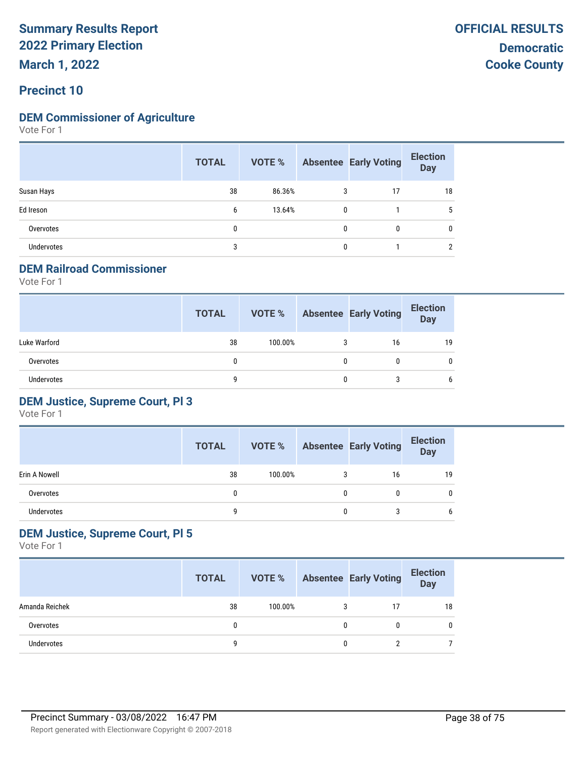# Summary Results Report
# 2022 Primary Election
# March 1, 2022

**OFFICIAL RESULTS**
**Democratic**
**Cooke County**

## Precinct 10

### DEM Commissioner of Agriculture

Vote For 1

| | TOTAL | VOTE % | Absentee | Early Voting | Election Day |
|---|---|---|---|---|---|
| Susan Hays | 38 | 86.36% | 3 | 17 | 18 |
| Ed Ireson | 6 | 13.64% | 0 | 1 | 5 |
| Overvotes | 0 | | 0 | 0 | 0 |
| Undervotes | 3 | | 0 | 1 | 2 |

### DEM Railroad Commissioner

Vote For 1

| | TOTAL | VOTE % | Absentee | Early Voting | Election Day |
|---|---|---|---|---|---|
| Luke Warford | 38 | 100.00% | 3 | 16 | 19 |
| Overvotes | 0 | | 0 | 0 | 0 |
| Undervotes | 9 | | 0 | 3 | 6 |

### DEM Justice, Supreme Court, Pl 3

Vote For 1

| | TOTAL | VOTE % | Absentee | Early Voting | Election Day |
|---|---|---|---|---|---|
| Erin A Nowell | 38 | 100.00% | 3 | 16 | 19 |
| Overvotes | 0 | | 0 | 0 | 0 |
| Undervotes | 9 | | 0 | 3 | 6 |

### DEM Justice, Supreme Court, Pl 5

Vote For 1

| | TOTAL | VOTE % | Absentee | Early Voting | Election Day |
|---|---|---|---|---|---|
| Amanda Reichek | 38 | 100.00% | 3 | 17 | 18 |
| Overvotes | 0 | | 0 | 0 | 0 |
| Undervotes | 9 | | 0 | 2 | 7 |

Precinct Summary - 03/08/2022 16:47 PM

Report generated with Electionware Copyright © 2007-2018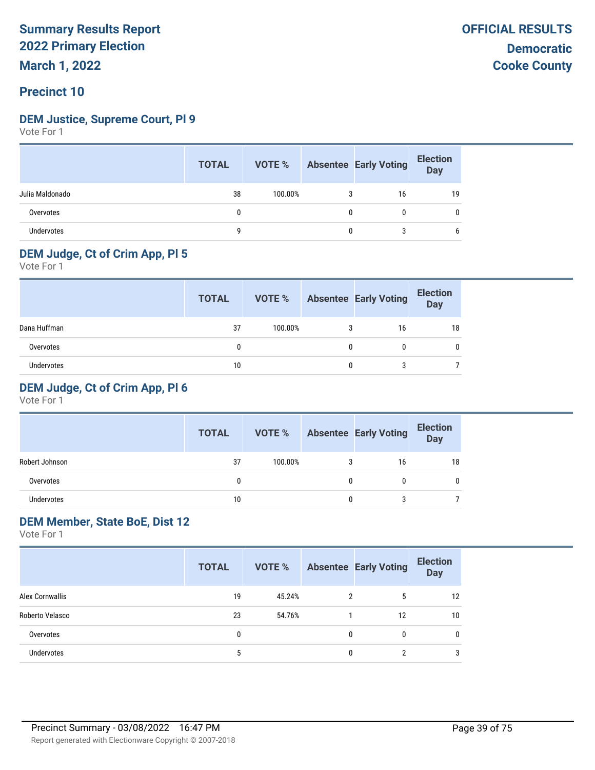# Summary Results Report
# 2022 Primary Election
# March 1, 2022

**OFFICIAL RESULTS**
**Democratic**
**Cooke County**

## Precinct 10

### DEM Justice, Supreme Court, Pl 9

Vote For 1

| | TOTAL | VOTE % | Absentee | Early Voting | Election Day |
|---|---|---|---|---|---|
| Julia Maldonado | 38 | 100.00% | 3 | 16 | 19 |
| Overvotes | 0 | | 0 | 0 | 0 |
| Undervotes | 9 | | 0 | 3 | 6 |

### DEM Judge, Ct of Crim App, Pl 5

Vote For 1

| | TOTAL | VOTE % | Absentee | Early Voting | Election Day |
|---|---|---|---|---|---|
| Dana Huffman | 37 | 100.00% | 3 | 16 | 18 |
| Overvotes | 0 | | 0 | 0 | 0 |
| Undervotes | 10 | | 0 | 3 | 7 |

### DEM Judge, Ct of Crim App, Pl 6

Vote For 1

| | TOTAL | VOTE % | Absentee | Early Voting | Election Day |
|---|---|---|---|---|---|
| Robert Johnson | 37 | 100.00% | 3 | 16 | 18 |
| Overvotes | 0 | | 0 | 0 | 0 |
| Undervotes | 10 | | 0 | 3 | 7 |

### DEM Member, State BoE, Dist 12

Vote For 1

| | TOTAL | VOTE % | Absentee | Early Voting | Election Day |
|---|---|---|---|---|---|
| Alex Cornwallis | 19 | 45.24% | 2 | 5 | 12 |
| Roberto Velasco | 23 | 54.76% | 1 | 12 | 10 |
| Overvotes | 0 | | 0 | 0 | 0 |
| Undervotes | 5 | | 0 | 2 | 3 |

Precinct Summary - 03/08/2022 16:47 PM

Report generated with Electionware Copyright © 2007-2018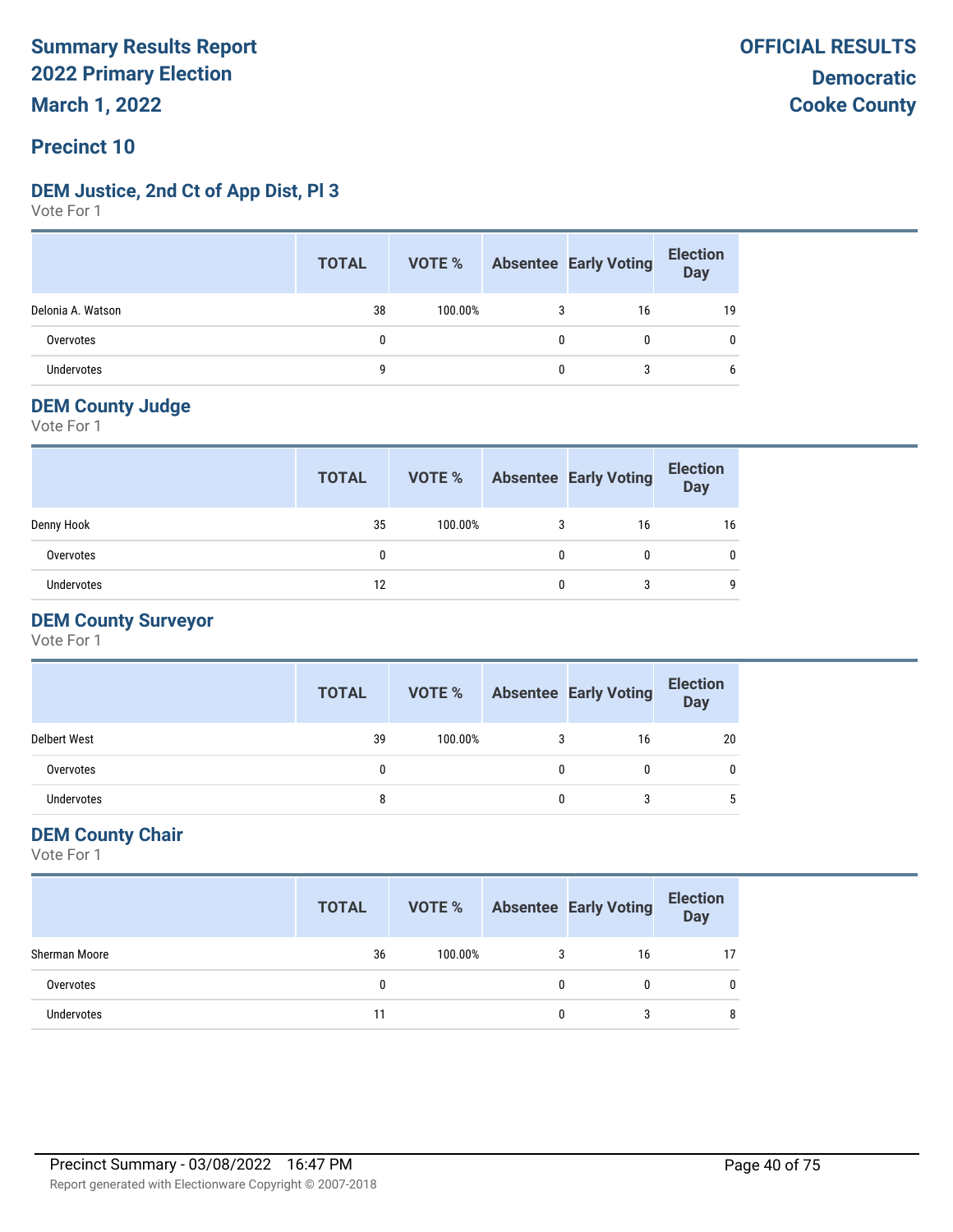# Summary Results Report
# 2022 Primary Election
# March 1, 2022

**OFFICIAL RESULTS**
**Democratic**
**Cooke County**

## Precinct 10

### DEM Justice, 2nd Ct of App Dist, Pl 3
Vote For 1

| | TOTAL | VOTE % | Absentee | Early Voting | Election Day |
|---|---|---|---|---|---|
| Delonia A. Watson | 38 | 100.00% | 3 | 16 | 19 |
| Overvotes | 0 | | 0 | 0 | 0 |
| Undervotes | 9 | | 0 | 3 | 6 |

### DEM County Judge
Vote For 1

| | TOTAL | VOTE % | Absentee | Early Voting | Election Day |
|---|---|---|---|---|---|
| Denny Hook | 35 | 100.00% | 3 | 16 | 16 |
| Overvotes | 0 | | 0 | 0 | 0 |
| Undervotes | 12 | | 0 | 3 | 9 |

### DEM County Surveyor
Vote For 1

| | TOTAL | VOTE % | Absentee | Early Voting | Election Day |
|---|---|---|---|---|---|
| Delbert West | 39 | 100.00% | 3 | 16 | 20 |
| Overvotes | 0 | | 0 | 0 | 0 |
| Undervotes | 8 | | 0 | 3 | 5 |

### DEM County Chair
Vote For 1

| | TOTAL | VOTE % | Absentee | Early Voting | Election Day |
|---|---|---|---|---|---|
| Sherman Moore | 36 | 100.00% | 3 | 16 | 17 |
| Overvotes | 0 | | 0 | 0 | 0 |
| Undervotes | 11 | | 0 | 3 | 8 |

Precinct Summary - 03/08/2022 16:47 PM

Report generated with Electionware Copyright © 2007-2018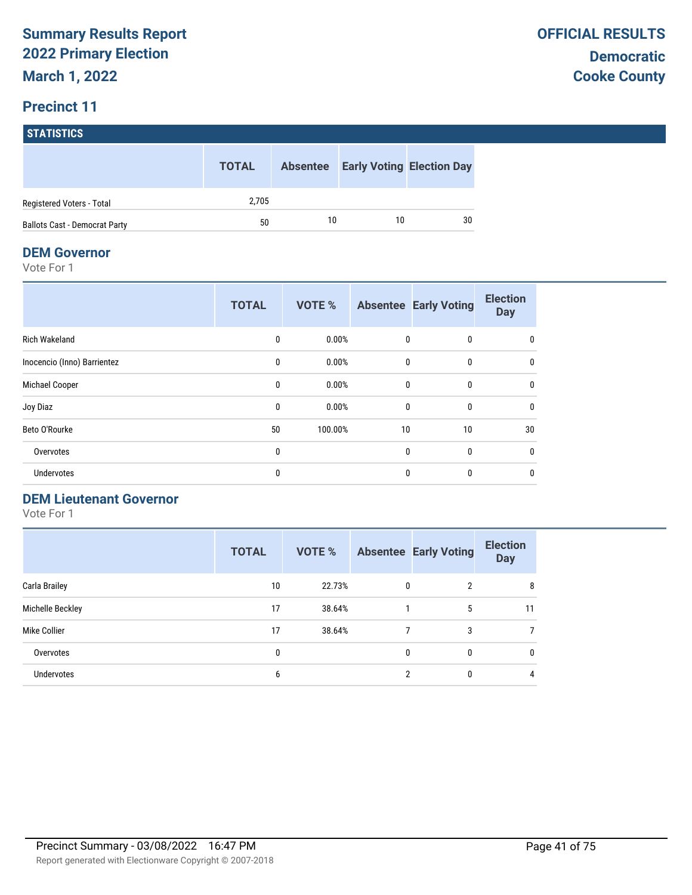# Summary Results Report
# 2022 Primary Election
## March 1, 2022

**OFFICIAL RESULTS**
**Democratic**
**Cooke County**

## Precinct 11

### STATISTICS

| | TOTAL | Absentee | Early Voting | Election Day |
|---|---|---|---|---|
| Registered Voters - Total | 2,705 | | | |
| Ballots Cast - Democrat Party | 50 | 10 | 10 | 30 |

### DEM Governor

Vote For 1

| | TOTAL | VOTE % | Absentee | Early Voting | Election Day |
|---|---|---|---|---|---|
| Rich Wakeland | 0 | 0.00% | 0 | 0 | 0 |
| Inocencio (Inno) Barrientez | 0 | 0.00% | 0 | 0 | 0 |
| Michael Cooper | 0 | 0.00% | 0 | 0 | 0 |
| Joy Diaz | 0 | 0.00% | 0 | 0 | 0 |
| Beto O'Rourke | 50 | 100.00% | 10 | 10 | 30 |
| Overvotes | 0 | | 0 | 0 | 0 |
| Undervotes | 0 | | 0 | 0 | 0 |

### DEM Lieutenant Governor

Vote For 1

| | TOTAL | VOTE % | Absentee | Early Voting | Election Day |
|---|---|---|---|---|---|
| Carla Brailey | 10 | 22.73% | 0 | 2 | 8 |
| Michelle Beckley | 17 | 38.64% | 1 | 5 | 11 |
| Mike Collier | 17 | 38.64% | 7 | 3 | 7 |
| Overvotes | 0 | | 0 | 0 | 0 |
| Undervotes | 6 | | 2 | 0 | 4 |

Precinct Summary - 03/08/2022 16:47 PM

Report generated with Electionware Copyright © 2007-2018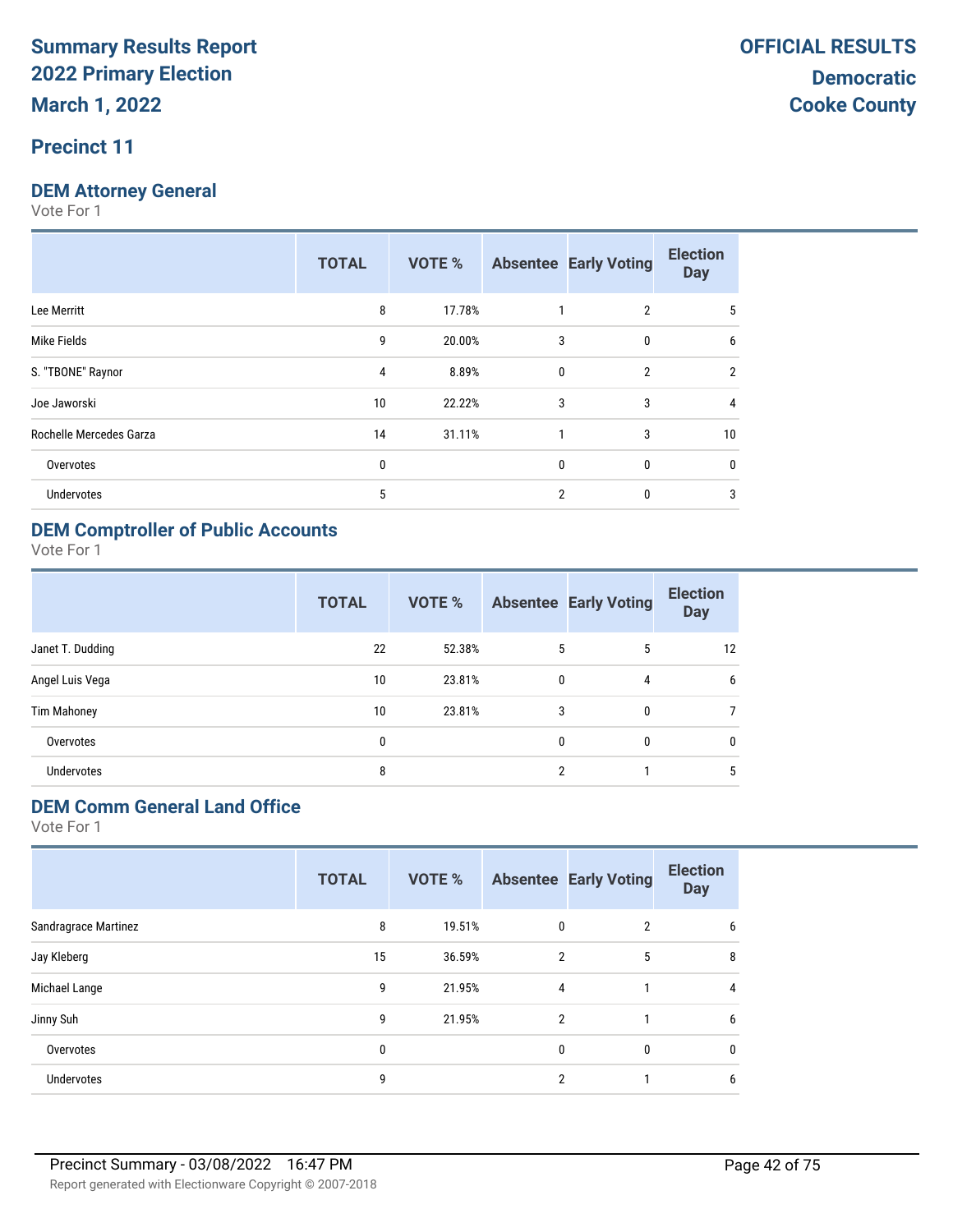# Summary Results Report
# 2022 Primary Election
# March 1, 2022

**OFFICIAL RESULTS**
**Democratic**
**Cooke County**

## Precinct 11

### DEM Attorney General

Vote For 1

| | TOTAL | VOTE % | Absentee | Early Voting | Election Day |
|---|---|---|---|---|---|
| Lee Merritt | 8 | 17.78% | 1 | 2 | 5 |
| Mike Fields | 9 | 20.00% | 3 | 0 | 6 |
| S. "TBONE" Raynor | 4 | 8.89% | 0 | 2 | 2 |
| Joe Jaworski | 10 | 22.22% | 3 | 3 | 4 |
| Rochelle Mercedes Garza | 14 | 31.11% | 1 | 3 | 10 |
| Overvotes | 0 | | 0 | 0 | 0 |
| Undervotes | 5 | | 2 | 0 | 3 |

### DEM Comptroller of Public Accounts

Vote For 1

| | TOTAL | VOTE % | Absentee | Early Voting | Election Day |
|---|---|---|---|---|---|
| Janet T. Dudding | 22 | 52.38% | 5 | 5 | 12 |
| Angel Luis Vega | 10 | 23.81% | 0 | 4 | 6 |
| Tim Mahoney | 10 | 23.81% | 3 | 0 | 7 |
| Overvotes | 0 | | 0 | 0 | 0 |
| Undervotes | 8 | | 2 | 1 | 5 |

### DEM Comm General Land Office

Vote For 1

| | TOTAL | VOTE % | Absentee | Early Voting | Election Day |
|---|---|---|---|---|---|
| Sandragrace Martinez | 8 | 19.51% | 0 | 2 | 6 |
| Jay Kleberg | 15 | 36.59% | 2 | 5 | 8 |
| Michael Lange | 9 | 21.95% | 4 | 1 | 4 |
| Jinny Suh | 9 | 21.95% | 2 | 1 | 6 |
| Overvotes | 0 | | 0 | 0 | 0 |
| Undervotes | 9 | | 2 | 1 | 6 |

Precinct Summary - 03/08/2022 16:47 PM

Report generated with Electionware Copyright © 2007-2018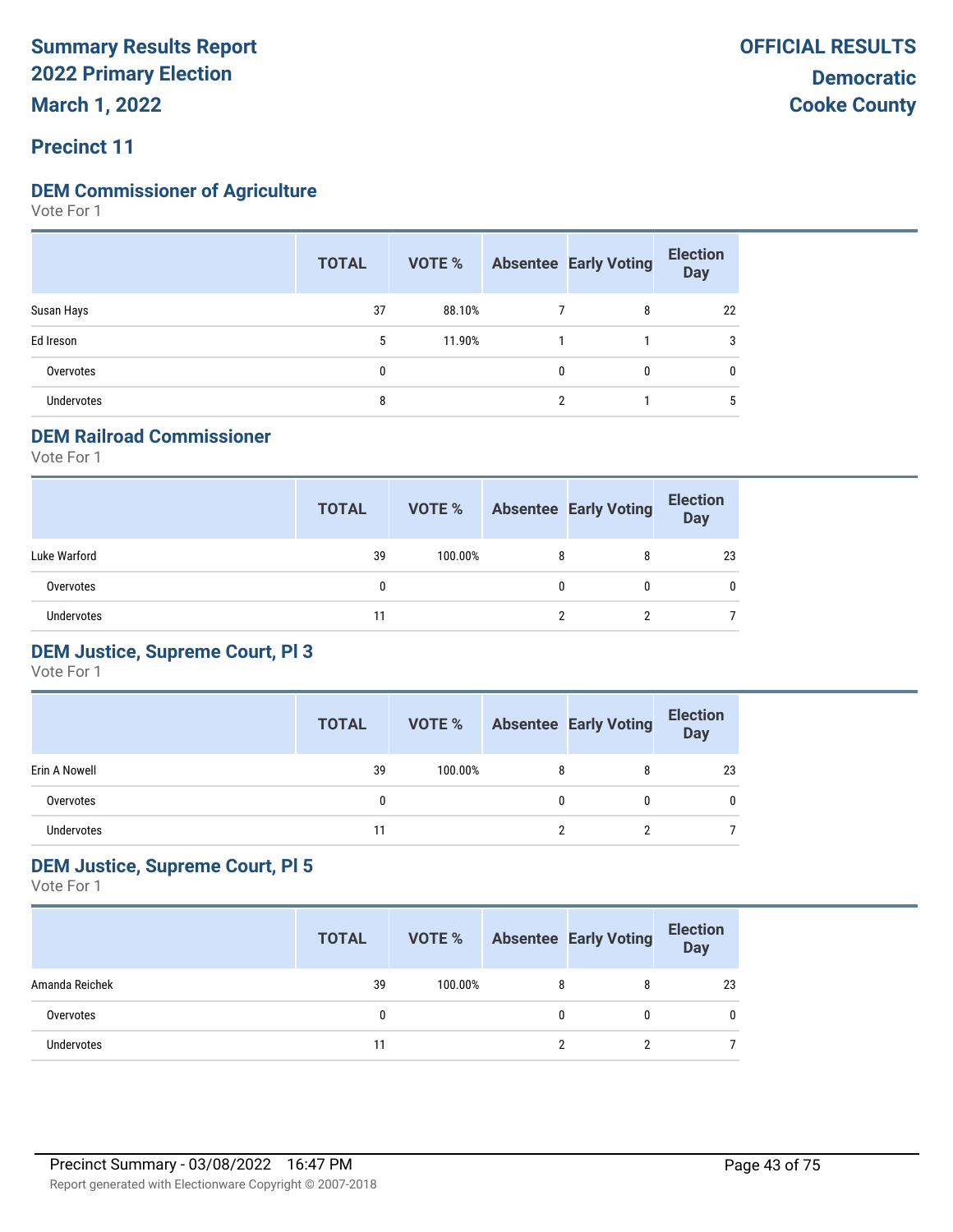# Summary Results Report
# 2022 Primary Election
# March 1, 2022

**OFFICIAL RESULTS**
**Democratic**
**Cooke County**

## Precinct 11

### DEM Commissioner of Agriculture

Vote For 1

| | TOTAL | VOTE % | Absentee | Early Voting | Election Day |
|---|---|---|---|---|---|
| Susan Hays | 37 | 88.10% | 7 | 8 | 22 |
| Ed Ireson | 5 | 11.90% | 1 | 1 | 3 |
| Overvotes | 0 | | 0 | 0 | 0 |
| Undervotes | 8 | | 2 | 1 | 5 |

### DEM Railroad Commissioner

Vote For 1

| | TOTAL | VOTE % | Absentee | Early Voting | Election Day |
|---|---|---|---|---|---|
| Luke Warford | 39 | 100.00% | 8 | 8 | 23 |
| Overvotes | 0 | | 0 | 0 | 0 |
| Undervotes | 11 | | 2 | 2 | 7 |

### DEM Justice, Supreme Court, Pl 3

Vote For 1

| | TOTAL | VOTE % | Absentee | Early Voting | Election Day |
|---|---|---|---|---|---|
| Erin A Nowell | 39 | 100.00% | 8 | 8 | 23 |
| Overvotes | 0 | | 0 | 0 | 0 |
| Undervotes | 11 | | 2 | 2 | 7 |

### DEM Justice, Supreme Court, Pl 5

Vote For 1

| | TOTAL | VOTE % | Absentee | Early Voting | Election Day |
|---|---|---|---|---|---|
| Amanda Reichek | 39 | 100.00% | 8 | 8 | 23 |
| Overvotes | 0 | | 0 | 0 | 0 |
| Undervotes | 11 | | 2 | 2 | 7 |

Precinct Summary - 03/08/2022 16:47 PM

Report generated with Electionware Copyright © 2007-2018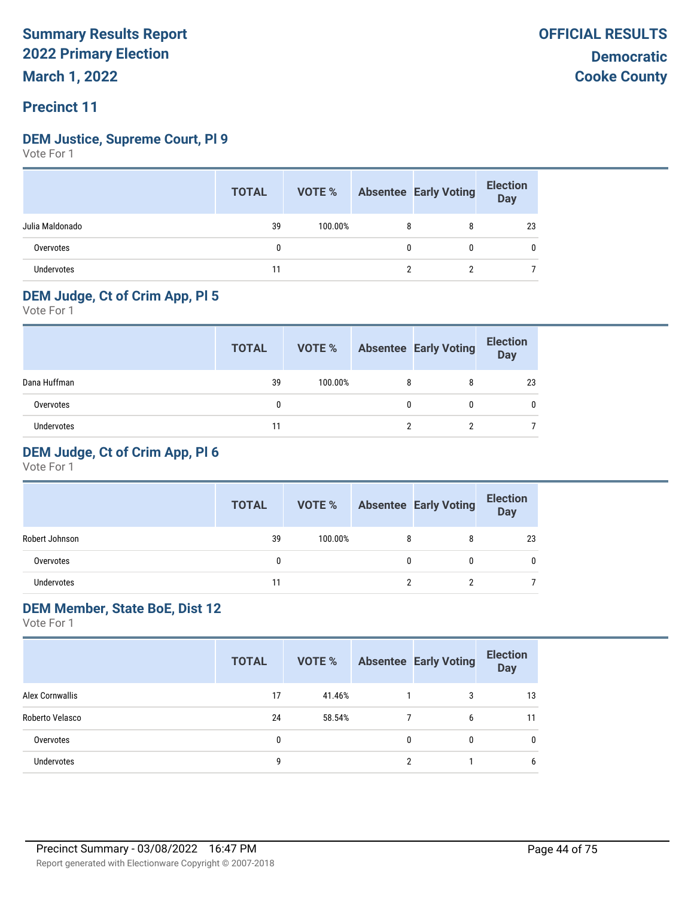# Summary Results Report
# 2022 Primary Election
# March 1, 2022

**OFFICIAL RESULTS**
**Democratic**
**Cooke County**

## Precinct 11

### DEM Justice, Supreme Court, Pl 9

Vote For 1

| | TOTAL | VOTE % | Absentee | Early Voting | Election Day |
|---|---|---|---|---|---|
| Julia Maldonado | 39 | 100.00% | 8 | 8 | 23 |
| Overvotes | 0 | | 0 | 0 | 0 |
| Undervotes | 11 | | 2 | 2 | 7 |

### DEM Judge, Ct of Crim App, Pl 5

Vote For 1

| | TOTAL | VOTE % | Absentee | Early Voting | Election Day |
|---|---|---|---|---|---|
| Dana Huffman | 39 | 100.00% | 8 | 8 | 23 |
| Overvotes | 0 | | 0 | 0 | 0 |
| Undervotes | 11 | | 2 | 2 | 7 |

### DEM Judge, Ct of Crim App, Pl 6

Vote For 1

| | TOTAL | VOTE % | Absentee | Early Voting | Election Day |
|---|---|---|---|---|---|
| Robert Johnson | 39 | 100.00% | 8 | 8 | 23 |
| Overvotes | 0 | | 0 | 0 | 0 |
| Undervotes | 11 | | 2 | 2 | 7 |

### DEM Member, State BoE, Dist 12

Vote For 1

| | TOTAL | VOTE % | Absentee | Early Voting | Election Day |
|---|---|---|---|---|---|
| Alex Cornwallis | 17 | 41.46% | 1 | 3 | 13 |
| Roberto Velasco | 24 | 58.54% | 7 | 6 | 11 |
| Overvotes | 0 | | 0 | 0 | 0 |
| Undervotes | 9 | | 2 | 1 | 6 |

Precinct Summary - 03/08/2022 16:47 PM

Report generated with Electionware Copyright © 2007-2018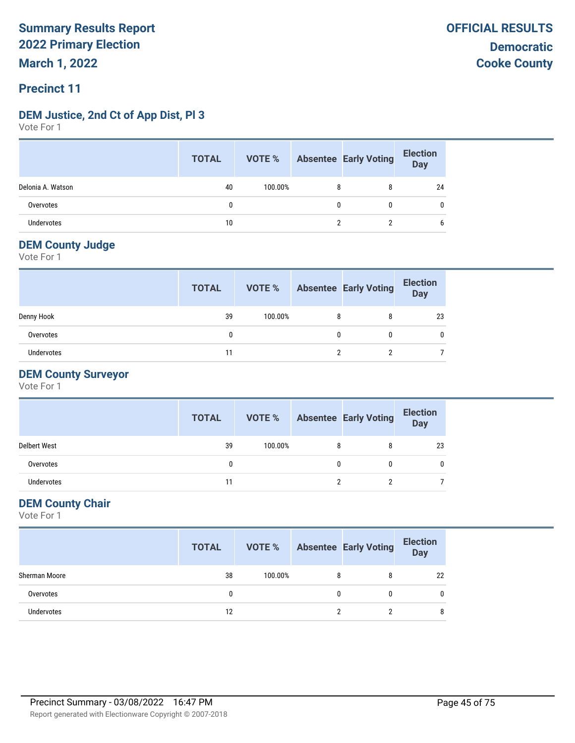# Summary Results Report
# 2022 Primary Election
# March 1, 2022

**OFFICIAL RESULTS**
**Democratic**
**Cooke County**

## Precinct 11

### DEM Justice, 2nd Ct of App Dist, Pl 3

Vote For 1

| | TOTAL | VOTE % | Absentee | Early Voting | Election Day |
|---|---|---|---|---|---|
| Delonia A. Watson | 40 | 100.00% | 8 | 8 | 24 |
| Overvotes | 0 | | 0 | 0 | 0 |
| Undervotes | 10 | | 2 | 2 | 6 |

### DEM County Judge

Vote For 1

| | TOTAL | VOTE % | Absentee | Early Voting | Election Day |
|---|---|---|---|---|---|
| Denny Hook | 39 | 100.00% | 8 | 8 | 23 |
| Overvotes | 0 | | 0 | 0 | 0 |
| Undervotes | 11 | | 2 | 2 | 7 |

### DEM County Surveyor

Vote For 1

| | TOTAL | VOTE % | Absentee | Early Voting | Election Day |
|---|---|---|---|---|---|
| Delbert West | 39 | 100.00% | 8 | 8 | 23 |
| Overvotes | 0 | | 0 | 0 | 0 |
| Undervotes | 11 | | 2 | 2 | 7 |

### DEM County Chair

Vote For 1

| | TOTAL | VOTE % | Absentee | Early Voting | Election Day |
|---|---|---|---|---|---|
| Sherman Moore | 38 | 100.00% | 8 | 8 | 22 |
| Overvotes | 0 | | 0 | 0 | 0 |
| Undervotes | 12 | | 2 | 2 | 8 |

Precinct Summary - 03/08/2022 16:47 PM

Report generated with Electionware Copyright © 2007-2018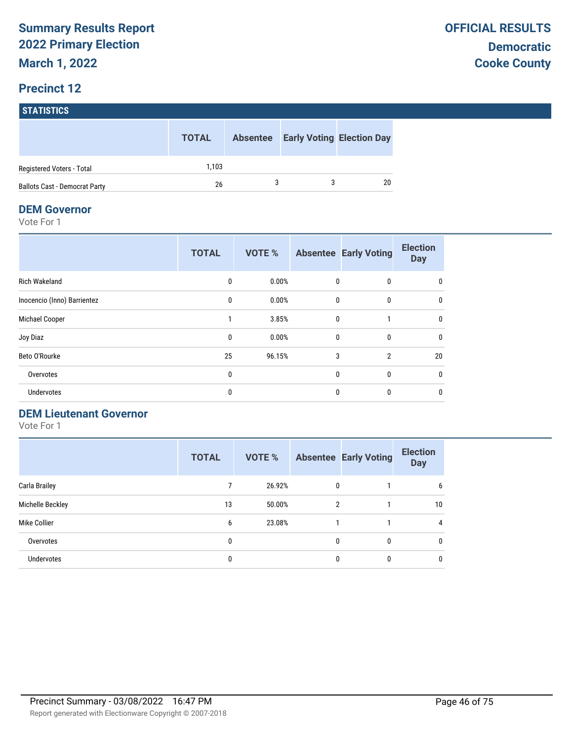# Summary Results Report
## 2022 Primary Election
## March 1, 2022

**OFFICIAL RESULTS**
**Democratic**
**Cooke County**

## Precinct 12

### STATISTICS

| | TOTAL | Absentee | Early Voting | Election Day |
|---|---|---|---|---|
| Registered Voters - Total | 1,103 | | | |
| Ballots Cast - Democrat Party | 26 | 3 | 3 | 20 |

### DEM Governor

Vote For 1

| | TOTAL | VOTE % | Absentee | Early Voting | Election Day |
|---|---|---|---|---|---|
| Rich Wakeland | 0 | 0.00% | 0 | 0 | 0 |
| Inocencio (Inno) Barrientez | 0 | 0.00% | 0 | 0 | 0 |
| Michael Cooper | 1 | 3.85% | 0 | 1 | 0 |
| Joy Diaz | 0 | 0.00% | 0 | 0 | 0 |
| Beto O'Rourke | 25 | 96.15% | 3 | 2 | 20 |
| Overvotes | 0 | | 0 | 0 | 0 |
| Undervotes | 0 | | 0 | 0 | 0 |

### DEM Lieutenant Governor

Vote For 1

| | TOTAL | VOTE % | Absentee | Early Voting | Election Day |
|---|---|---|---|---|---|
| Carla Brailey | 7 | 26.92% | 0 | 1 | 6 |
| Michelle Beckley | 13 | 50.00% | 2 | 1 | 10 |
| Mike Collier | 6 | 23.08% | 1 | 1 | 4 |
| Overvotes | 0 | | 0 | 0 | 0 |
| Undervotes | 0 | | 0 | 0 | 0 |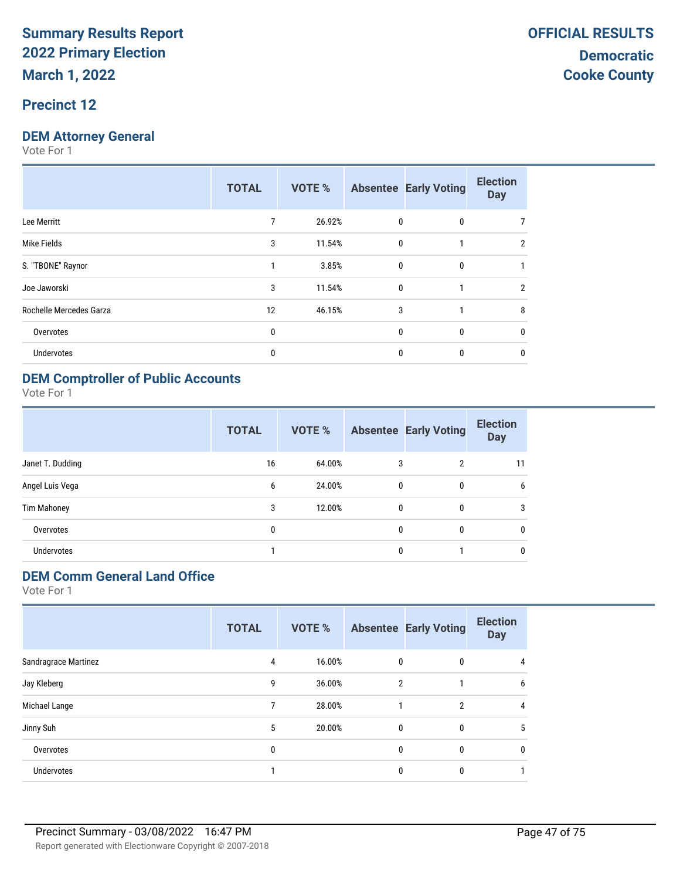# Summary Results Report 2022 Primary Election

**March 1, 2022**

**OFFICIAL RESULTS**

**Democratic**

**Cooke County**

## Precinct 12

### DEM Attorney General

Vote For 1

| | TOTAL | VOTE % | Absentee | Early Voting | Election Day |
|---|---|---|---|---|---|
| Lee Merritt | 7 | 26.92% | 0 | 0 | 7 |
| Mike Fields | 3 | 11.54% | 0 | 1 | 2 |
| S. "TBONE" Raynor | 1 | 3.85% | 0 | 0 | 1 |
| Joe Jaworski | 3 | 11.54% | 0 | 1 | 2 |
| Rochelle Mercedes Garza | 12 | 46.15% | 3 | 1 | 8 |
| Overvotes | 0 | | 0 | 0 | 0 |
| Undervotes | 0 | | 0 | 0 | 0 |

### DEM Comptroller of Public Accounts

Vote For 1

| | TOTAL | VOTE % | Absentee | Early Voting | Election Day |
|---|---|---|---|---|---|
| Janet T. Dudding | 16 | 64.00% | 3 | 2 | 11 |
| Angel Luis Vega | 6 | 24.00% | 0 | 0 | 6 |
| Tim Mahoney | 3 | 12.00% | 0 | 0 | 3 |
| Overvotes | 0 | | 0 | 0 | 0 |
| Undervotes | 1 | | 0 | 1 | 0 |

### DEM Comm General Land Office

Vote For 1

| | TOTAL | VOTE % | Absentee | Early Voting | Election Day |
|---|---|---|---|---|---|
| Sandragrace Martinez | 4 | 16.00% | 0 | 0 | 4 |
| Jay Kleberg | 9 | 36.00% | 2 | 1 | 6 |
| Michael Lange | 7 | 28.00% | 1 | 2 | 4 |
| Jinny Suh | 5 | 20.00% | 0 | 0 | 5 |
| Overvotes | 0 | | 0 | 0 | 0 |
| Undervotes | 1 | | 0 | 0 | 1 |

Precinct Summary - 03/08/2022 16:47 PM

Report generated with Electionware Copyright © 2007-2018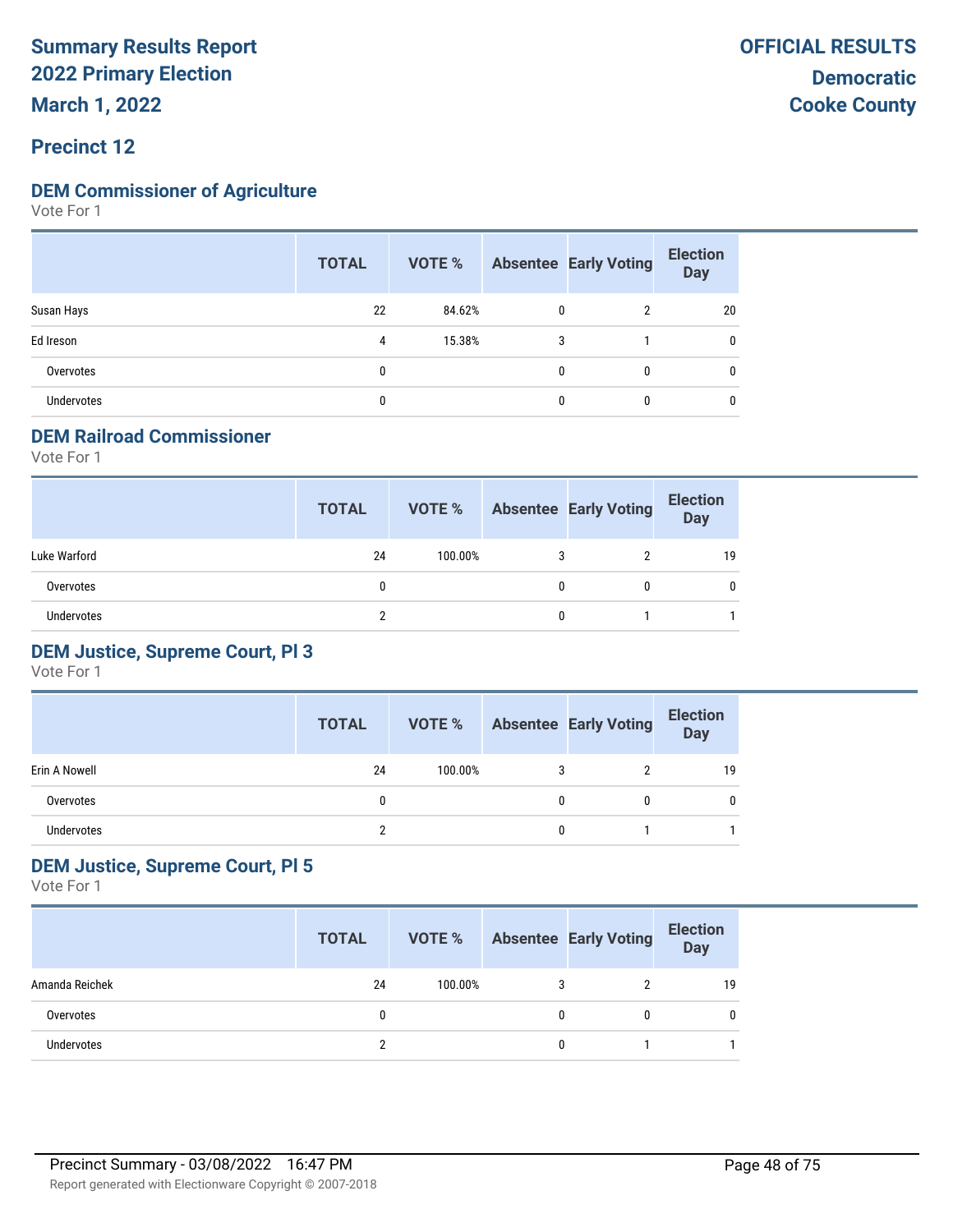**Summary Results Report**
**2022 Primary Election**
**March 1, 2022**

**OFFICIAL RESULTS**
**Democratic**
**Cooke County**

## Precinct 12

### DEM Commissioner of Agriculture

Vote For 1

| | TOTAL | VOTE % | Absentee | Early Voting | Election Day |
|---|---|---|---|---|---|
| Susan Hays | 22 | 84.62% | 0 | 2 | 20 |
| Ed Ireson | 4 | 15.38% | 3 | 1 | 0 |
| Overvotes | 0 | | 0 | 0 | 0 |
| Undervotes | 0 | | 0 | 0 | 0 |

### DEM Railroad Commissioner

Vote For 1

| | TOTAL | VOTE % | Absentee | Early Voting | Election Day |
|---|---|---|---|---|---|
| Luke Warford | 24 | 100.00% | 3 | 2 | 19 |
| Overvotes | 0 | | 0 | 0 | 0 |
| Undervotes | 2 | | 0 | 1 | 1 |

### DEM Justice, Supreme Court, Pl 3

Vote For 1

| | TOTAL | VOTE % | Absentee | Early Voting | Election Day |
|---|---|---|---|---|---|
| Erin A Nowell | 24 | 100.00% | 3 | 2 | 19 |
| Overvotes | 0 | | 0 | 0 | 0 |
| Undervotes | 2 | | 0 | 1 | 1 |

### DEM Justice, Supreme Court, Pl 5

Vote For 1

| | TOTAL | VOTE % | Absentee | Early Voting | Election Day |
|---|---|---|---|---|---|
| Amanda Reichek | 24 | 100.00% | 3 | 2 | 19 |
| Overvotes | 0 | | 0 | 0 | 0 |
| Undervotes | 2 | | 0 | 1 | 1 |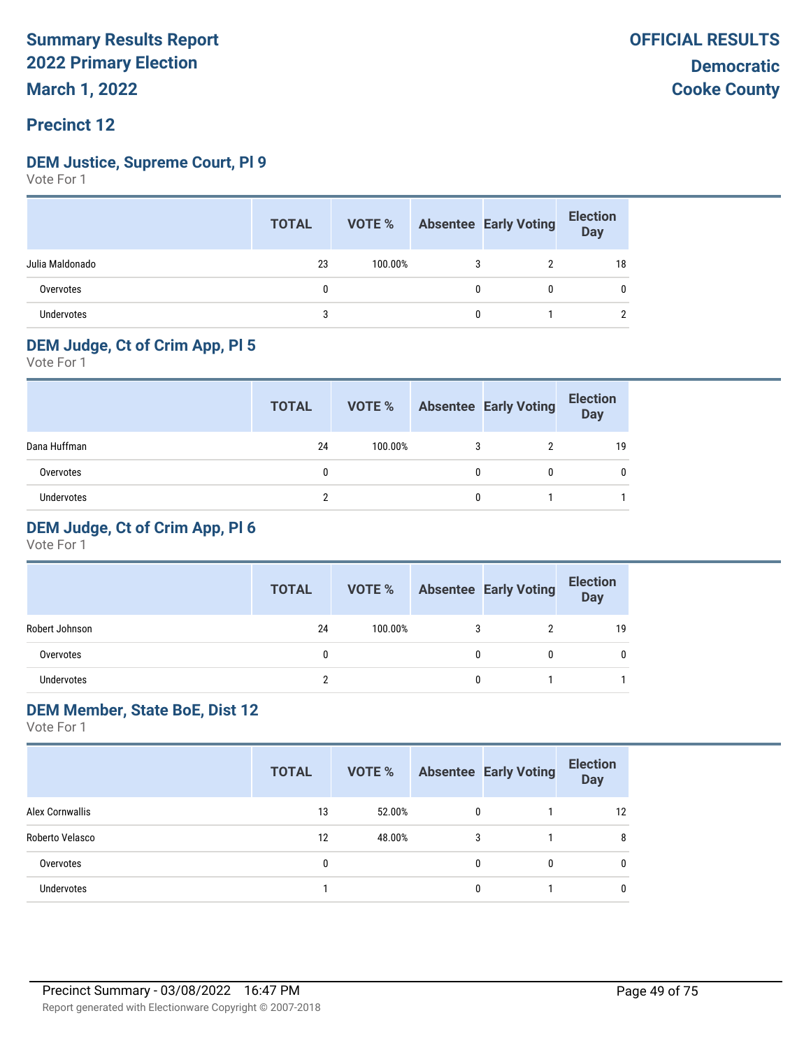# Summary Results Report
# 2022 Primary Election
# March 1, 2022

**OFFICIAL RESULTS**

**Democratic**
**Cooke County**

## Precinct 12

### DEM Justice, Supreme Court, Pl 9

Vote For 1

| | TOTAL | VOTE % | Absentee | Early Voting | Election Day |
|---|---|---|---|---|---|
| Julia Maldonado | 23 | 100.00% | 3 | 2 | 18 |
| Overvotes | 0 | | 0 | 0 | 0 |
| Undervotes | 3 | | 0 | 1 | 2 |

### DEM Judge, Ct of Crim App, Pl 5

Vote For 1

| | TOTAL | VOTE % | Absentee | Early Voting | Election Day |
|---|---|---|---|---|---|
| Dana Huffman | 24 | 100.00% | 3 | 2 | 19 |
| Overvotes | 0 | | 0 | 0 | 0 |
| Undervotes | 2 | | 0 | 1 | 1 |

### DEM Judge, Ct of Crim App, Pl 6

Vote For 1

| | TOTAL | VOTE % | Absentee | Early Voting | Election Day |
|---|---|---|---|---|---|
| Robert Johnson | 24 | 100.00% | 3 | 2 | 19 |
| Overvotes | 0 | | 0 | 0 | 0 |
| Undervotes | 2 | | 0 | 1 | 1 |

### DEM Member, State BoE, Dist 12

Vote For 1

| | TOTAL | VOTE % | Absentee | Early Voting | Election Day |
|---|---|---|---|---|---|
| Alex Cornwallis | 13 | 52.00% | 0 | 1 | 12 |
| Roberto Velasco | 12 | 48.00% | 3 | 1 | 8 |
| Overvotes | 0 | | 0 | 0 | 0 |
| Undervotes | 1 | | 0 | 1 | 0 |

Precinct Summary - 03/08/2022 16:47 PM

Report generated with Electionware Copyright © 2007-2018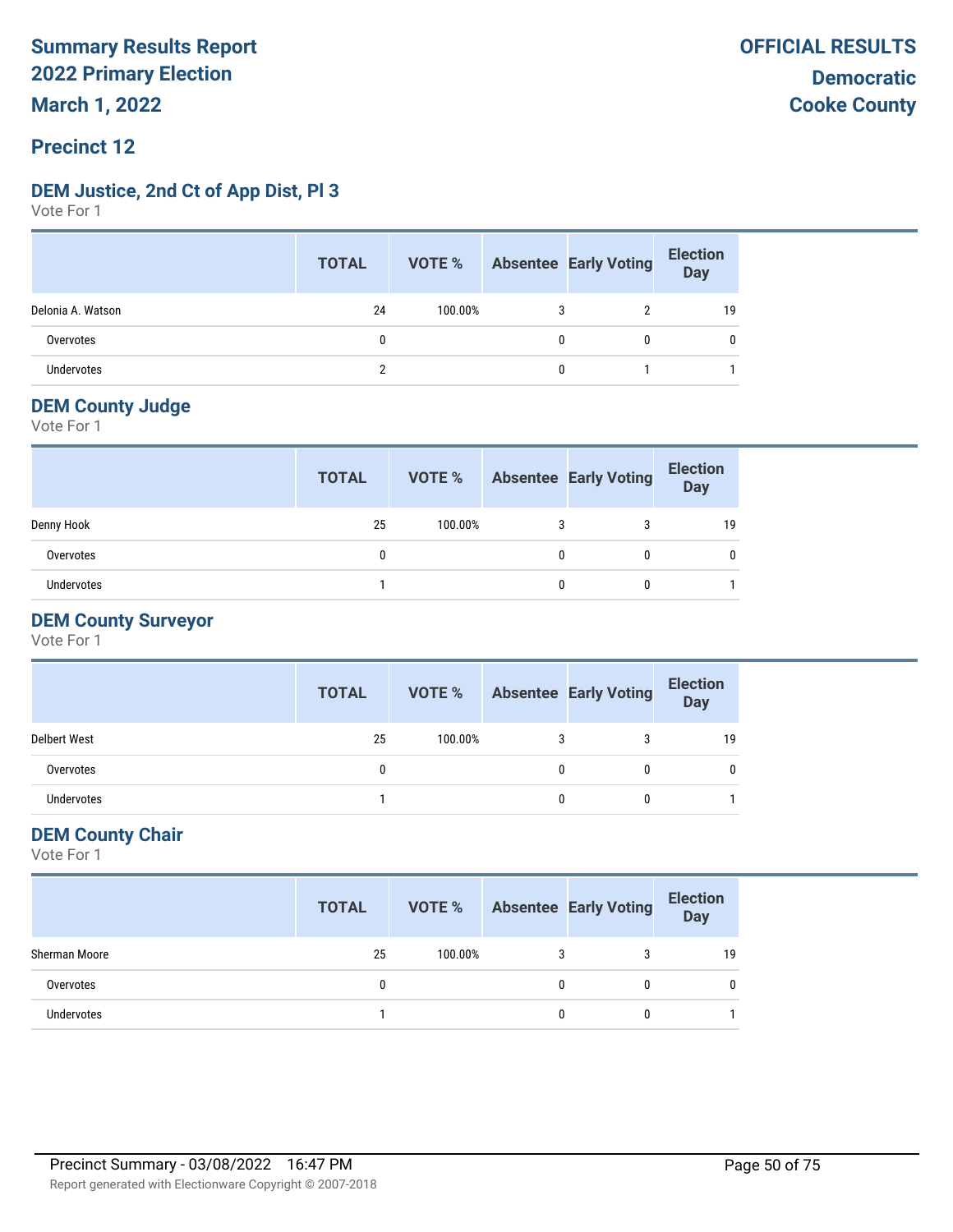**Summary Results Report**
**2022 Primary Election**
**March 1, 2022**

**OFFICIAL RESULTS**
**Democratic**
**Cooke County**

## Precinct 12

### DEM Justice, 2nd Ct of App Dist, Pl 3

Vote For 1

| | TOTAL | VOTE % | Absentee | Early Voting | Election Day |
|---|---|---|---|---|---|
| Delonia A. Watson | 24 | 100.00% | 3 | 2 | 19 |
| Overvotes | 0 | | 0 | 0 | 0 |
| Undervotes | 2 | | 0 | 1 | 1 |

### DEM County Judge

Vote For 1

| | TOTAL | VOTE % | Absentee | Early Voting | Election Day |
|---|---|---|---|---|---|
| Denny Hook | 25 | 100.00% | 3 | 3 | 19 |
| Overvotes | 0 | | 0 | 0 | 0 |
| Undervotes | 1 | | 0 | 0 | 1 |

### DEM County Surveyor

Vote For 1

| | TOTAL | VOTE % | Absentee | Early Voting | Election Day |
|---|---|---|---|---|---|
| Delbert West | 25 | 100.00% | 3 | 3 | 19 |
| Overvotes | 0 | | 0 | 0 | 0 |
| Undervotes | 1 | | 0 | 0 | 1 |

### DEM County Chair

Vote For 1

| | TOTAL | VOTE % | Absentee | Early Voting | Election Day |
|---|---|---|---|---|---|
| Sherman Moore | 25 | 100.00% | 3 | 3 | 19 |
| Overvotes | 0 | | 0 | 0 | 0 |
| Undervotes | 1 | | 0 | 0 | 1 |

Precinct Summary - 03/08/2022 16:47 PM

Report generated with Electionware Copyright © 2007-2018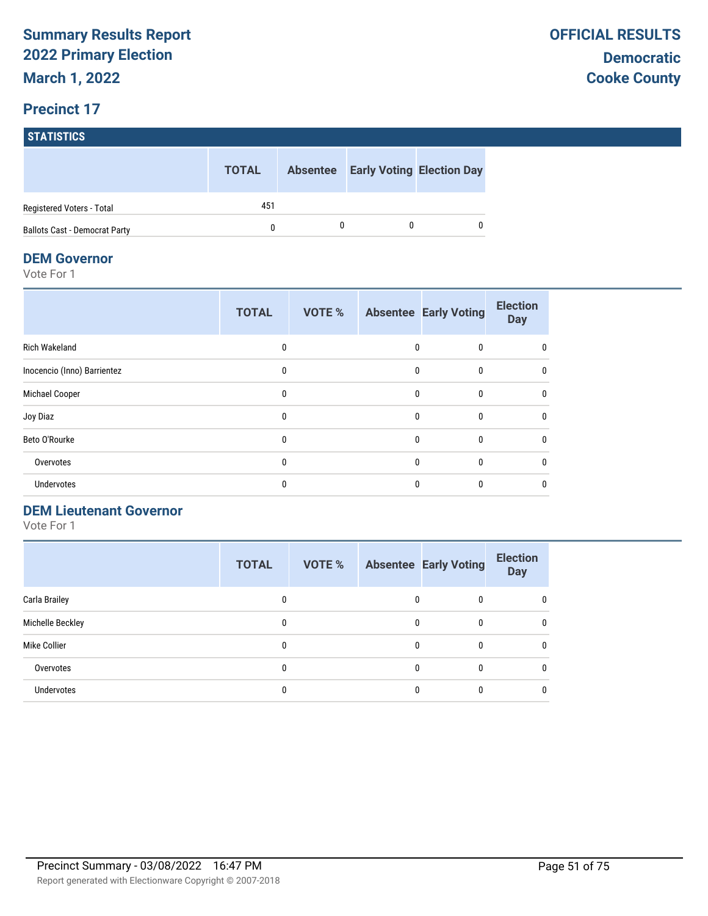# Summary Results Report
# 2022 Primary Election
# March 1, 2022

**OFFICIAL RESULTS**

**Democratic**
**Cooke County**

## Precinct 17

### STATISTICS

| | TOTAL | Absentee | Early Voting | Election Day |
|---|---|---|---|---|
| Registered Voters - Total | 451 | | | |
| Ballots Cast - Democrat Party | 0 | 0 | 0 | 0 |

### DEM Governor

Vote For 1

| | TOTAL | VOTE % | Absentee | Early Voting | Election Day |
|---|---|---|---|---|---|
| Rich Wakeland | 0 | | 0 | 0 | 0 |
| Inocencio (Inno) Barrientez | 0 | | 0 | 0 | 0 |
| Michael Cooper | 0 | | 0 | 0 | 0 |
| Joy Diaz | 0 | | 0 | 0 | 0 |
| Beto O'Rourke | 0 | | 0 | 0 | 0 |
| Overvotes | 0 | | 0 | 0 | 0 |
| Undervotes | 0 | | 0 | 0 | 0 |

### DEM Lieutenant Governor

Vote For 1

| | TOTAL | VOTE % | Absentee | Early Voting | Election Day |
|---|---|---|---|---|---|
| Carla Brailey | 0 | | 0 | 0 | 0 |
| Michelle Beckley | 0 | | 0 | 0 | 0 |
| Mike Collier | 0 | | 0 | 0 | 0 |
| Overvotes | 0 | | 0 | 0 | 0 |
| Undervotes | 0 | | 0 | 0 | 0 |

Precinct Summary - 03/08/2022 16:47 PM

Report generated with Electionware Copyright © 2007-2018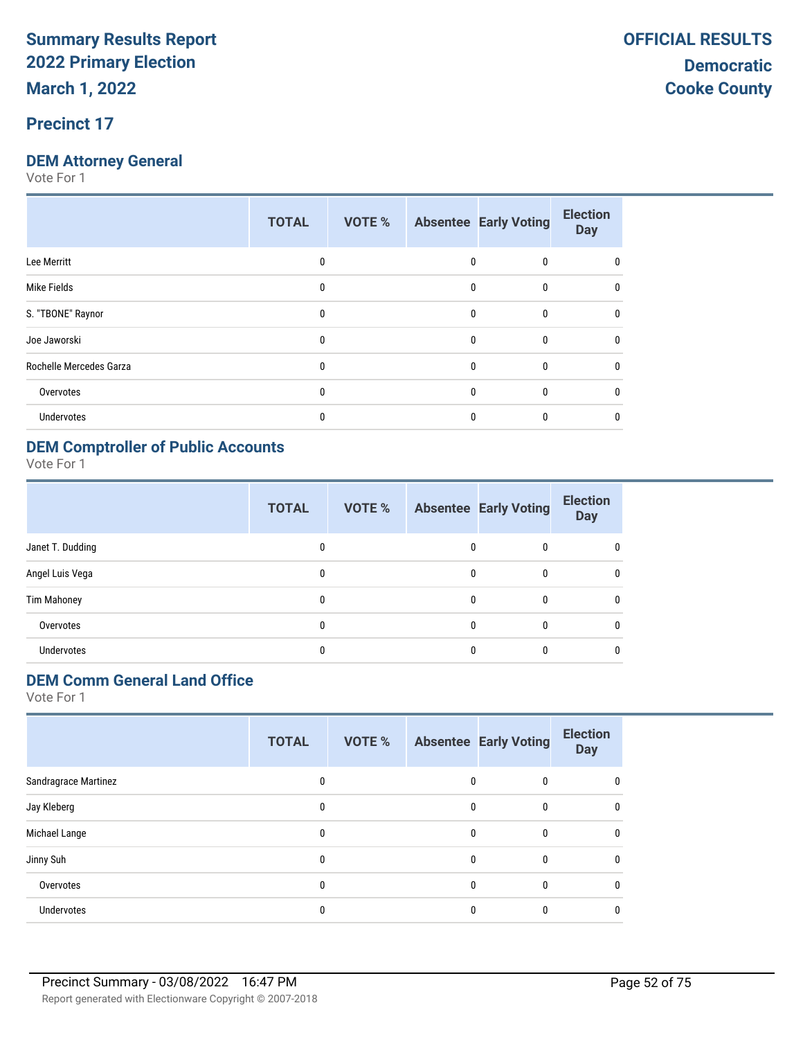**Summary Results Report**
**2022 Primary Election**
**March 1, 2022**

**OFFICIAL RESULTS**
**Democratic**
**Cooke County**

## Precinct 17

### DEM Attorney General

Vote For 1

| | TOTAL | VOTE % | Absentee | Early Voting | Election Day |
|---|---|---|---|---|---|
| Lee Merritt | 0 | | 0 | 0 | 0 |
| Mike Fields | 0 | | 0 | 0 | 0 |
| S. "TBONE" Raynor | 0 | | 0 | 0 | 0 |
| Joe Jaworski | 0 | | 0 | 0 | 0 |
| Rochelle Mercedes Garza | 0 | | 0 | 0 | 0 |
| Overvotes | 0 | | 0 | 0 | 0 |
| Undervotes | 0 | | 0 | 0 | 0 |

### DEM Comptroller of Public Accounts

Vote For 1

| | TOTAL | VOTE % | Absentee | Early Voting | Election Day |
|---|---|---|---|---|---|
| Janet T. Dudding | 0 | | 0 | 0 | 0 |
| Angel Luis Vega | 0 | | 0 | 0 | 0 |
| Tim Mahoney | 0 | | 0 | 0 | 0 |
| Overvotes | 0 | | 0 | 0 | 0 |
| Undervotes | 0 | | 0 | 0 | 0 |

### DEM Comm General Land Office

Vote For 1

| | TOTAL | VOTE % | Absentee | Early Voting | Election Day |
|---|---|---|---|---|---|
| Sandragrace Martinez | 0 | | 0 | 0 | 0 |
| Jay Kleberg | 0 | | 0 | 0 | 0 |
| Michael Lange | 0 | | 0 | 0 | 0 |
| Jinny Suh | 0 | | 0 | 0 | 0 |
| Overvotes | 0 | | 0 | 0 | 0 |
| Undervotes | 0 | | 0 | 0 | 0 |

Precinct Summary - 03/08/2022 16:47 PM

Report generated with Electionware Copyright © 2007-2018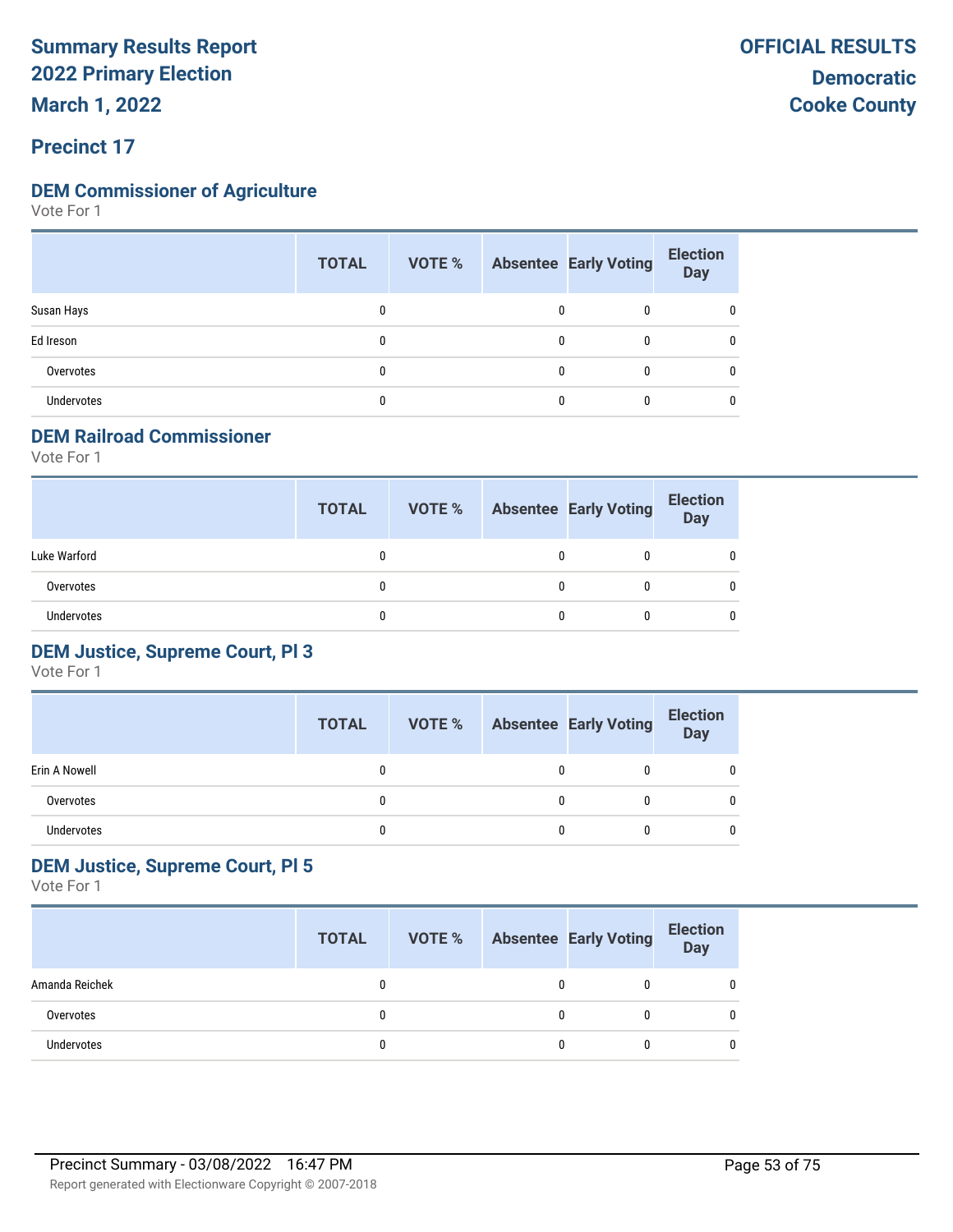# Summary Results Report
# 2022 Primary Election
# March 1, 2022

**OFFICIAL RESULTS**
**Democratic**
**Cooke County**

## Precinct 17

### DEM Commissioner of Agriculture

Vote For 1

| | TOTAL | VOTE % | Absentee | Early Voting | Election Day |
|---|---|---|---|---|---|
| Susan Hays | 0 | | 0 | 0 | 0 |
| Ed Ireson | 0 | | 0 | 0 | 0 |
| Overvotes | 0 | | 0 | 0 | 0 |
| Undervotes | 0 | | 0 | 0 | 0 |

### DEM Railroad Commissioner

Vote For 1

| | TOTAL | VOTE % | Absentee | Early Voting | Election Day |
|---|---|---|---|---|---|
| Luke Warford | 0 | | 0 | 0 | 0 |
| Overvotes | 0 | | 0 | 0 | 0 |
| Undervotes | 0 | | 0 | 0 | 0 |

### DEM Justice, Supreme Court, Pl 3

Vote For 1

| | TOTAL | VOTE % | Absentee | Early Voting | Election Day |
|---|---|---|---|---|---|
| Erin A Nowell | 0 | | 0 | 0 | 0 |
| Overvotes | 0 | | 0 | 0 | 0 |
| Undervotes | 0 | | 0 | 0 | 0 |

### DEM Justice, Supreme Court, Pl 5

Vote For 1

| | TOTAL | VOTE % | Absentee | Early Voting | Election Day |
|---|---|---|---|---|---|
| Amanda Reichek | 0 | | 0 | 0 | 0 |
| Overvotes | 0 | | 0 | 0 | 0 |
| Undervotes | 0 | | 0 | 0 | 0 |

Precinct Summary - 03/08/2022 16:47 PM

Report generated with Electionware Copyright © 2007-2018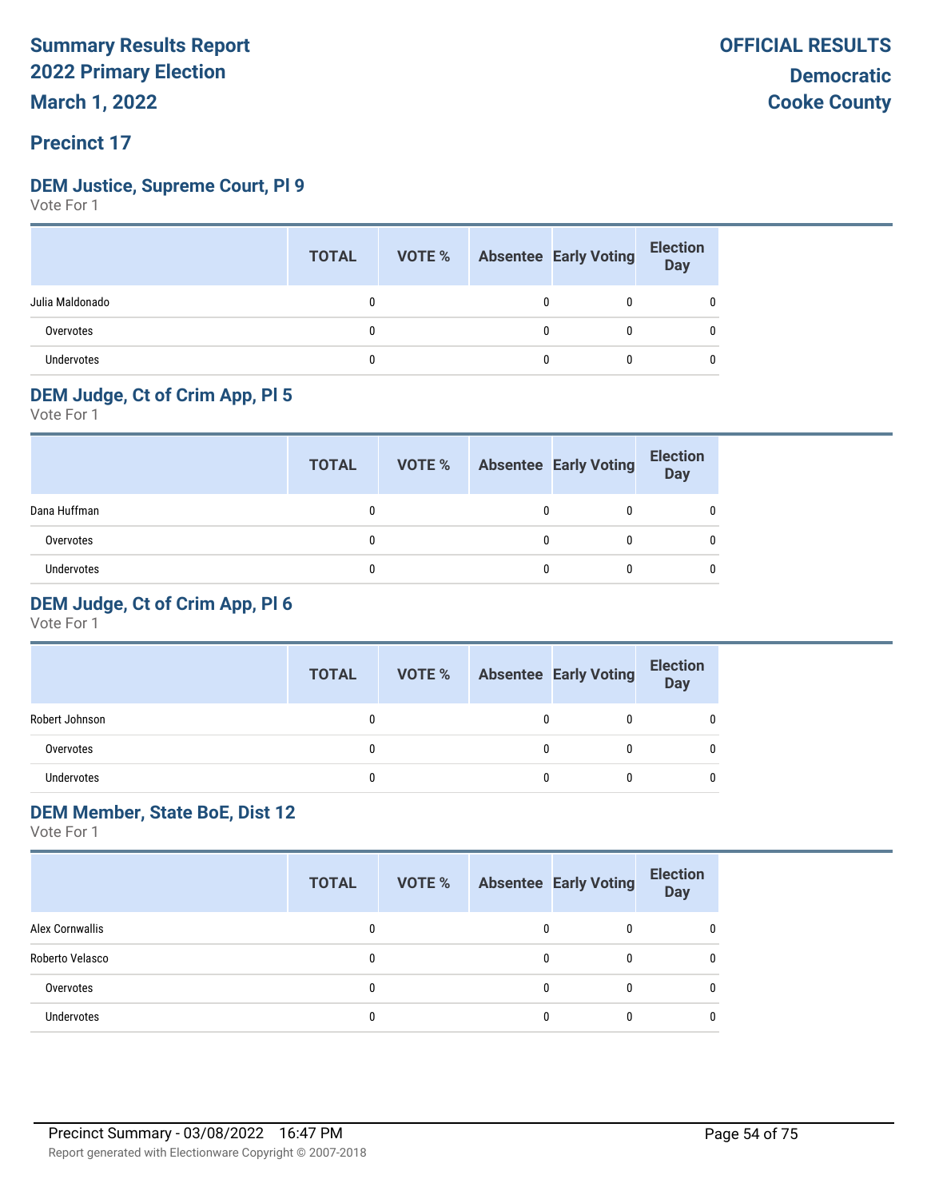# Summary Results Report
# 2022 Primary Election
# March 1, 2022

**OFFICIAL RESULTS**
**Democratic**
**Cooke County**

## Precinct 17

### DEM Justice, Supreme Court, Pl 9

Vote For 1

| | TOTAL | VOTE % | Absentee | Early Voting | Election Day |
|---|---|---|---|---|---|
| Julia Maldonado | 0 | | 0 | 0 | 0 |
| Overvotes | 0 | | 0 | 0 | 0 |
| Undervotes | 0 | | 0 | 0 | 0 |

### DEM Judge, Ct of Crim App, Pl 5

Vote For 1

| | TOTAL | VOTE % | Absentee | Early Voting | Election Day |
|---|---|---|---|---|---|
| Dana Huffman | 0 | | 0 | 0 | 0 |
| Overvotes | 0 | | 0 | 0 | 0 |
| Undervotes | 0 | | 0 | 0 | 0 |

### DEM Judge, Ct of Crim App, Pl 6

Vote For 1

| | TOTAL | VOTE % | Absentee | Early Voting | Election Day |
|---|---|---|---|---|---|
| Robert Johnson | 0 | | 0 | 0 | 0 |
| Overvotes | 0 | | 0 | 0 | 0 |
| Undervotes | 0 | | 0 | 0 | 0 |

### DEM Member, State BoE, Dist 12

Vote For 1

| | TOTAL | VOTE % | Absentee | Early Voting | Election Day |
|---|---|---|---|---|---|
| Alex Cornwallis | 0 | | 0 | 0 | 0 |
| Roberto Velasco | 0 | | 0 | 0 | 0 |
| Overvotes | 0 | | 0 | 0 | 0 |
| Undervotes | 0 | | 0 | 0 | 0 |

Precinct Summary - 03/08/2022 16:47 PM

Report generated with Electionware Copyright © 2007-2018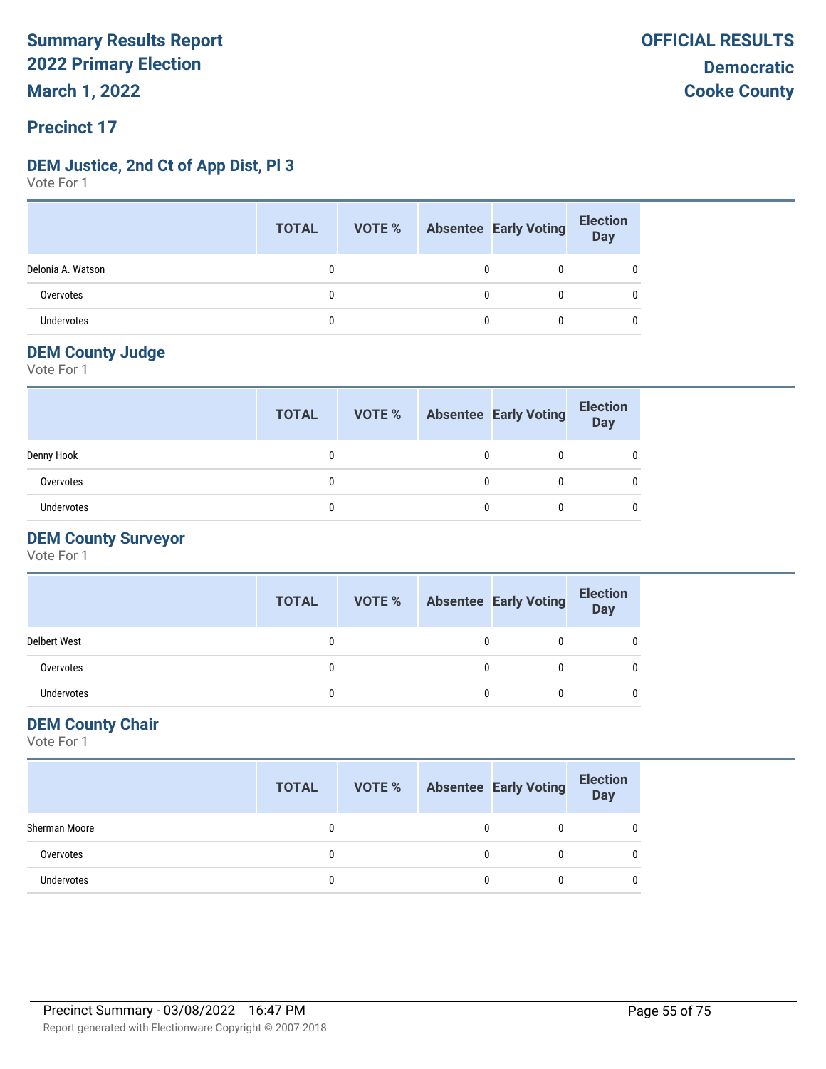# Summary Results Report
# 2022 Primary Election
# March 1, 2022

**OFFICIAL RESULTS**
**Democratic**
**Cooke County**

## Precinct 17

### DEM Justice, 2nd Ct of App Dist, Pl 3

Vote For 1

| | TOTAL | VOTE % | Absentee | Early Voting | Election Day |
|---|---|---|---|---|---|
| Delonia A. Watson | 0 | | 0 | 0 | 0 |
| Overvotes | 0 | | 0 | 0 | 0 |
| Undervotes | 0 | | 0 | 0 | 0 |

### DEM County Judge

Vote For 1

| | TOTAL | VOTE % | Absentee | Early Voting | Election Day |
|---|---|---|---|---|---|
| Denny Hook | 0 | | 0 | 0 | 0 |
| Overvotes | 0 | | 0 | 0 | 0 |
| Undervotes | 0 | | 0 | 0 | 0 |

### DEM County Surveyor

Vote For 1

| | TOTAL | VOTE % | Absentee | Early Voting | Election Day |
|---|---|---|---|---|---|
| Delbert West | 0 | | 0 | 0 | 0 |
| Overvotes | 0 | | 0 | 0 | 0 |
| Undervotes | 0 | | 0 | 0 | 0 |

### DEM County Chair

Vote For 1

| | TOTAL | VOTE % | Absentee | Early Voting | Election Day |
|---|---|---|---|---|---|
| Sherman Moore | 0 | | 0 | 0 | 0 |
| Overvotes | 0 | | 0 | 0 | 0 |
| Undervotes | 0 | | 0 | 0 | 0 |

Precinct Summary - 03/08/2022 16:47 PM

Report generated with Electionware Copyright © 2007-2018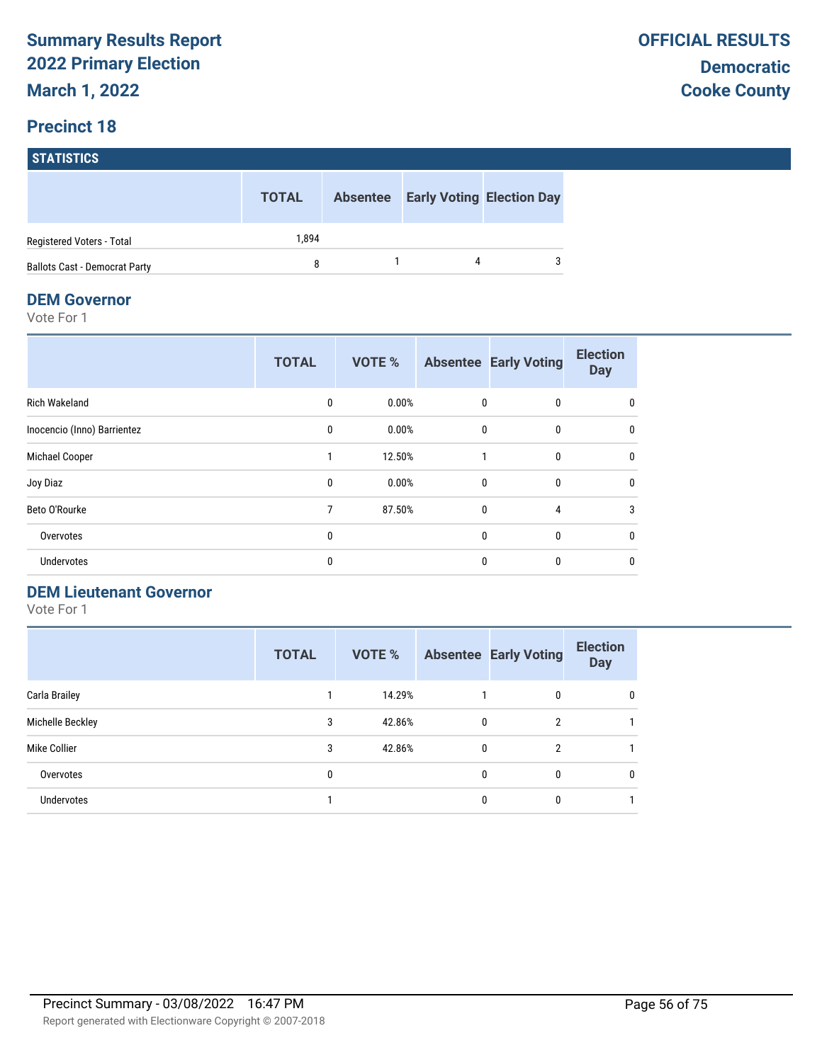# Summary Results Report
# 2022 Primary Election
# March 1, 2022

**OFFICIAL RESULTS**

**Democratic**
**Cooke County**

## Precinct 18

### STATISTICS

| | TOTAL | Absentee | Early Voting | Election Day |
|---|---|---|---|---|
| Registered Voters - Total | 1,894 | | | |
| Ballots Cast - Democrat Party | 8 | 1 | 4 | 3 |

### DEM Governor

Vote For 1

| | TOTAL | VOTE % | Absentee | Early Voting | Election Day |
|---|---|---|---|---|---|
| Rich Wakeland | 0 | 0.00% | 0 | 0 | 0 |
| Inocencio (Inno) Barrientez | 0 | 0.00% | 0 | 0 | 0 |
| Michael Cooper | 1 | 12.50% | 1 | 0 | 0 |
| Joy Diaz | 0 | 0.00% | 0 | 0 | 0 |
| Beto O'Rourke | 7 | 87.50% | 0 | 4 | 3 |
| Overvotes | 0 | | 0 | 0 | 0 |
| Undervotes | 0 | | 0 | 0 | 0 |

### DEM Lieutenant Governor

Vote For 1

| | TOTAL | VOTE % | Absentee | Early Voting | Election Day |
|---|---|---|---|---|---|
| Carla Brailey | 1 | 14.29% | 1 | 0 | 0 |
| Michelle Beckley | 3 | 42.86% | 0 | 2 | 1 |
| Mike Collier | 3 | 42.86% | 0 | 2 | 1 |
| Overvotes | 0 | | 0 | 0 | 0 |
| Undervotes | 1 | | 0 | 0 | 1 |

Precinct Summary - 03/08/2022 16:47 PM

Report generated with Electionware Copyright © 2007-2018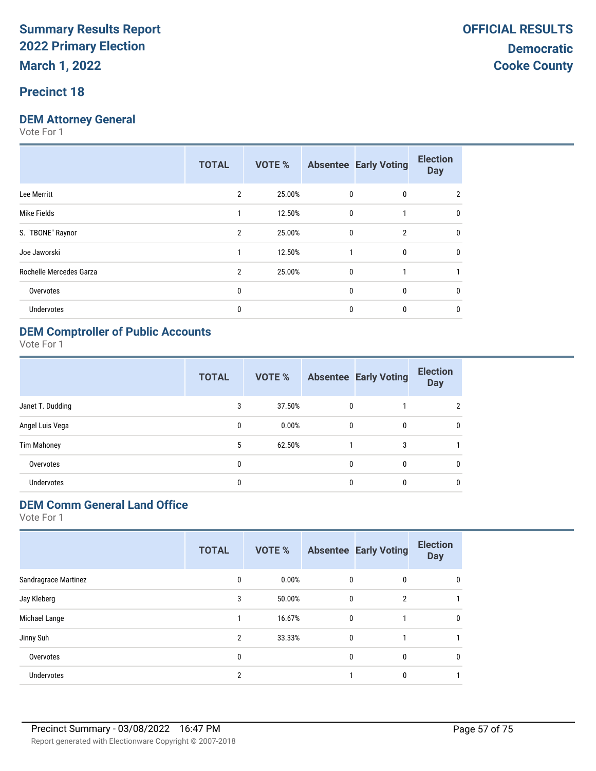# Summary Results Report
# 2022 Primary Election
# March 1, 2022

**OFFICIAL RESULTS**

**Democratic**
**Cooke County**

## Precinct 18

### DEM Attorney General

Vote For 1

| | TOTAL | VOTE % | Absentee | Early Voting | Election Day |
|---|---|---|---|---|---|
| Lee Merritt | 2 | 25.00% | 0 | 0 | 2 |
| Mike Fields | 1 | 12.50% | 0 | 1 | 0 |
| S. "TBONE" Raynor | 2 | 25.00% | 0 | 2 | 0 |
| Joe Jaworski | 1 | 12.50% | 1 | 0 | 0 |
| Rochelle Mercedes Garza | 2 | 25.00% | 0 | 1 | 1 |
| Overvotes | 0 | | 0 | 0 | 0 |
| Undervotes | 0 | | 0 | 0 | 0 |

### DEM Comptroller of Public Accounts

Vote For 1

| | TOTAL | VOTE % | Absentee | Early Voting | Election Day |
|---|---|---|---|---|---|
| Janet T. Dudding | 3 | 37.50% | 0 | 1 | 2 |
| Angel Luis Vega | 0 | 0.00% | 0 | 0 | 0 |
| Tim Mahoney | 5 | 62.50% | 1 | 3 | 1 |
| Overvotes | 0 | | 0 | 0 | 0 |
| Undervotes | 0 | | 0 | 0 | 0 |

### DEM Comm General Land Office

Vote For 1

| | TOTAL | VOTE % | Absentee | Early Voting | Election Day |
|---|---|---|---|---|---|
| Sandragrace Martinez | 0 | 0.00% | 0 | 0 | 0 |
| Jay Kleberg | 3 | 50.00% | 0 | 2 | 1 |
| Michael Lange | 1 | 16.67% | 0 | 1 | 0 |
| Jinny Suh | 2 | 33.33% | 0 | 1 | 1 |
| Overvotes | 0 | | 0 | 0 | 0 |
| Undervotes | 2 | | 1 | 0 | 1 |

Precinct Summary - 03/08/2022 16:47 PM

Report generated with Electionware Copyright © 2007-2018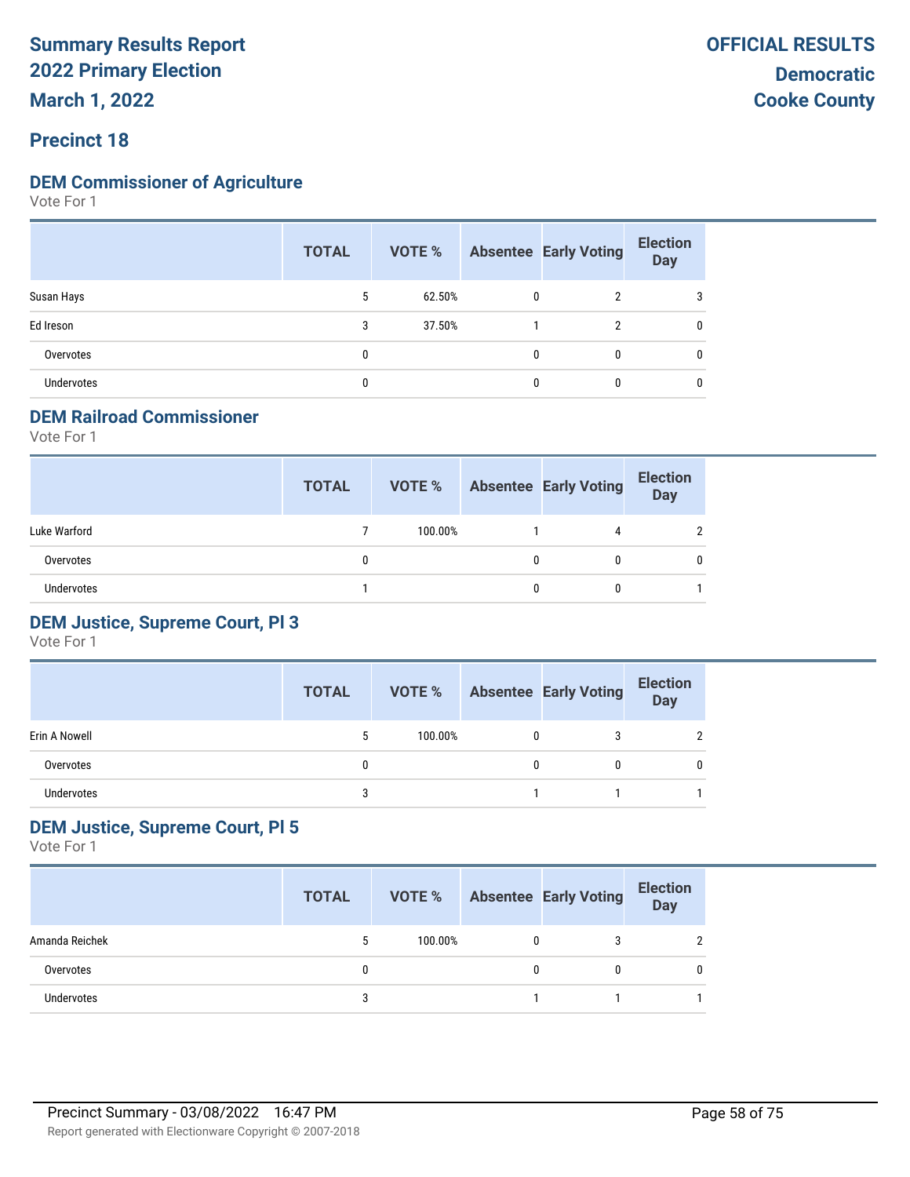# Summary Results Report
# 2022 Primary Election
# March 1, 2022

**OFFICIAL RESULTS**
**Democratic**
**Cooke County**

## Precinct 18

### DEM Commissioner of Agriculture

Vote For 1

| | TOTAL | VOTE % | Absentee | Early Voting | Election Day |
|---|---|---|---|---|---|
| Susan Hays | 5 | 62.50% | 0 | 2 | 3 |
| Ed Ireson | 3 | 37.50% | 1 | 2 | 0 |
| Overvotes | 0 | | 0 | 0 | 0 |
| Undervotes | 0 | | 0 | 0 | 0 |

### DEM Railroad Commissioner

Vote For 1

| | TOTAL | VOTE % | Absentee | Early Voting | Election Day |
|---|---|---|---|---|---|
| Luke Warford | 7 | 100.00% | 1 | 4 | 2 |
| Overvotes | 0 | | 0 | 0 | 0 |
| Undervotes | 1 | | 0 | 0 | 1 |

### DEM Justice, Supreme Court, Pl 3

Vote For 1

| | TOTAL | VOTE % | Absentee | Early Voting | Election Day |
|---|---|---|---|---|---|
| Erin A Nowell | 5 | 100.00% | 0 | 3 | 2 |
| Overvotes | 0 | | 0 | 0 | 0 |
| Undervotes | 3 | | 1 | 1 | 1 |

### DEM Justice, Supreme Court, Pl 5

Vote For 1

| | TOTAL | VOTE % | Absentee | Early Voting | Election Day |
|---|---|---|---|---|---|
| Amanda Reichek | 5 | 100.00% | 0 | 3 | 2 |
| Overvotes | 0 | | 0 | 0 | 0 |
| Undervotes | 3 | | 1 | 1 | 1 |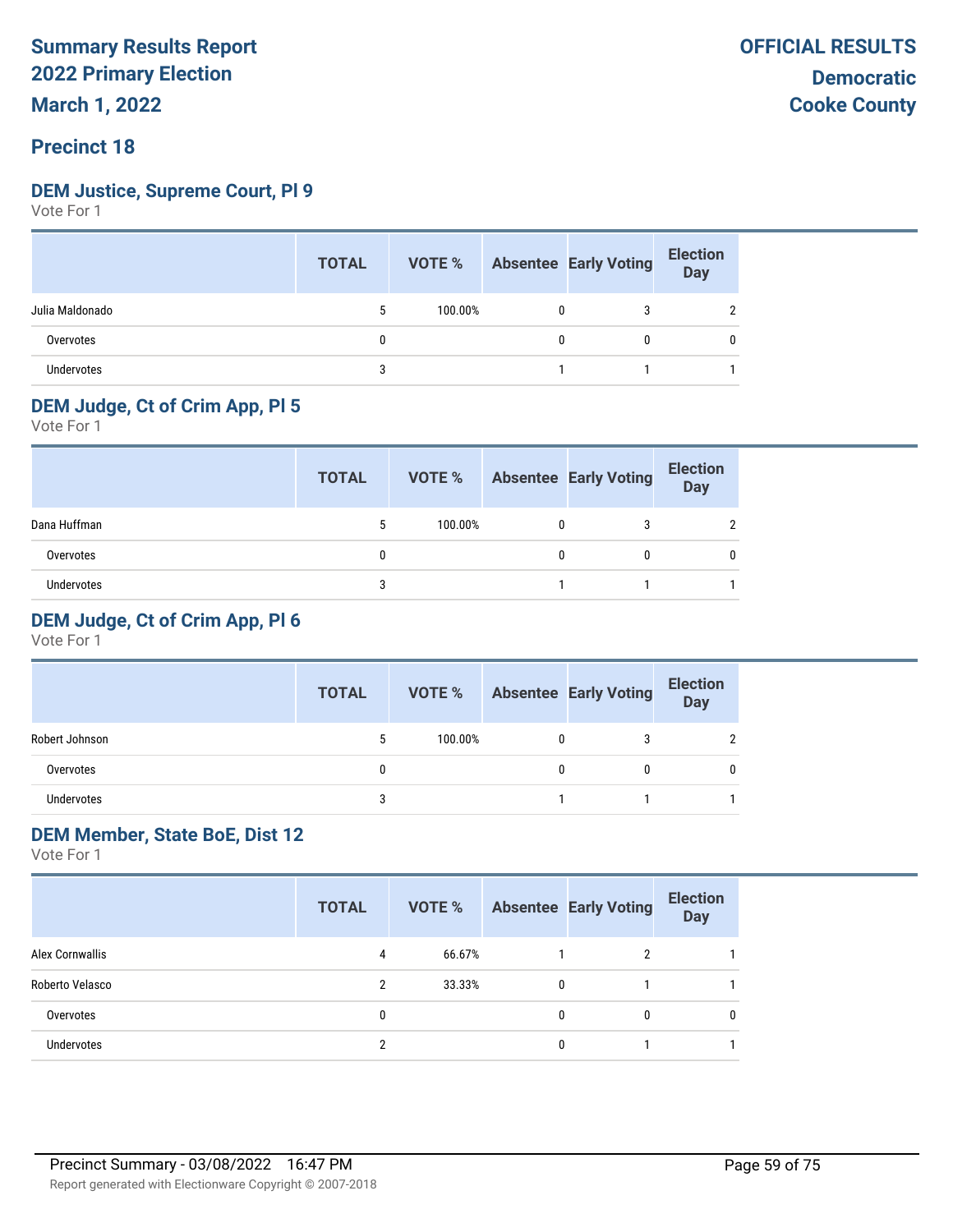# Summary Results Report
# 2022 Primary Election
# March 1, 2022

**OFFICIAL RESULTS**
**Democratic**
**Cooke County**

## Precinct 18

### DEM Justice, Supreme Court, Pl 9
Vote For 1

| | TOTAL | VOTE % | Absentee | Early Voting | Election Day |
|---|---|---|---|---|---|
| Julia Maldonado | 5 | 100.00% | 0 | 3 | 2 |
| Overvotes | 0 | | 0 | 0 | 0 |
| Undervotes | 3 | | 1 | 1 | 1 |

### DEM Judge, Ct of Crim App, Pl 5
Vote For 1

| | TOTAL | VOTE % | Absentee | Early Voting | Election Day |
|---|---|---|---|---|---|
| Dana Huffman | 5 | 100.00% | 0 | 3 | 2 |
| Overvotes | 0 | | 0 | 0 | 0 |
| Undervotes | 3 | | 1 | 1 | 1 |

### DEM Judge, Ct of Crim App, Pl 6
Vote For 1

| | TOTAL | VOTE % | Absentee | Early Voting | Election Day |
|---|---|---|---|---|---|
| Robert Johnson | 5 | 100.00% | 0 | 3 | 2 |
| Overvotes | 0 | | 0 | 0 | 0 |
| Undervotes | 3 | | 1 | 1 | 1 |

### DEM Member, State BoE, Dist 12
Vote For 1

| | TOTAL | VOTE % | Absentee | Early Voting | Election Day |
|---|---|---|---|---|---|
| Alex Cornwallis | 4 | 66.67% | 1 | 2 | 1 |
| Roberto Velasco | 2 | 33.33% | 0 | 1 | 1 |
| Overvotes | 0 | | 0 | 0 | 0 |
| Undervotes | 2 | | 0 | 1 | 1 |

Precinct Summary - 03/08/2022 16:47 PM

Report generated with Electionware Copyright © 2007-2018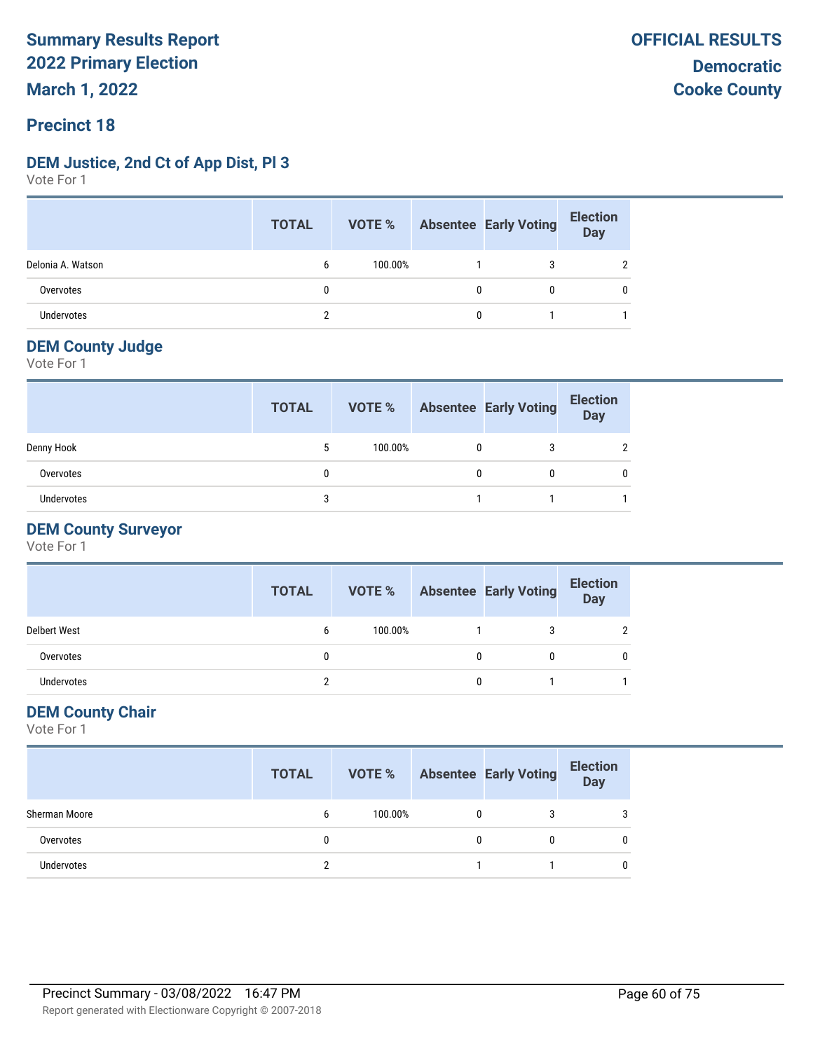# Summary Results Report
# 2022 Primary Election
# March 1, 2022

**OFFICIAL RESULTS**
**Democratic**
**Cooke County**

## Precinct 18

### DEM Justice, 2nd Ct of App Dist, Pl 3

Vote For 1

| | TOTAL | VOTE % | Absentee | Early Voting | Election Day |
|---|---|---|---|---|---|
| Delonia A. Watson | 6 | 100.00% | 1 | 3 | 2 |
| Overvotes | 0 | | 0 | 0 | 0 |
| Undervotes | 2 | | 0 | 1 | 1 |

### DEM County Judge

Vote For 1

| | TOTAL | VOTE % | Absentee | Early Voting | Election Day |
|---|---|---|---|---|---|
| Denny Hook | 5 | 100.00% | 0 | 3 | 2 |
| Overvotes | 0 | | 0 | 0 | 0 |
| Undervotes | 3 | | 1 | 1 | 1 |

### DEM County Surveyor

Vote For 1

| | TOTAL | VOTE % | Absentee | Early Voting | Election Day |
|---|---|---|---|---|---|
| Delbert West | 6 | 100.00% | 1 | 3 | 2 |
| Overvotes | 0 | | 0 | 0 | 0 |
| Undervotes | 2 | | 0 | 1 | 1 |

### DEM County Chair

Vote For 1

| | TOTAL | VOTE % | Absentee | Early Voting | Election Day |
|---|---|---|---|---|---|
| Sherman Moore | 6 | 100.00% | 0 | 3 | 3 |
| Overvotes | 0 | | 0 | 0 | 0 |
| Undervotes | 2 | | 1 | 1 | 0 |

Precinct Summary - 03/08/2022 16:47 PM

Report generated with Electionware Copyright © 2007-2018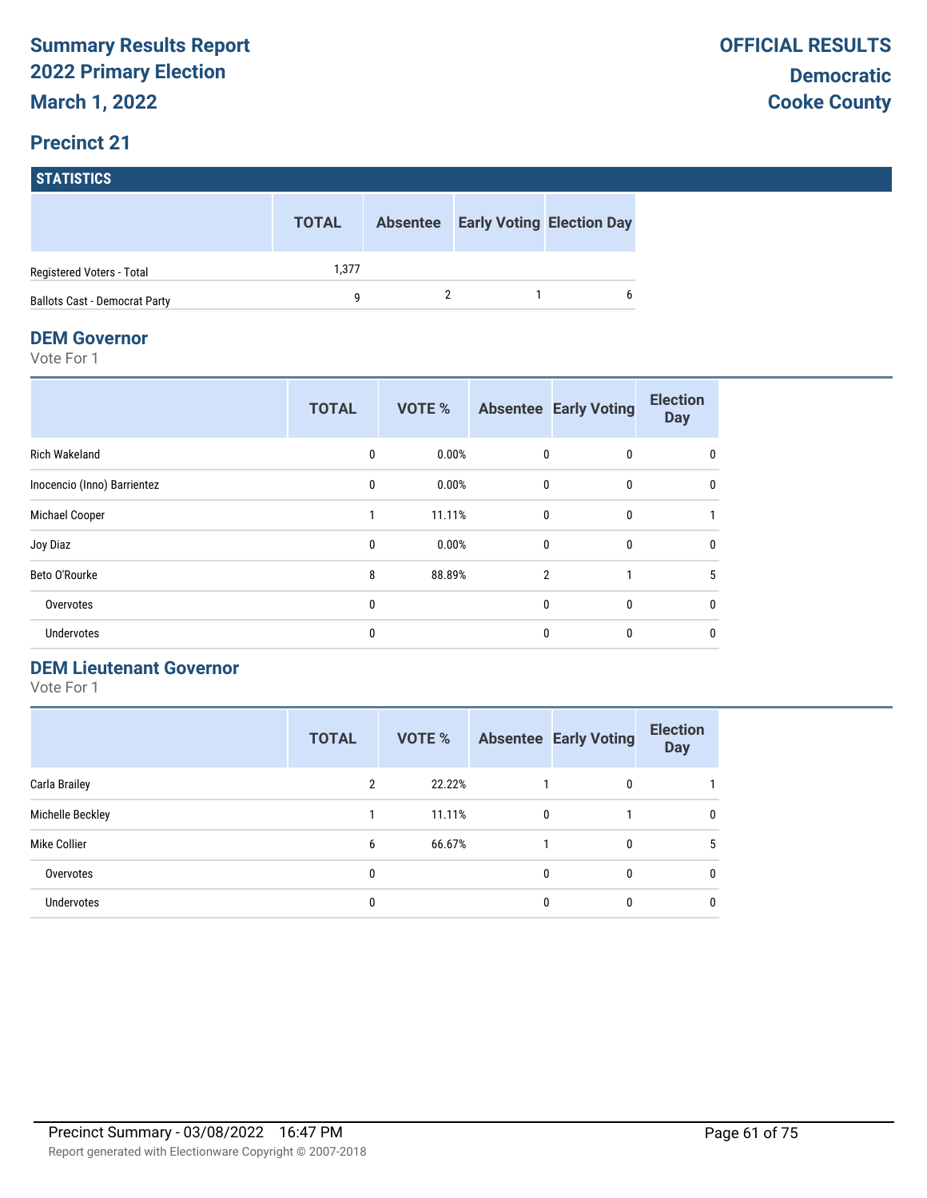# Summary Results Report
# 2022 Primary Election
# March 1, 2022

**OFFICIAL RESULTS**

**Democratic**
**Cooke County**

## Precinct 21

### STATISTICS

| | TOTAL | Absentee | Early Voting | Election Day |
|---|---|---|---|---|
| Registered Voters - Total | 1,377 | | | |
| Ballots Cast - Democrat Party | 9 | 2 | 1 | 6 |

### DEM Governor

Vote For 1

| | TOTAL | VOTE % | Absentee | Early Voting | Election Day |
|---|---|---|---|---|---|
| Rich Wakeland | 0 | 0.00% | 0 | 0 | 0 |
| Inocencio (Inno) Barrientez | 0 | 0.00% | 0 | 0 | 0 |
| Michael Cooper | 1 | 11.11% | 0 | 0 | 1 |
| Joy Diaz | 0 | 0.00% | 0 | 0 | 0 |
| Beto O'Rourke | 8 | 88.89% | 2 | 1 | 5 |
| Overvotes | 0 | | 0 | 0 | 0 |
| Undervotes | 0 | | 0 | 0 | 0 |

### DEM Lieutenant Governor

Vote For 1

| | TOTAL | VOTE % | Absentee | Early Voting | Election Day |
|---|---|---|---|---|---|
| Carla Brailey | 2 | 22.22% | 1 | 0 | 1 |
| Michelle Beckley | 1 | 11.11% | 0 | 1 | 0 |
| Mike Collier | 6 | 66.67% | 1 | 0 | 5 |
| Overvotes | 0 | | 0 | 0 | 0 |
| Undervotes | 0 | | 0 | 0 | 0 |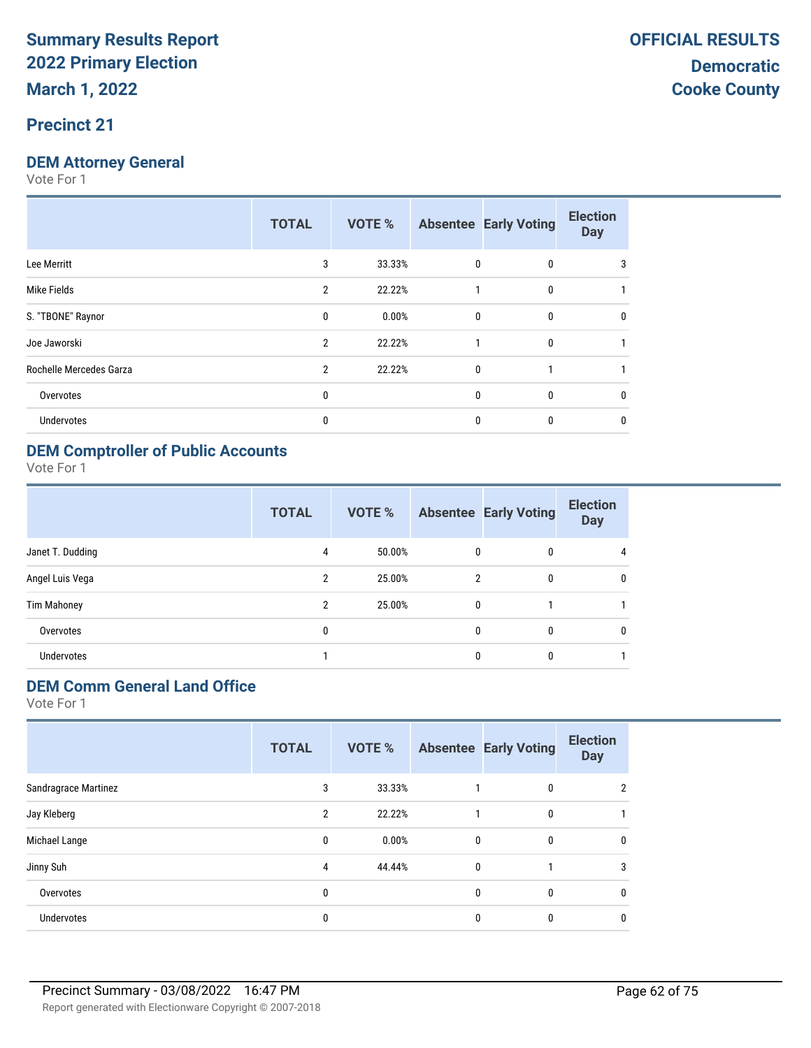# Summary Results Report
## 2022 Primary Election
## March 1, 2022

**OFFICIAL RESULTS**

**Democratic**
**Cooke County**

## Precinct 21

### DEM Attorney General

Vote For 1

| | TOTAL | VOTE % | Absentee | Early Voting | Election Day |
|---|---|---|---|---|---|
| Lee Merritt | 3 | 33.33% | 0 | 0 | 3 |
| Mike Fields | 2 | 22.22% | 1 | 0 | 1 |
| S. "TBONE" Raynor | 0 | 0.00% | 0 | 0 | 0 |
| Joe Jaworski | 2 | 22.22% | 1 | 0 | 1 |
| Rochelle Mercedes Garza | 2 | 22.22% | 0 | 1 | 1 |
| Overvotes | 0 | | 0 | 0 | 0 |
| Undervotes | 0 | | 0 | 0 | 0 |

### DEM Comptroller of Public Accounts

Vote For 1

| | TOTAL | VOTE % | Absentee | Early Voting | Election Day |
|---|---|---|---|---|---|
| Janet T. Dudding | 4 | 50.00% | 0 | 0 | 4 |
| Angel Luis Vega | 2 | 25.00% | 2 | 0 | 0 |
| Tim Mahoney | 2 | 25.00% | 0 | 1 | 1 |
| Overvotes | 0 | | 0 | 0 | 0 |
| Undervotes | 1 | | 0 | 0 | 1 |

### DEM Comm General Land Office

Vote For 1

| | TOTAL | VOTE % | Absentee | Early Voting | Election Day |
|---|---|---|---|---|---|
| Sandragrace Martinez | 3 | 33.33% | 1 | 0 | 2 |
| Jay Kleberg | 2 | 22.22% | 1 | 0 | 1 |
| Michael Lange | 0 | 0.00% | 0 | 0 | 0 |
| Jinny Suh | 4 | 44.44% | 0 | 1 | 3 |
| Overvotes | 0 | | 0 | 0 | 0 |
| Undervotes | 0 | | 0 | 0 | 0 |

Precinct Summary - 03/08/2022 16:47 PM

Report generated with Electionware Copyright © 2007-2018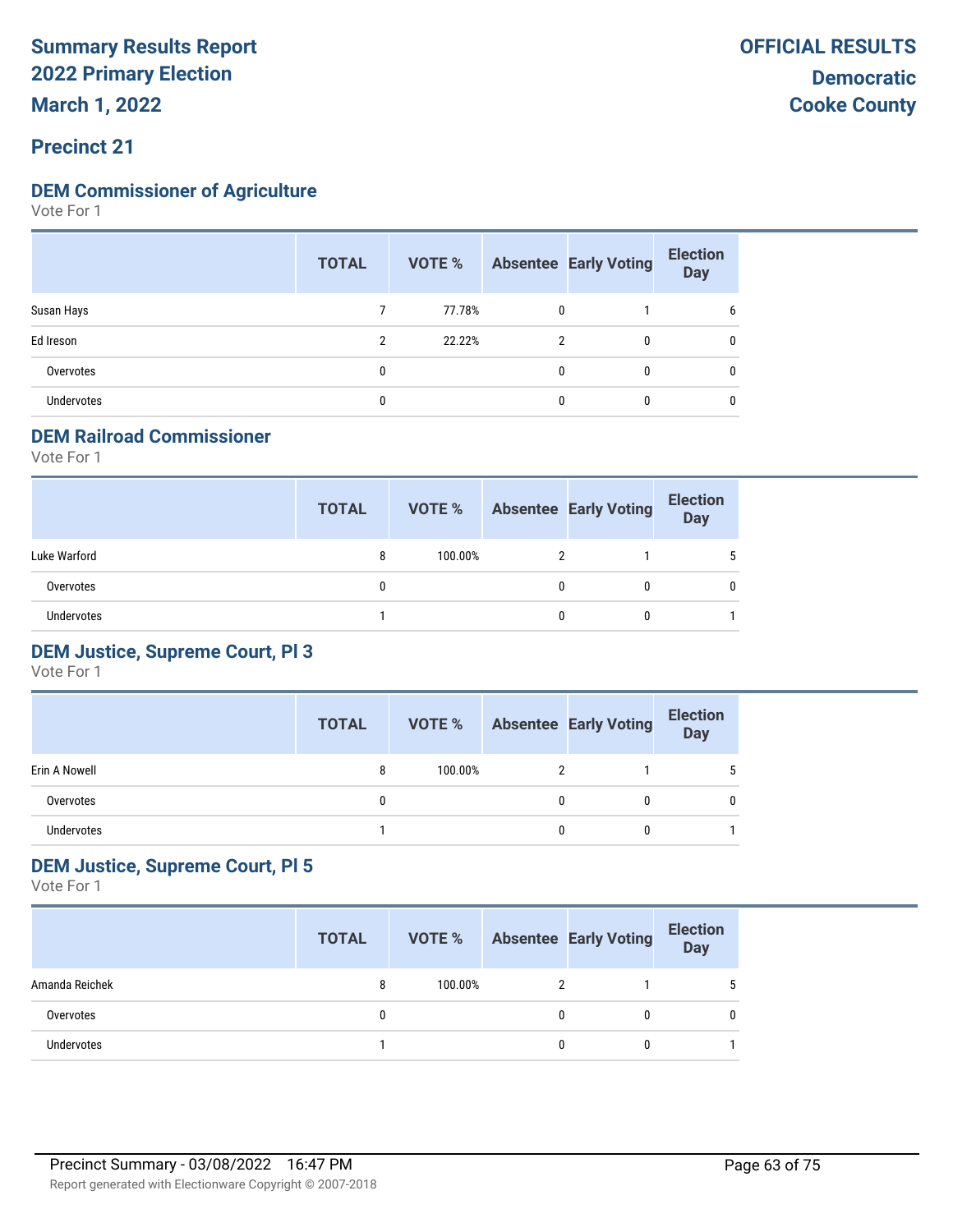# Summary Results Report 2022 Primary Election March 1, 2022

**OFFICIAL RESULTS**
**Democratic**
**Cooke County**

## Precinct 21

### DEM Commissioner of Agriculture

Vote For 1

| | TOTAL | VOTE % | Absentee | Early Voting | Election Day |
|---|---|---|---|---|---|
| Susan Hays | 7 | 77.78% | 0 | 1 | 6 |
| Ed Ireson | 2 | 22.22% | 2 | 0 | 0 |
| Overvotes | 0 | | 0 | 0 | 0 |
| Undervotes | 0 | | 0 | 0 | 0 |

### DEM Railroad Commissioner

Vote For 1

| | TOTAL | VOTE % | Absentee | Early Voting | Election Day |
|---|---|---|---|---|---|
| Luke Warford | 8 | 100.00% | 2 | 1 | 5 |
| Overvotes | 0 | | 0 | 0 | 0 |
| Undervotes | 1 | | 0 | 0 | 1 |

### DEM Justice, Supreme Court, Pl 3

Vote For 1

| | TOTAL | VOTE % | Absentee | Early Voting | Election Day |
|---|---|---|---|---|---|
| Erin A Nowell | 8 | 100.00% | 2 | 1 | 5 |
| Overvotes | 0 | | 0 | 0 | 0 |
| Undervotes | 1 | | 0 | 0 | 1 |

### DEM Justice, Supreme Court, Pl 5

Vote For 1

| | TOTAL | VOTE % | Absentee | Early Voting | Election Day |
|---|---|---|---|---|---|
| Amanda Reichek | 8 | 100.00% | 2 | 1 | 5 |
| Overvotes | 0 | | 0 | 0 | 0 |
| Undervotes | 1 | | 0 | 0 | 1 |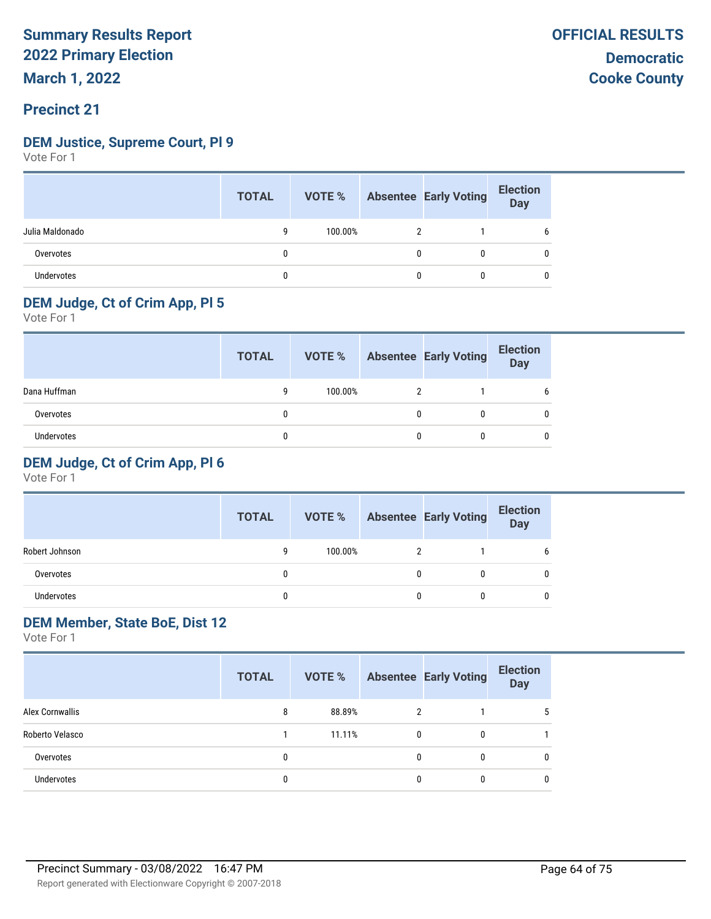**Summary Results Report**
**2022 Primary Election**
**March 1, 2022**

**OFFICIAL RESULTS**
**Democratic**
**Cooke County**

## Precinct 21

### DEM Justice, Supreme Court, Pl 9

Vote For 1

| | TOTAL | VOTE % | Absentee | Early Voting | Election Day |
|---|---|---|---|---|---|
| Julia Maldonado | 9 | 100.00% | 2 | 1 | 6 |
| Overvotes | 0 | | 0 | 0 | 0 |
| Undervotes | 0 | | 0 | 0 | 0 |

### DEM Judge, Ct of Crim App, Pl 5

Vote For 1

| | TOTAL | VOTE % | Absentee | Early Voting | Election Day |
|---|---|---|---|---|---|
| Dana Huffman | 9 | 100.00% | 2 | 1 | 6 |
| Overvotes | 0 | | 0 | 0 | 0 |
| Undervotes | 0 | | 0 | 0 | 0 |

### DEM Judge, Ct of Crim App, Pl 6

Vote For 1

| | TOTAL | VOTE % | Absentee | Early Voting | Election Day |
|---|---|---|---|---|---|
| Robert Johnson | 9 | 100.00% | 2 | 1 | 6 |
| Overvotes | 0 | | 0 | 0 | 0 |
| Undervotes | 0 | | 0 | 0 | 0 |

### DEM Member, State BoE, Dist 12

Vote For 1

| | TOTAL | VOTE % | Absentee | Early Voting | Election Day |
|---|---|---|---|---|---|
| Alex Cornwallis | 8 | 88.89% | 2 | 1 | 5 |
| Roberto Velasco | 1 | 11.11% | 0 | 0 | 1 |
| Overvotes | 0 | | 0 | 0 | 0 |
| Undervotes | 0 | | 0 | 0 | 0 |

Precinct Summary - 03/08/2022 16:47 PM

Report generated with Electionware Copyright © 2007-2018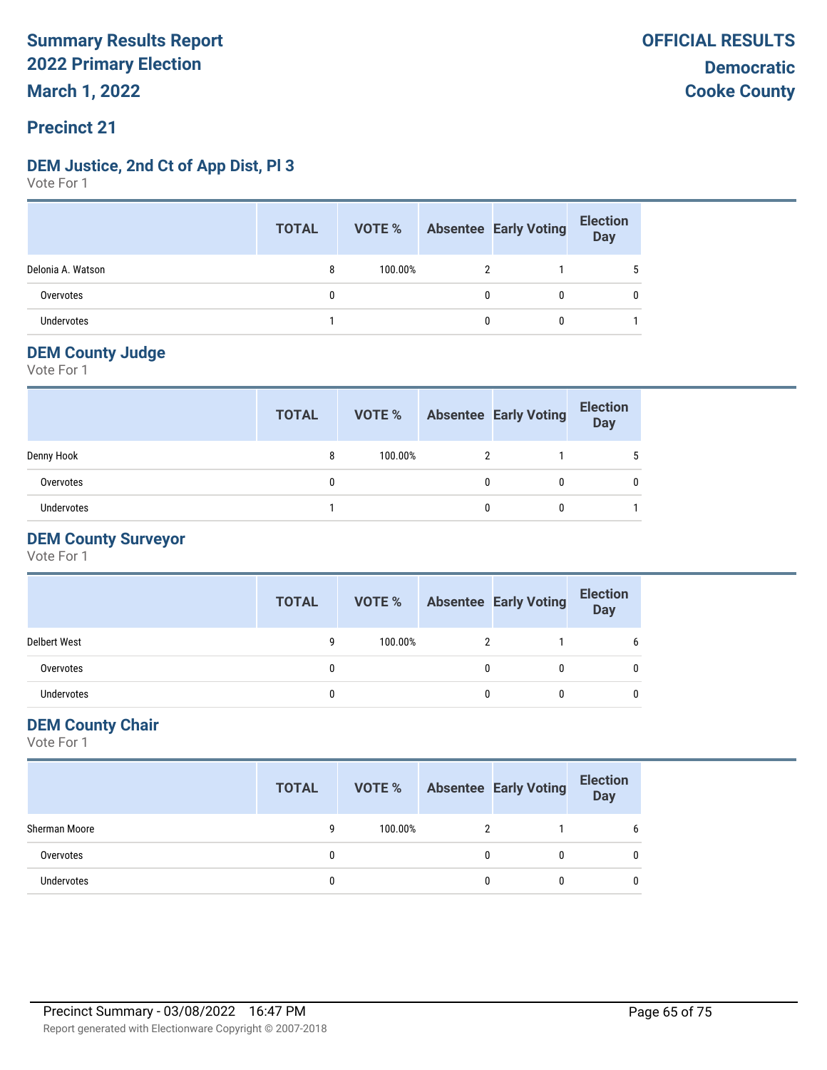# Summary Results Report
# 2022 Primary Election
# March 1, 2022

**OFFICIAL RESULTS**
**Democratic**
**Cooke County**

## Precinct 21

### DEM Justice, 2nd Ct of App Dist, Pl 3

Vote For 1

| | TOTAL | VOTE % | Absentee | Early Voting | Election Day |
|---|---|---|---|---|---|
| Delonia A. Watson | 8 | 100.00% | 2 | 1 | 5 |
| Overvotes | 0 | | 0 | 0 | 0 |
| Undervotes | 1 | | 0 | 0 | 1 |

### DEM County Judge

Vote For 1

| | TOTAL | VOTE % | Absentee | Early Voting | Election Day |
|---|---|---|---|---|---|
| Denny Hook | 8 | 100.00% | 2 | 1 | 5 |
| Overvotes | 0 | | 0 | 0 | 0 |
| Undervotes | 1 | | 0 | 0 | 1 |

### DEM County Surveyor

Vote For 1

| | TOTAL | VOTE % | Absentee | Early Voting | Election Day |
|---|---|---|---|---|---|
| Delbert West | 9 | 100.00% | 2 | 1 | 6 |
| Overvotes | 0 | | 0 | 0 | 0 |
| Undervotes | 0 | | 0 | 0 | 0 |

### DEM County Chair

Vote For 1

| | TOTAL | VOTE % | Absentee | Early Voting | Election Day |
|---|---|---|---|---|---|
| Sherman Moore | 9 | 100.00% | 2 | 1 | 6 |
| Overvotes | 0 | | 0 | 0 | 0 |
| Undervotes | 0 | | 0 | 0 | 0 |

Precinct Summary - 03/08/2022 16:47 PM

Report generated with Electionware Copyright © 2007-2018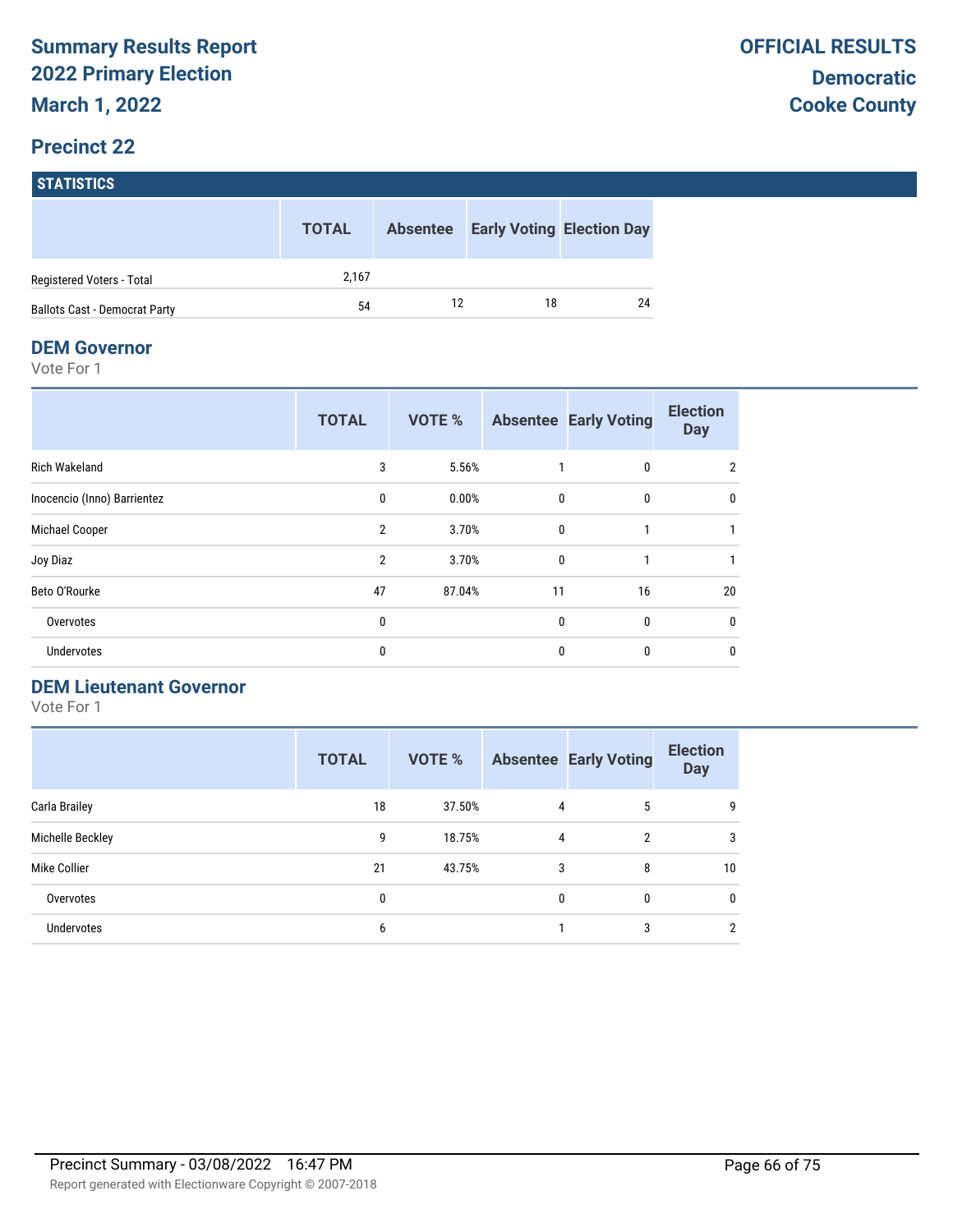# Summary Results Report
# 2022 Primary Election
# March 1, 2022

**OFFICIAL RESULTS**

**Democratic**
**Cooke County**

## Precinct 22

### STATISTICS

| | TOTAL | Absentee | Early Voting | Election Day |
|---|---|---|---|---|
| Registered Voters - Total | 2,167 | | | |
| Ballots Cast - Democrat Party | 54 | 12 | 18 | 24 |

### DEM Governor

Vote For 1

| | TOTAL | VOTE % | Absentee | Early Voting | Election Day |
|---|---|---|---|---|---|
| Rich Wakeland | 3 | 5.56% | 1 | 0 | 2 |
| Inocencio (Inno) Barrientez | 0 | 0.00% | 0 | 0 | 0 |
| Michael Cooper | 2 | 3.70% | 0 | 1 | 1 |
| Joy Diaz | 2 | 3.70% | 0 | 1 | 1 |
| Beto O'Rourke | 47 | 87.04% | 11 | 16 | 20 |
| Overvotes | 0 | | 0 | 0 | 0 |
| Undervotes | 0 | | 0 | 0 | 0 |

### DEM Lieutenant Governor

Vote For 1

| | TOTAL | VOTE % | Absentee | Early Voting | Election Day |
|---|---|---|---|---|---|
| Carla Brailey | 18 | 37.50% | 4 | 5 | 9 |
| Michelle Beckley | 9 | 18.75% | 4 | 2 | 3 |
| Mike Collier | 21 | 43.75% | 3 | 8 | 10 |
| Overvotes | 0 | | 0 | 0 | 0 |
| Undervotes | 6 | | 1 | 3 | 2 |

Precinct Summary - 03/08/2022 16:47 PM

Report generated with Electionware Copyright © 2007-2018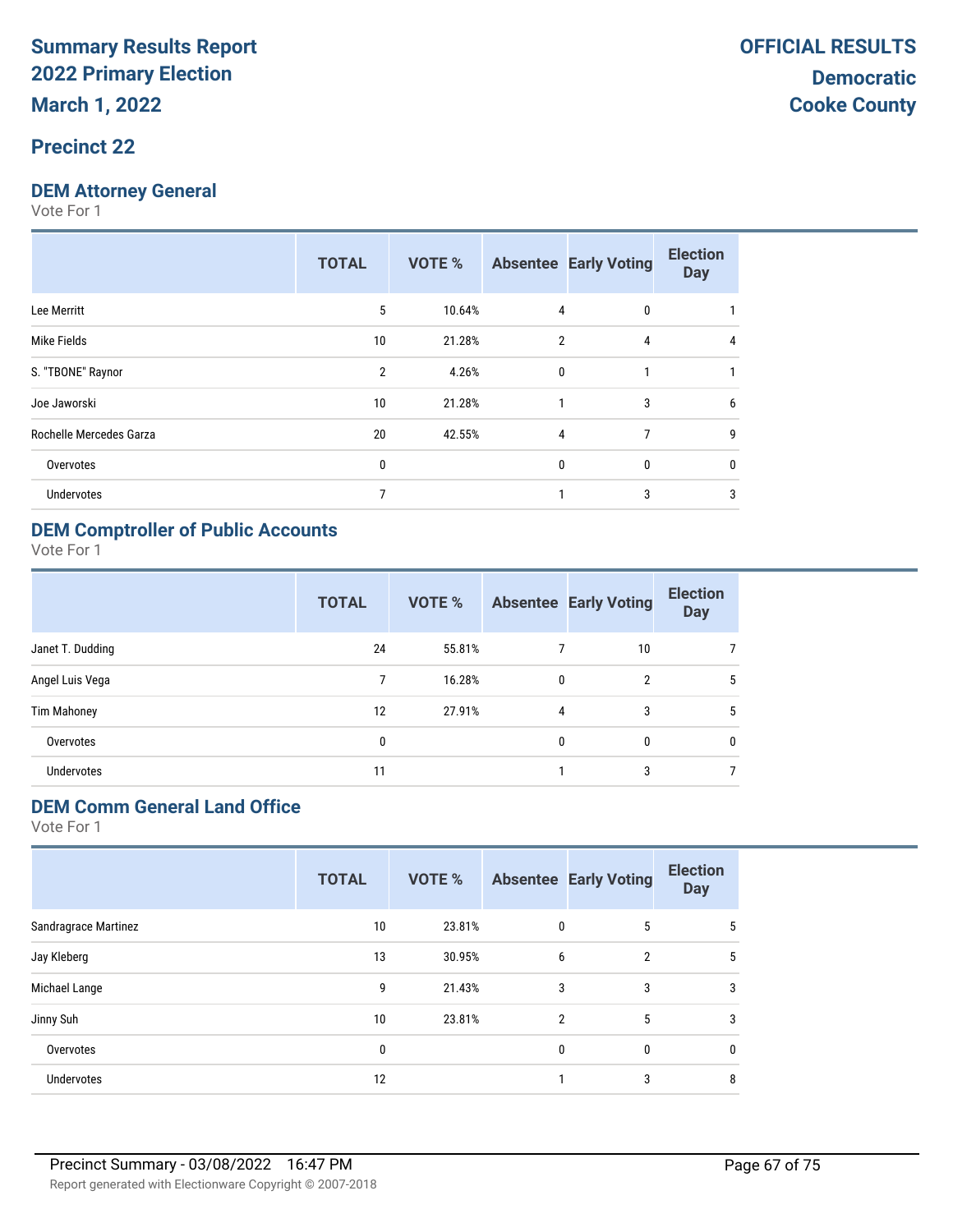# Summary Results Report
## 2022 Primary Election
## March 1, 2022

**OFFICIAL RESULTS**
**Democratic**
**Cooke County**

## Precinct 22

### DEM Attorney General

Vote For 1

| | TOTAL | VOTE % | Absentee | Early Voting | Election Day |
|---|---|---|---|---|---|
| Lee Merritt | 5 | 10.64% | 4 | 0 | 1 |
| Mike Fields | 10 | 21.28% | 2 | 4 | 4 |
| S. "TBONE" Raynor | 2 | 4.26% | 0 | 1 | 1 |
| Joe Jaworski | 10 | 21.28% | 1 | 3 | 6 |
| Rochelle Mercedes Garza | 20 | 42.55% | 4 | 7 | 9 |
| Overvotes | 0 | | 0 | 0 | 0 |
| Undervotes | 7 | | 1 | 3 | 3 |

### DEM Comptroller of Public Accounts

Vote For 1

| | TOTAL | VOTE % | Absentee | Early Voting | Election Day |
|---|---|---|---|---|---|
| Janet T. Dudding | 24 | 55.81% | 7 | 10 | 7 |
| Angel Luis Vega | 7 | 16.28% | 0 | 2 | 5 |
| Tim Mahoney | 12 | 27.91% | 4 | 3 | 5 |
| Overvotes | 0 | | 0 | 0 | 0 |
| Undervotes | 11 | | 1 | 3 | 7 |

### DEM Comm General Land Office

Vote For 1

| | TOTAL | VOTE % | Absentee | Early Voting | Election Day |
|---|---|---|---|---|---|
| Sandragrace Martinez | 10 | 23.81% | 0 | 5 | 5 |
| Jay Kleberg | 13 | 30.95% | 6 | 2 | 5 |
| Michael Lange | 9 | 21.43% | 3 | 3 | 3 |
| Jinny Suh | 10 | 23.81% | 2 | 5 | 3 |
| Overvotes | 0 | | 0 | 0 | 0 |
| Undervotes | 12 | | 1 | 3 | 8 |

Precinct Summary - 03/08/2022 16:47 PM

Report generated with Electionware Copyright © 2007-2018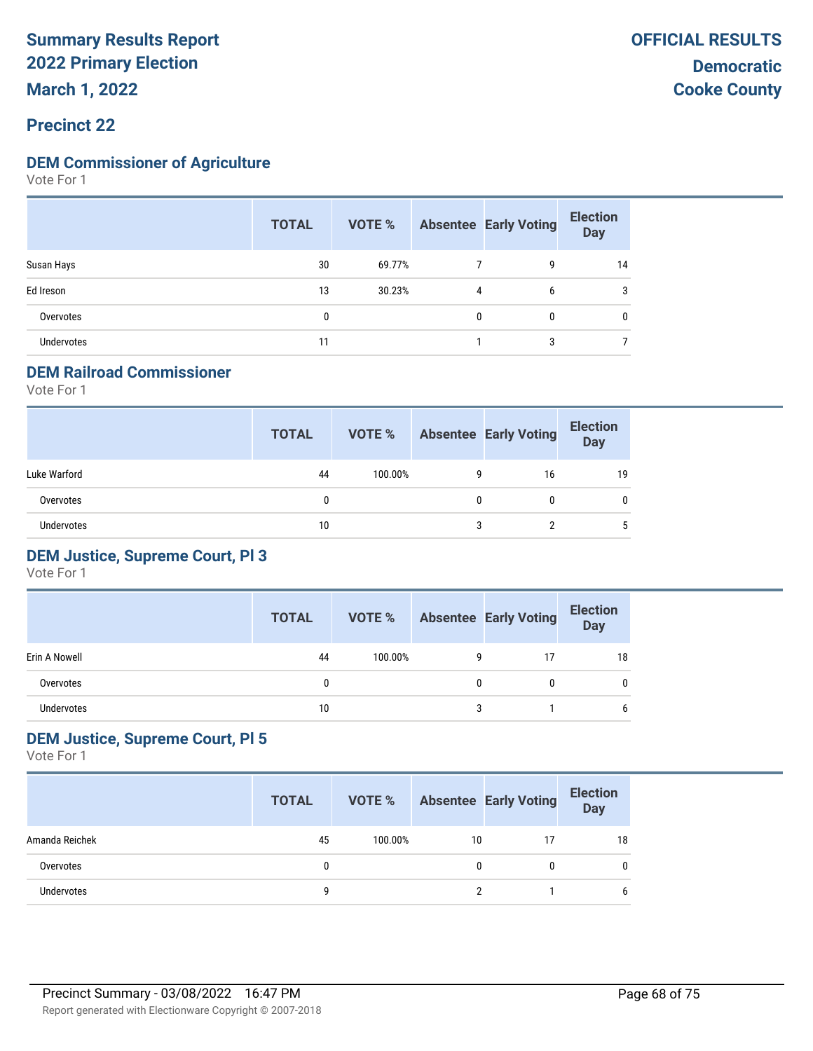**Summary Results Report**
**2022 Primary Election**
**March 1, 2022**

**OFFICIAL RESULTS**
**Democratic**
**Cooke County**

## Precinct 22

### DEM Commissioner of Agriculture

Vote For 1

| | TOTAL | VOTE % | Absentee | Early Voting | Election Day |
|---|---|---|---|---|---|
| Susan Hays | 30 | 69.77% | 7 | 9 | 14 |
| Ed Ireson | 13 | 30.23% | 4 | 6 | 3 |
| Overvotes | 0 | | 0 | 0 | 0 |
| Undervotes | 11 | | 1 | 3 | 7 |

### DEM Railroad Commissioner

Vote For 1

| | TOTAL | VOTE % | Absentee | Early Voting | Election Day |
|---|---|---|---|---|---|
| Luke Warford | 44 | 100.00% | 9 | 16 | 19 |
| Overvotes | 0 | | 0 | 0 | 0 |
| Undervotes | 10 | | 3 | 2 | 5 |

### DEM Justice, Supreme Court, Pl 3

Vote For 1

| | TOTAL | VOTE % | Absentee | Early Voting | Election Day |
|---|---|---|---|---|---|
| Erin A Nowell | 44 | 100.00% | 9 | 17 | 18 |
| Overvotes | 0 | | 0 | 0 | 0 |
| Undervotes | 10 | | 3 | 1 | 6 |

### DEM Justice, Supreme Court, Pl 5

Vote For 1

| | TOTAL | VOTE % | Absentee | Early Voting | Election Day |
|---|---|---|---|---|---|
| Amanda Reichek | 45 | 100.00% | 10 | 17 | 18 |
| Overvotes | 0 | | 0 | 0 | 0 |
| Undervotes | 9 | | 2 | 1 | 6 |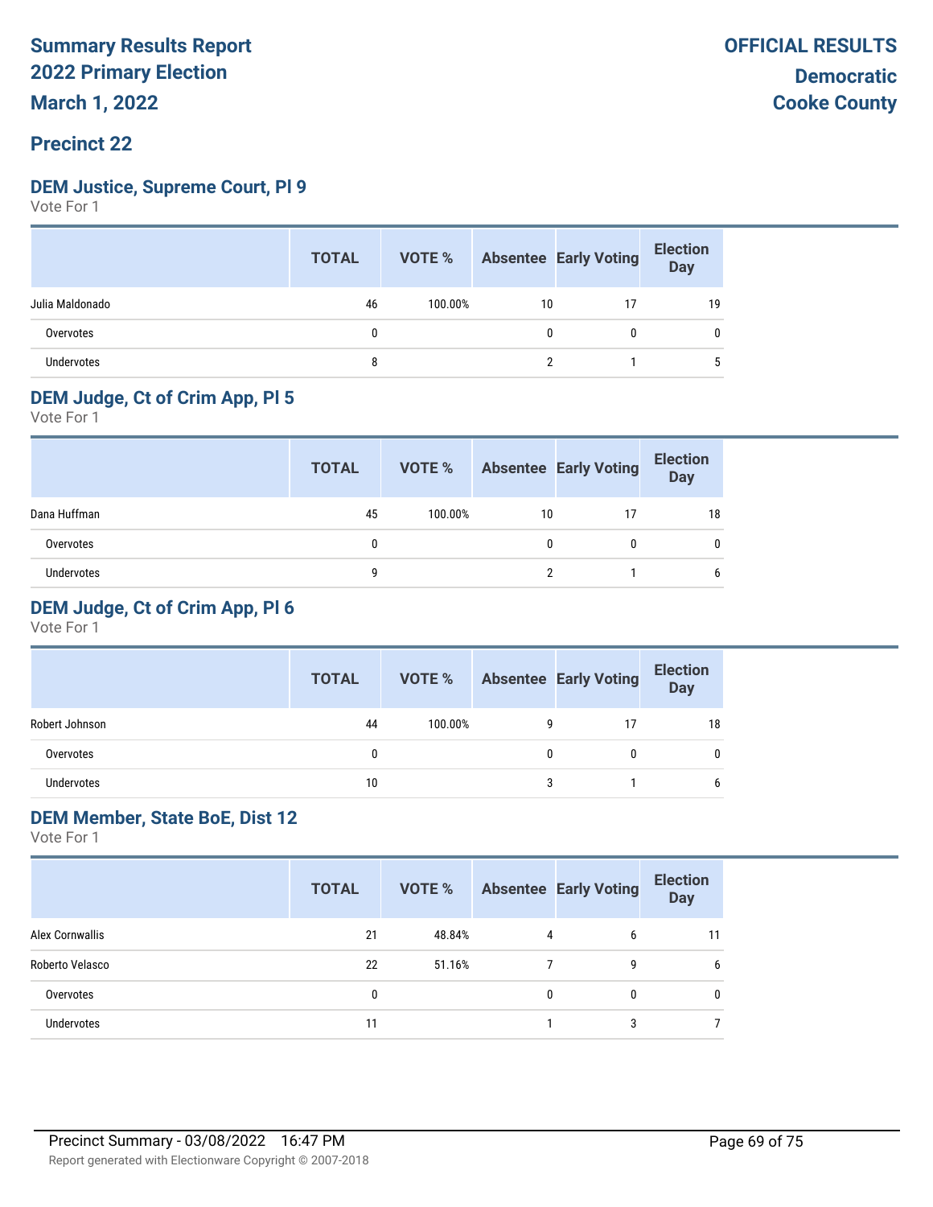# Summary Results Report
# 2022 Primary Election
# March 1, 2022

**OFFICIAL RESULTS**
**Democratic**
**Cooke County**

## Precinct 22

### DEM Justice, Supreme Court, Pl 9

Vote For 1

| | TOTAL | VOTE % | Absentee | Early Voting | Election Day |
|---|---|---|---|---|---|
| Julia Maldonado | 46 | 100.00% | 10 | 17 | 19 |
| Overvotes | 0 | | 0 | 0 | 0 |
| Undervotes | 8 | | 2 | 1 | 5 |

### DEM Judge, Ct of Crim App, Pl 5

Vote For 1

| | TOTAL | VOTE % | Absentee | Early Voting | Election Day |
|---|---|---|---|---|---|
| Dana Huffman | 45 | 100.00% | 10 | 17 | 18 |
| Overvotes | 0 | | 0 | 0 | 0 |
| Undervotes | 9 | | 2 | 1 | 6 |

### DEM Judge, Ct of Crim App, Pl 6

Vote For 1

| | TOTAL | VOTE % | Absentee | Early Voting | Election Day |
|---|---|---|---|---|---|
| Robert Johnson | 44 | 100.00% | 9 | 17 | 18 |
| Overvotes | 0 | | 0 | 0 | 0 |
| Undervotes | 10 | | 3 | 1 | 6 |

### DEM Member, State BoE, Dist 12

Vote For 1

| | TOTAL | VOTE % | Absentee | Early Voting | Election Day |
|---|---|---|---|---|---|
| Alex Cornwallis | 21 | 48.84% | 4 | 6 | 11 |
| Roberto Velasco | 22 | 51.16% | 7 | 9 | 6 |
| Overvotes | 0 | | 0 | 0 | 0 |
| Undervotes | 11 | | 1 | 3 | 7 |

Precinct Summary - 03/08/2022 16:47 PM

Report generated with Electionware Copyright © 2007-2018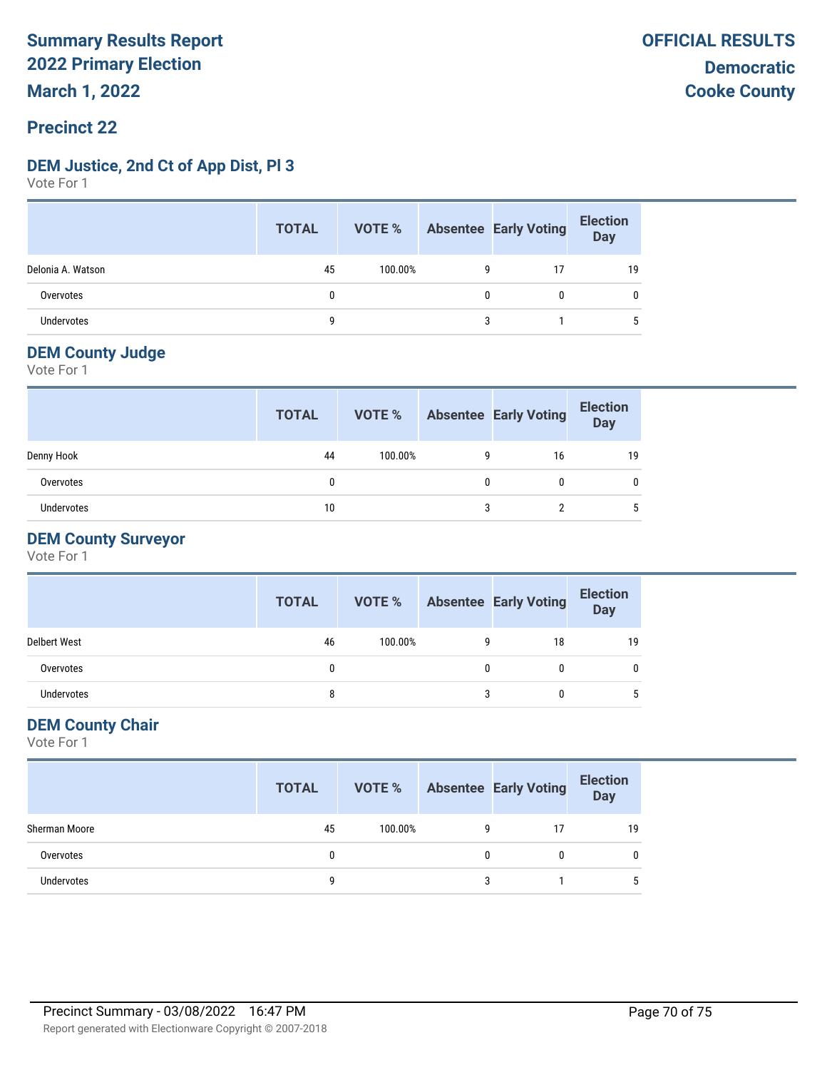# Summary Results Report
## 2022 Primary Election
## March 1, 2022

**OFFICIAL RESULTS**
**Democratic**
**Cooke County**

## Precinct 22

### DEM Justice, 2nd Ct of App Dist, Pl 3

Vote For 1

| | TOTAL | VOTE % | Absentee | Early Voting | Election Day |
|---|---|---|---|---|---|
| Delonia A. Watson | 45 | 100.00% | 9 | 17 | 19 |
| Overvotes | 0 | | 0 | 0 | 0 |
| Undervotes | 9 | | 3 | 1 | 5 |

### DEM County Judge

Vote For 1

| | TOTAL | VOTE % | Absentee | Early Voting | Election Day |
|---|---|---|---|---|---|
| Denny Hook | 44 | 100.00% | 9 | 16 | 19 |
| Overvotes | 0 | | 0 | 0 | 0 |
| Undervotes | 10 | | 3 | 2 | 5 |

### DEM County Surveyor

Vote For 1

| | TOTAL | VOTE % | Absentee | Early Voting | Election Day |
|---|---|---|---|---|---|
| Delbert West | 46 | 100.00% | 9 | 18 | 19 |
| Overvotes | 0 | | 0 | 0 | 0 |
| Undervotes | 8 | | 3 | 0 | 5 |

### DEM County Chair

Vote For 1

| | TOTAL | VOTE % | Absentee | Early Voting | Election Day |
|---|---|---|---|---|---|
| Sherman Moore | 45 | 100.00% | 9 | 17 | 19 |
| Overvotes | 0 | | 0 | 0 | 0 |
| Undervotes | 9 | | 3 | 1 | 5 |

Precinct Summary - 03/08/2022 16:47 PM

Report generated with Electionware Copyright © 2007-2018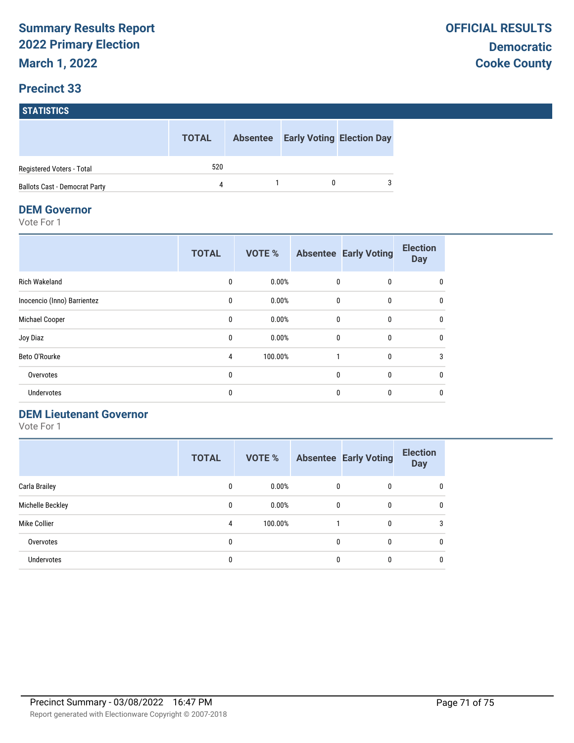# Summary Results Report
# 2022 Primary Election
# March 1, 2022

**OFFICIAL RESULTS**

**Democratic**
**Cooke County**

## Precinct 33

### STATISTICS

| | TOTAL | Absentee | Early Voting | Election Day |
|---|---|---|---|---|
| Registered Voters - Total | 520 | | | |
| Ballots Cast - Democrat Party | 4 | 1 | 0 | 3 |

### DEM Governor

Vote For 1

| | TOTAL | VOTE % | Absentee | Early Voting | Election Day |
|---|---|---|---|---|---|
| Rich Wakeland | 0 | 0.00% | 0 | 0 | 0 |
| Inocencio (Inno) Barrientez | 0 | 0.00% | 0 | 0 | 0 |
| Michael Cooper | 0 | 0.00% | 0 | 0 | 0 |
| Joy Diaz | 0 | 0.00% | 0 | 0 | 0 |
| Beto O'Rourke | 4 | 100.00% | 1 | 0 | 3 |
| Overvotes | 0 | | 0 | 0 | 0 |
| Undervotes | 0 | | 0 | 0 | 0 |

### DEM Lieutenant Governor

Vote For 1

| | TOTAL | VOTE % | Absentee | Early Voting | Election Day |
|---|---|---|---|---|---|
| Carla Brailey | 0 | 0.00% | 0 | 0 | 0 |
| Michelle Beckley | 0 | 0.00% | 0 | 0 | 0 |
| Mike Collier | 4 | 100.00% | 1 | 0 | 3 |
| Overvotes | 0 | | 0 | 0 | 0 |
| Undervotes | 0 | | 0 | 0 | 0 |

Precinct Summary - 03/08/2022 16:47 PM

Report generated with Electionware Copyright © 2007-2018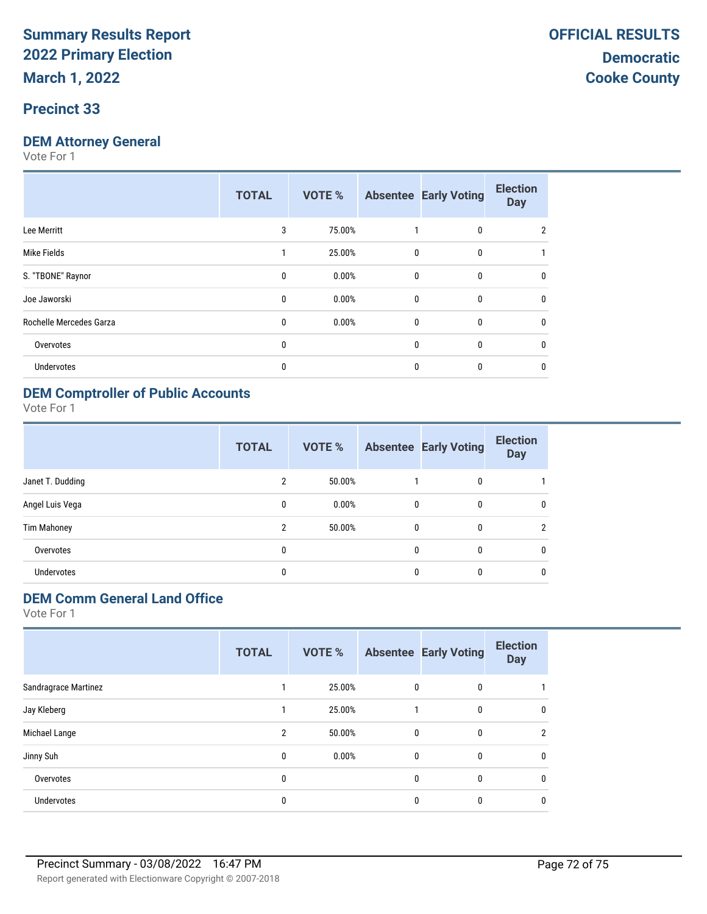# Summary Results Report
# 2022 Primary Election
# March 1, 2022

**OFFICIAL RESULTS**
**Democratic**
**Cooke County**

## Precinct 33

### DEM Attorney General

Vote For 1

| | TOTAL | VOTE % | Absentee | Early Voting | Election Day |
|---|---|---|---|---|---|
| Lee Merritt | 3 | 75.00% | 1 | 0 | 2 |
| Mike Fields | 1 | 25.00% | 0 | 0 | 1 |
| S. "TBONE" Raynor | 0 | 0.00% | 0 | 0 | 0 |
| Joe Jaworski | 0 | 0.00% | 0 | 0 | 0 |
| Rochelle Mercedes Garza | 0 | 0.00% | 0 | 0 | 0 |
| Overvotes | 0 | | 0 | 0 | 0 |
| Undervotes | 0 | | 0 | 0 | 0 |

### DEM Comptroller of Public Accounts

Vote For 1

| | TOTAL | VOTE % | Absentee | Early Voting | Election Day |
|---|---|---|---|---|---|
| Janet T. Dudding | 2 | 50.00% | 1 | 0 | 1 |
| Angel Luis Vega | 0 | 0.00% | 0 | 0 | 0 |
| Tim Mahoney | 2 | 50.00% | 0 | 0 | 2 |
| Overvotes | 0 | | 0 | 0 | 0 |
| Undervotes | 0 | | 0 | 0 | 0 |

### DEM Comm General Land Office

Vote For 1

| | TOTAL | VOTE % | Absentee | Early Voting | Election Day |
|---|---|---|---|---|---|
| Sandragrace Martinez | 1 | 25.00% | 0 | 0 | 1 |
| Jay Kleberg | 1 | 25.00% | 1 | 0 | 0 |
| Michael Lange | 2 | 50.00% | 0 | 0 | 2 |
| Jinny Suh | 0 | 0.00% | 0 | 0 | 0 |
| Overvotes | 0 | | 0 | 0 | 0 |
| Undervotes | 0 | | 0 | 0 | 0 |

Precinct Summary - 03/08/2022 16:47 PM

Report generated with Electionware Copyright © 2007-2018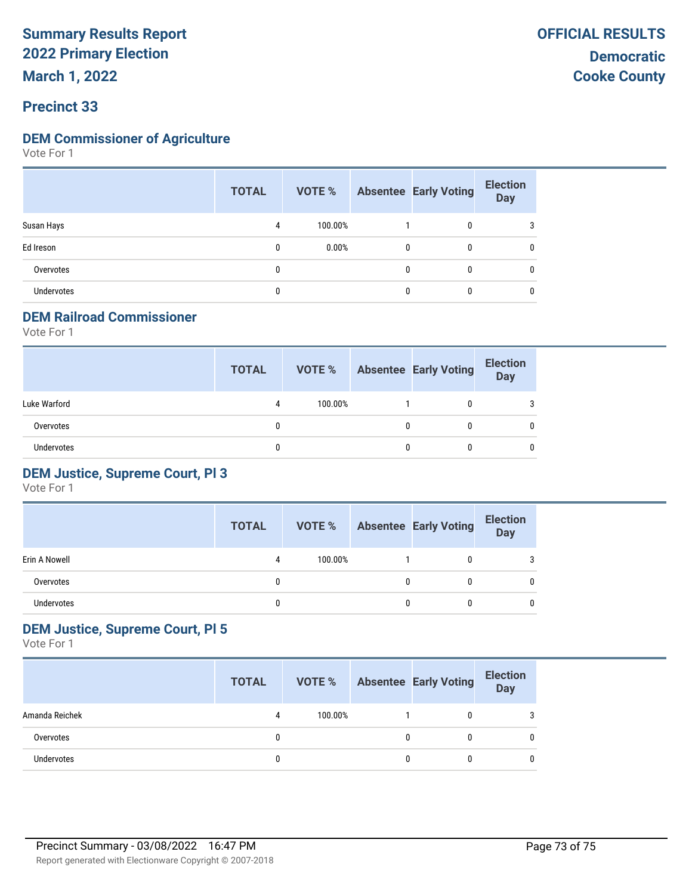# Summary Results Report
# 2022 Primary Election
# March 1, 2022

**OFFICIAL RESULTS**
**Democratic**
**Cooke County**

## Precinct 33

### DEM Commissioner of Agriculture

Vote For 1

| | TOTAL | VOTE % | Absentee | Early Voting | Election Day |
|---|---|---|---|---|---|
| Susan Hays | 4 | 100.00% | 1 | 0 | 3 |
| Ed Ireson | 0 | 0.00% | 0 | 0 | 0 |
| Overvotes | 0 | | 0 | 0 | 0 |
| Undervotes | 0 | | 0 | 0 | 0 |

### DEM Railroad Commissioner

Vote For 1

| | TOTAL | VOTE % | Absentee | Early Voting | Election Day |
|---|---|---|---|---|---|
| Luke Warford | 4 | 100.00% | 1 | 0 | 3 |
| Overvotes | 0 | | 0 | 0 | 0 |
| Undervotes | 0 | | 0 | 0 | 0 |

### DEM Justice, Supreme Court, Pl 3

Vote For 1

| | TOTAL | VOTE % | Absentee | Early Voting | Election Day |
|---|---|---|---|---|---|
| Erin A Nowell | 4 | 100.00% | 1 | 0 | 3 |
| Overvotes | 0 | | 0 | 0 | 0 |
| Undervotes | 0 | | 0 | 0 | 0 |

### DEM Justice, Supreme Court, Pl 5

Vote For 1

| | TOTAL | VOTE % | Absentee | Early Voting | Election Day |
|---|---|---|---|---|---|
| Amanda Reichek | 4 | 100.00% | 1 | 0 | 3 |
| Overvotes | 0 | | 0 | 0 | 0 |
| Undervotes | 0 | | 0 | 0 | 0 |

Precinct Summary - 03/08/2022 16:47 PM

Report generated with Electionware Copyright © 2007-2018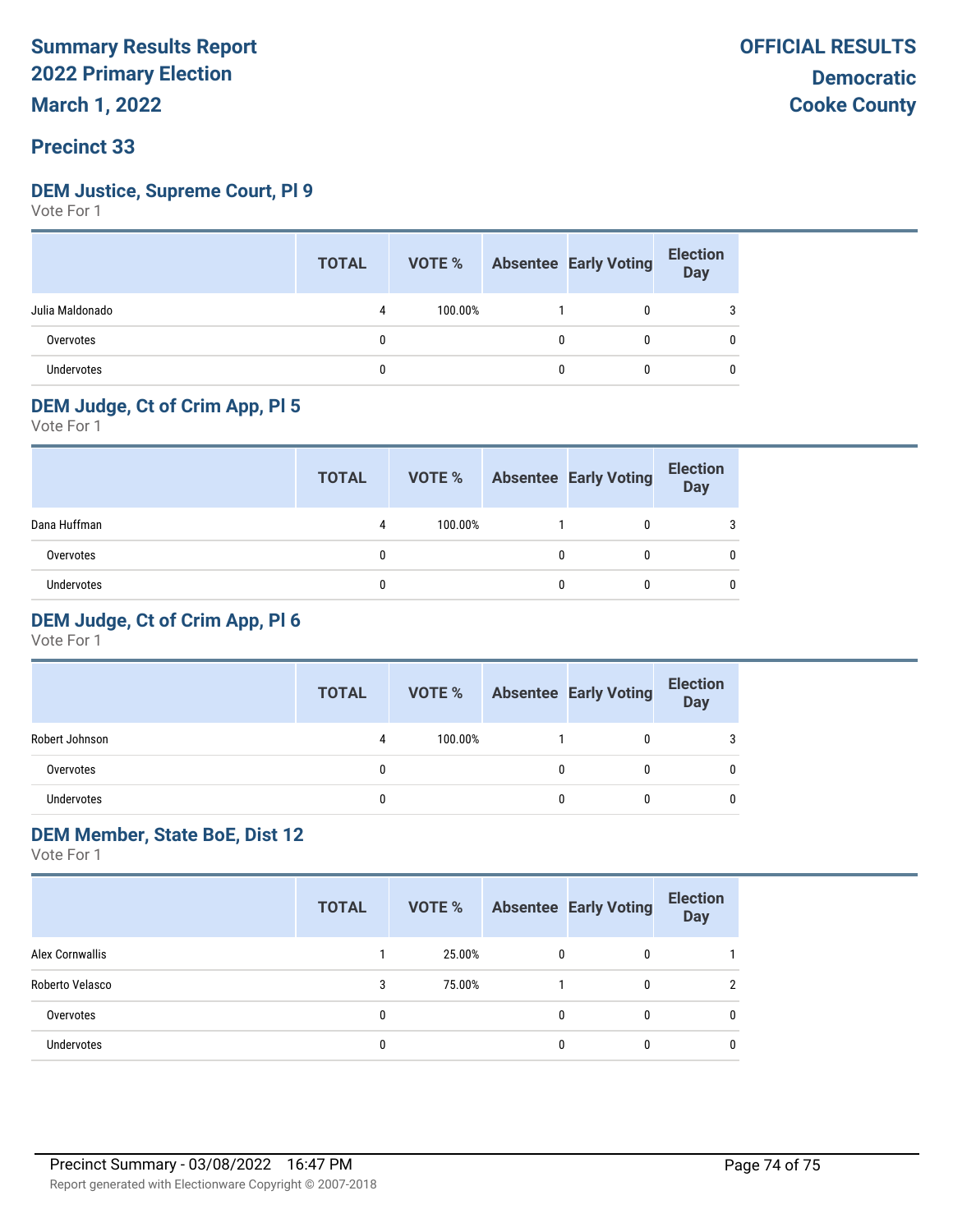# Summary Results Report
## 2022 Primary Election
## March 1, 2022

**OFFICIAL RESULTS**
**Democratic**
**Cooke County**

## Precinct 33

### DEM Justice, Supreme Court, Pl 9
Vote For 1

| | TOTAL | VOTE % | Absentee | Early Voting | Election Day |
|---|---|---|---|---|---|
| Julia Maldonado | 4 | 100.00% | 1 | 0 | 3 |
| Overvotes | 0 | | 0 | 0 | 0 |
| Undervotes | 0 | | 0 | 0 | 0 |

### DEM Judge, Ct of Crim App, Pl 5
Vote For 1

| | TOTAL | VOTE % | Absentee | Early Voting | Election Day |
|---|---|---|---|---|---|
| Dana Huffman | 4 | 100.00% | 1 | 0 | 3 |
| Overvotes | 0 | | 0 | 0 | 0 |
| Undervotes | 0 | | 0 | 0 | 0 |

### DEM Judge, Ct of Crim App, Pl 6
Vote For 1

| | TOTAL | VOTE % | Absentee | Early Voting | Election Day |
|---|---|---|---|---|---|
| Robert Johnson | 4 | 100.00% | 1 | 0 | 3 |
| Overvotes | 0 | | 0 | 0 | 0 |
| Undervotes | 0 | | 0 | 0 | 0 |

### DEM Member, State BoE, Dist 12
Vote For 1

| | TOTAL | VOTE % | Absentee | Early Voting | Election Day |
|---|---|---|---|---|---|
| Alex Cornwallis | 1 | 25.00% | 0 | 0 | 1 |
| Roberto Velasco | 3 | 75.00% | 1 | 0 | 2 |
| Overvotes | 0 | | 0 | 0 | 0 |
| Undervotes | 0 | | 0 | 0 | 0 |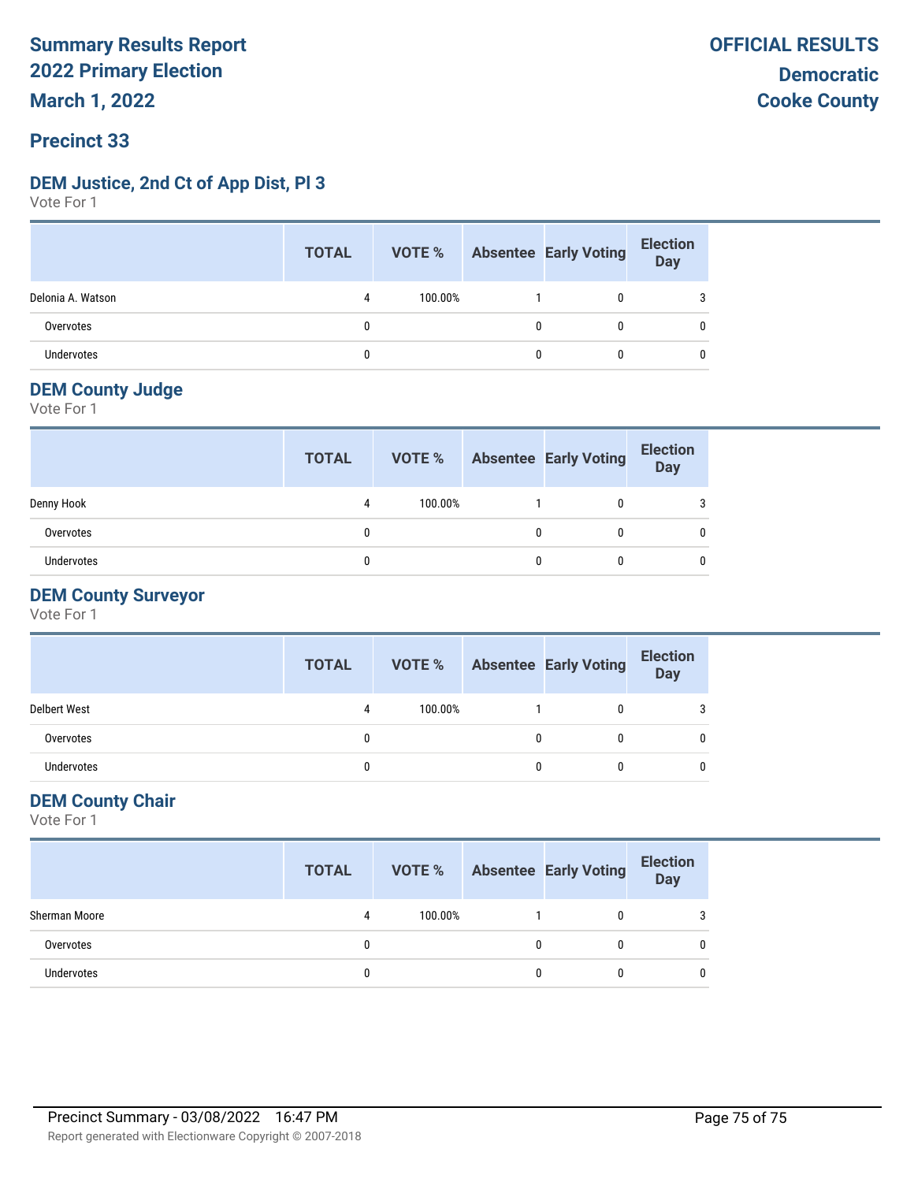# Summary Results Report
# 2022 Primary Election
# March 1, 2022

**OFFICIAL RESULTS**
**Democratic**
**Cooke County**

## Precinct 33

### DEM Justice, 2nd Ct of App Dist, Pl 3
Vote For 1

| | TOTAL | VOTE % | Absentee | Early Voting | Election Day |
|---|---|---|---|---|---|
| Delonia A. Watson | 4 | 100.00% | 1 | 0 | 3 |
| Overvotes | 0 | | 0 | 0 | 0 |
| Undervotes | 0 | | 0 | 0 | 0 |

### DEM County Judge
Vote For 1

| | TOTAL | VOTE % | Absentee | Early Voting | Election Day |
|---|---|---|---|---|---|
| Denny Hook | 4 | 100.00% | 1 | 0 | 3 |
| Overvotes | 0 | | 0 | 0 | 0 |
| Undervotes | 0 | | 0 | 0 | 0 |

### DEM County Surveyor
Vote For 1

| | TOTAL | VOTE % | Absentee | Early Voting | Election Day |
|---|---|---|---|---|---|
| Delbert West | 4 | 100.00% | 1 | 0 | 3 |
| Overvotes | 0 | | 0 | 0 | 0 |
| Undervotes | 0 | | 0 | 0 | 0 |

### DEM County Chair
Vote For 1

| | TOTAL | VOTE % | Absentee | Early Voting | Election Day |
|---|---|---|---|---|---|
| Sherman Moore | 4 | 100.00% | 1 | 0 | 3 |
| Overvotes | 0 | | 0 | 0 | 0 |
| Undervotes | 0 | | 0 | 0 | 0 |